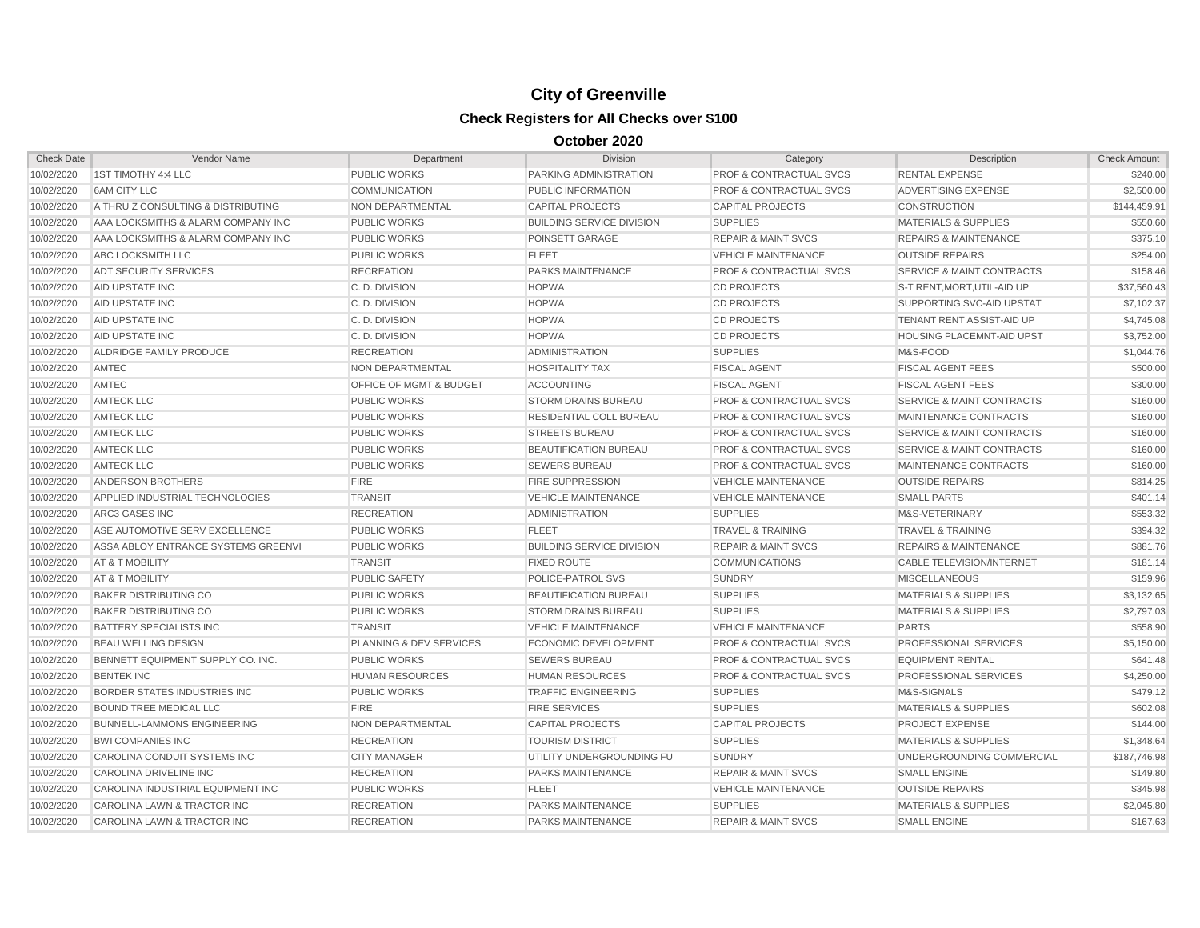# City of Greenville

## Check Registers for All Checks over $100

### October 2020

| Check Date | Vendor Name | Department | Division | Category | Description | Check Amount |
|---|---|---|---|---|---|---|
| 10/02/2020 | 1ST TIMOTHY 4:4 LLC | PUBLIC WORKS | PARKING ADMINISTRATION | PROF & CONTRACTUAL SVCS | RENTAL EXPENSE | $240.00 |
| 10/02/2020 | 6AM CITY LLC | COMMUNICATION | PUBLIC INFORMATION | PROF & CONTRACTUAL SVCS | ADVERTISING EXPENSE | $2,500.00 |
| 10/02/2020 | A THRU Z CONSULTING & DISTRIBUTING | NON DEPARTMENTAL | CAPITAL PROJECTS | CAPITAL PROJECTS | CONSTRUCTION | $144,459.91 |
| 10/02/2020 | AAA LOCKSMITHS & ALARM COMPANY INC | PUBLIC WORKS | BUILDING SERVICE DIVISION | SUPPLIES | MATERIALS & SUPPLIES | $550.60 |
| 10/02/2020 | AAA LOCKSMITHS & ALARM COMPANY INC | PUBLIC WORKS | POINSETT GARAGE | REPAIR & MAINT SVCS | REPAIRS & MAINTENANCE | $375.10 |
| 10/02/2020 | ABC LOCKSMITH LLC | PUBLIC WORKS | FLEET | VEHICLE MAINTENANCE | OUTSIDE REPAIRS | $254.00 |
| 10/02/2020 | ADT SECURITY SERVICES | RECREATION | PARKS MAINTENANCE | PROF & CONTRACTUAL SVCS | SERVICE & MAINT CONTRACTS | $158.46 |
| 10/02/2020 | AID UPSTATE INC | C. D. DIVISION | HOPWA | CD PROJECTS | S-T RENT,MORT,UTIL-AID UP | $37,560.43 |
| 10/02/2020 | AID UPSTATE INC | C. D. DIVISION | HOPWA | CD PROJECTS | SUPPORTING SVC-AID UPSTAT | $7,102.37 |
| 10/02/2020 | AID UPSTATE INC | C. D. DIVISION | HOPWA | CD PROJECTS | TENANT RENT ASSIST-AID UP | $4,745.08 |
| 10/02/2020 | AID UPSTATE INC | C. D. DIVISION | HOPWA | CD PROJECTS | HOUSING PLACEMNT-AID UPST | $3,752.00 |
| 10/02/2020 | ALDRIDGE FAMILY PRODUCE | RECREATION | ADMINISTRATION | SUPPLIES | M&S-FOOD | $1,044.76 |
| 10/02/2020 | AMTEC | NON DEPARTMENTAL | HOSPITALITY TAX | FISCAL AGENT | FISCAL AGENT FEES | $500.00 |
| 10/02/2020 | AMTEC | OFFICE OF MGMT & BUDGET | ACCOUNTING | FISCAL AGENT | FISCAL AGENT FEES | $300.00 |
| 10/02/2020 | AMTECK LLC | PUBLIC WORKS | STORM DRAINS BUREAU | PROF & CONTRACTUAL SVCS | SERVICE & MAINT CONTRACTS | $160.00 |
| 10/02/2020 | AMTECK LLC | PUBLIC WORKS | RESIDENTIAL COLL BUREAU | PROF & CONTRACTUAL SVCS | MAINTENANCE CONTRACTS | $160.00 |
| 10/02/2020 | AMTECK LLC | PUBLIC WORKS | STREETS BUREAU | PROF & CONTRACTUAL SVCS | SERVICE & MAINT CONTRACTS | $160.00 |
| 10/02/2020 | AMTECK LLC | PUBLIC WORKS | BEAUTIFICATION BUREAU | PROF & CONTRACTUAL SVCS | SERVICE & MAINT CONTRACTS | $160.00 |
| 10/02/2020 | AMTECK LLC | PUBLIC WORKS | SEWERS BUREAU | PROF & CONTRACTUAL SVCS | MAINTENANCE CONTRACTS | $160.00 |
| 10/02/2020 | ANDERSON BROTHERS | FIRE | FIRE SUPPRESSION | VEHICLE MAINTENANCE | OUTSIDE REPAIRS | $814.25 |
| 10/02/2020 | APPLIED INDUSTRIAL TECHNOLOGIES | TRANSIT | VEHICLE MAINTENANCE | VEHICLE MAINTENANCE | SMALL PARTS | $401.14 |
| 10/02/2020 | ARC3 GASES INC | RECREATION | ADMINISTRATION | SUPPLIES | M&S-VETERINARY | $553.32 |
| 10/02/2020 | ASE AUTOMOTIVE SERV EXCELLENCE | PUBLIC WORKS | FLEET | TRAVEL & TRAINING | TRAVEL & TRAINING | $394.32 |
| 10/02/2020 | ASSA ABLOY ENTRANCE SYSTEMS GREENVI | PUBLIC WORKS | BUILDING SERVICE DIVISION | REPAIR & MAINT SVCS | REPAIRS & MAINTENANCE | $881.76 |
| 10/02/2020 | AT & T MOBILITY | TRANSIT | FIXED ROUTE | COMMUNICATIONS | CABLE TELEVISION/INTERNET | $181.14 |
| 10/02/2020 | AT & T MOBILITY | PUBLIC SAFETY | POLICE-PATROL SVS | SUNDRY | MISCELLANEOUS | $159.96 |
| 10/02/2020 | BAKER DISTRIBUTING CO | PUBLIC WORKS | BEAUTIFICATION BUREAU | SUPPLIES | MATERIALS & SUPPLIES | $3,132.65 |
| 10/02/2020 | BAKER DISTRIBUTING CO | PUBLIC WORKS | STORM DRAINS BUREAU | SUPPLIES | MATERIALS & SUPPLIES | $2,797.03 |
| 10/02/2020 | BATTERY SPECIALISTS INC | TRANSIT | VEHICLE MAINTENANCE | VEHICLE MAINTENANCE | PARTS | $558.90 |
| 10/02/2020 | BEAU WELLING DESIGN | PLANNING & DEV SERVICES | ECONOMIC DEVELOPMENT | PROF & CONTRACTUAL SVCS | PROFESSIONAL SERVICES | $5,150.00 |
| 10/02/2020 | BENNETT EQUIPMENT SUPPLY CO. INC. | PUBLIC WORKS | SEWERS BUREAU | PROF & CONTRACTUAL SVCS | EQUIPMENT RENTAL | $641.48 |
| 10/02/2020 | BENTEK INC | HUMAN RESOURCES | HUMAN RESOURCES | PROF & CONTRACTUAL SVCS | PROFESSIONAL SERVICES | $4,250.00 |
| 10/02/2020 | BORDER STATES INDUSTRIES INC | PUBLIC WORKS | TRAFFIC ENGINEERING | SUPPLIES | M&S-SIGNALS | $479.12 |
| 10/02/2020 | BOUND TREE MEDICAL LLC | FIRE | FIRE SERVICES | SUPPLIES | MATERIALS & SUPPLIES | $602.08 |
| 10/02/2020 | BUNNELL-LAMMONS ENGINEERING | NON DEPARTMENTAL | CAPITAL PROJECTS | CAPITAL PROJECTS | PROJECT EXPENSE | $144.00 |
| 10/02/2020 | BWI COMPANIES INC | RECREATION | TOURISM DISTRICT | SUPPLIES | MATERIALS & SUPPLIES | $1,348.64 |
| 10/02/2020 | CAROLINA CONDUIT SYSTEMS INC | CITY MANAGER | UTILITY UNDERGROUNDING FU | SUNDRY | UNDERGROUNDING COMMERCIAL | $187,746.98 |
| 10/02/2020 | CAROLINA DRIVELINE INC | RECREATION | PARKS MAINTENANCE | REPAIR & MAINT SVCS | SMALL ENGINE | $149.80 |
| 10/02/2020 | CAROLINA INDUSTRIAL EQUIPMENT INC | PUBLIC WORKS | FLEET | VEHICLE MAINTENANCE | OUTSIDE REPAIRS | $345.98 |
| 10/02/2020 | CAROLINA LAWN & TRACTOR INC | RECREATION | PARKS MAINTENANCE | SUPPLIES | MATERIALS & SUPPLIES | $2,045.80 |
| 10/02/2020 | CAROLINA LAWN & TRACTOR INC | RECREATION | PARKS MAINTENANCE | REPAIR & MAINT SVCS | SMALL ENGINE | $167.63 |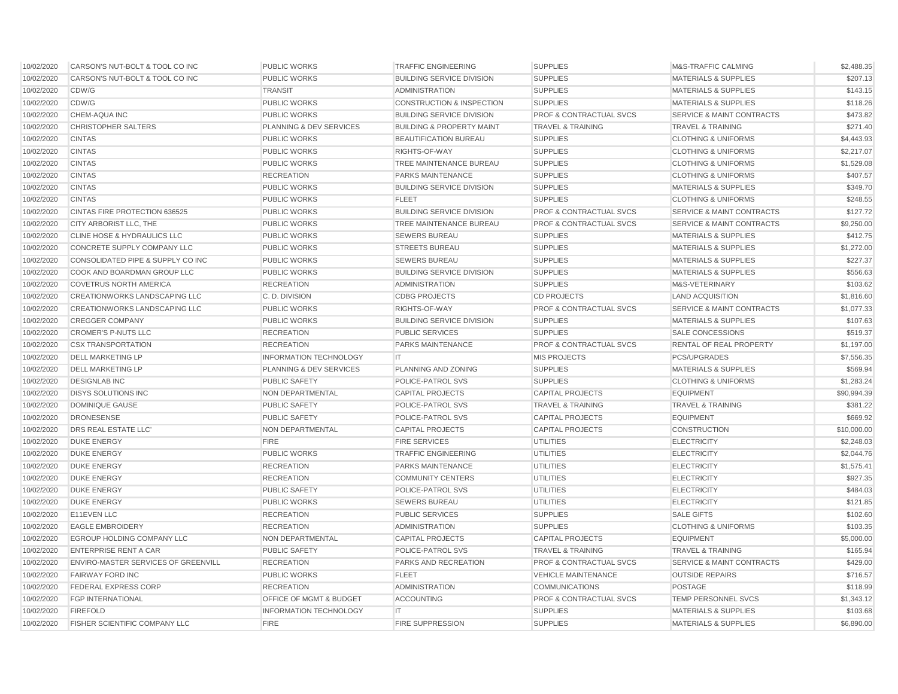| | | | | | | |
|---|---|---|---|---|---|---|
| 10/02/2020 | CARSON'S NUT-BOLT & TOOL CO INC | PUBLIC WORKS | TRAFFIC ENGINEERING | SUPPLIES | M&S-TRAFFIC CALMING | $2,488.35 |
| 10/02/2020 | CARSON'S NUT-BOLT & TOOL CO INC | PUBLIC WORKS | BUILDING SERVICE DIVISION | SUPPLIES | MATERIALS & SUPPLIES | $207.13 |
| 10/02/2020 | CDW/G | TRANSIT | ADMINISTRATION | SUPPLIES | MATERIALS & SUPPLIES | $143.15 |
| 10/02/2020 | CDW/G | PUBLIC WORKS | CONSTRUCTION & INSPECTION | SUPPLIES | MATERIALS & SUPPLIES | $118.26 |
| 10/02/2020 | CHEM-AQUA INC | PUBLIC WORKS | BUILDING SERVICE DIVISION | PROF & CONTRACTUAL SVCS | SERVICE & MAINT CONTRACTS | $473.82 |
| 10/02/2020 | CHRISTOPHER SALTERS | PLANNING & DEV SERVICES | BUILDING & PROPERTY MAINT | TRAVEL & TRAINING | TRAVEL & TRAINING | $271.40 |
| 10/02/2020 | CINTAS | PUBLIC WORKS | BEAUTIFICATION BUREAU | SUPPLIES | CLOTHING & UNIFORMS | $4,443.93 |
| 10/02/2020 | CINTAS | PUBLIC WORKS | RIGHTS-OF-WAY | SUPPLIES | CLOTHING & UNIFORMS | $2,217.07 |
| 10/02/2020 | CINTAS | PUBLIC WORKS | TREE MAINTENANCE BUREAU | SUPPLIES | CLOTHING & UNIFORMS | $1,529.08 |
| 10/02/2020 | CINTAS | RECREATION | PARKS MAINTENANCE | SUPPLIES | CLOTHING & UNIFORMS | $407.57 |
| 10/02/2020 | CINTAS | PUBLIC WORKS | BUILDING SERVICE DIVISION | SUPPLIES | MATERIALS & SUPPLIES | $349.70 |
| 10/02/2020 | CINTAS | PUBLIC WORKS | FLEET | SUPPLIES | CLOTHING & UNIFORMS | $248.55 |
| 10/02/2020 | CINTAS FIRE PROTECTION 636525 | PUBLIC WORKS | BUILDING SERVICE DIVISION | PROF & CONTRACTUAL SVCS | SERVICE & MAINT CONTRACTS | $127.72 |
| 10/02/2020 | CITY ARBORIST LLC, THE | PUBLIC WORKS | TREE MAINTENANCE BUREAU | PROF & CONTRACTUAL SVCS | SERVICE & MAINT CONTRACTS | $9,250.00 |
| 10/02/2020 | CLINE HOSE & HYDRAULICS LLC | PUBLIC WORKS | SEWERS BUREAU | SUPPLIES | MATERIALS & SUPPLIES | $412.75 |
| 10/02/2020 | CONCRETE SUPPLY COMPANY LLC | PUBLIC WORKS | STREETS BUREAU | SUPPLIES | MATERIALS & SUPPLIES | $1,272.00 |
| 10/02/2020 | CONSOLIDATED PIPE & SUPPLY CO INC | PUBLIC WORKS | SEWERS BUREAU | SUPPLIES | MATERIALS & SUPPLIES | $227.37 |
| 10/02/2020 | COOK AND BOARDMAN GROUP LLC | PUBLIC WORKS | BUILDING SERVICE DIVISION | SUPPLIES | MATERIALS & SUPPLIES | $556.63 |
| 10/02/2020 | COVETRUS NORTH AMERICA | RECREATION | ADMINISTRATION | SUPPLIES | M&S-VETERINARY | $103.62 |
| 10/02/2020 | CREATIONWORKS LANDSCAPING LLC | C. D. DIVISION | CDBG PROJECTS | CD PROJECTS | LAND ACQUISITION | $1,816.60 |
| 10/02/2020 | CREATIONWORKS LANDSCAPING LLC | PUBLIC WORKS | RIGHTS-OF-WAY | PROF & CONTRACTUAL SVCS | SERVICE & MAINT CONTRACTS | $1,077.33 |
| 10/02/2020 | CREGGER COMPANY | PUBLIC WORKS | BUILDING SERVICE DIVISION | SUPPLIES | MATERIALS & SUPPLIES | $107.63 |
| 10/02/2020 | CROMER'S P-NUTS LLC | RECREATION | PUBLIC SERVICES | SUPPLIES | SALE CONCESSIONS | $519.37 |
| 10/02/2020 | CSX TRANSPORTATION | RECREATION | PARKS MAINTENANCE | PROF & CONTRACTUAL SVCS | RENTAL OF REAL PROPERTY | $1,197.00 |
| 10/02/2020 | DELL MARKETING LP | INFORMATION TECHNOLOGY | IT | MIS PROJECTS | PCS/UPGRADES | $7,556.35 |
| 10/02/2020 | DELL MARKETING LP | PLANNING & DEV SERVICES | PLANNING AND ZONING | SUPPLIES | MATERIALS & SUPPLIES | $569.94 |
| 10/02/2020 | DESIGNLAB INC | PUBLIC SAFETY | POLICE-PATROL SVS | SUPPLIES | CLOTHING & UNIFORMS | $1,283.24 |
| 10/02/2020 | DISYS SOLUTIONS INC | NON DEPARTMENTAL | CAPITAL PROJECTS | CAPITAL PROJECTS | EQUIPMENT | $90,994.39 |
| 10/02/2020 | DOMINIQUE GAUSE | PUBLIC SAFETY | POLICE-PATROL SVS | TRAVEL & TRAINING | TRAVEL & TRAINING | $381.22 |
| 10/02/2020 | DRONESENSE | PUBLIC SAFETY | POLICE-PATROL SVS | CAPITAL PROJECTS | EQUIPMENT | $669.92 |
| 10/02/2020 | DRS REAL ESTATE LLC' | NON DEPARTMENTAL | CAPITAL PROJECTS | CAPITAL PROJECTS | CONSTRUCTION | $10,000.00 |
| 10/02/2020 | DUKE ENERGY | FIRE | FIRE SERVICES | UTILITIES | ELECTRICITY | $2,248.03 |
| 10/02/2020 | DUKE ENERGY | PUBLIC WORKS | TRAFFIC ENGINEERING | UTILITIES | ELECTRICITY | $2,044.76 |
| 10/02/2020 | DUKE ENERGY | RECREATION | PARKS MAINTENANCE | UTILITIES | ELECTRICITY | $1,575.41 |
| 10/02/2020 | DUKE ENERGY | RECREATION | COMMUNITY CENTERS | UTILITIES | ELECTRICITY | $927.35 |
| 10/02/2020 | DUKE ENERGY | PUBLIC SAFETY | POLICE-PATROL SVS | UTILITIES | ELECTRICITY | $484.03 |
| 10/02/2020 | DUKE ENERGY | PUBLIC WORKS | SEWERS BUREAU | UTILITIES | ELECTRICITY | $121.85 |
| 10/02/2020 | E11EVEN LLC | RECREATION | PUBLIC SERVICES | SUPPLIES | SALE GIFTS | $102.60 |
| 10/02/2020 | EAGLE EMBROIDERY | RECREATION | ADMINISTRATION | SUPPLIES | CLOTHING & UNIFORMS | $103.35 |
| 10/02/2020 | EGROUP HOLDING COMPANY LLC | NON DEPARTMENTAL | CAPITAL PROJECTS | CAPITAL PROJECTS | EQUIPMENT | $5,000.00 |
| 10/02/2020 | ENTERPRISE RENT A CAR | PUBLIC SAFETY | POLICE-PATROL SVS | TRAVEL & TRAINING | TRAVEL & TRAINING | $165.94 |
| 10/02/2020 | ENVIRO-MASTER SERVICES OF GREENVILL | RECREATION | PARKS AND RECREATION | PROF & CONTRACTUAL SVCS | SERVICE & MAINT CONTRACTS | $429.00 |
| 10/02/2020 | FAIRWAY FORD INC | PUBLIC WORKS | FLEET | VEHICLE MAINTENANCE | OUTSIDE REPAIRS | $716.57 |
| 10/02/2020 | FEDERAL EXPRESS CORP | RECREATION | ADMINISTRATION | COMMUNICATIONS | POSTAGE | $118.99 |
| 10/02/2020 | FGP INTERNATIONAL | OFFICE OF MGMT & BUDGET | ACCOUNTING | PROF & CONTRACTUAL SVCS | TEMP PERSONNEL SVCS | $1,343.12 |
| 10/02/2020 | FIREFOLD | INFORMATION TECHNOLOGY | IT | SUPPLIES | MATERIALS & SUPPLIES | $103.68 |
| 10/02/2020 | FISHER SCIENTIFIC COMPANY LLC | FIRE | FIRE SUPPRESSION | SUPPLIES | MATERIALS & SUPPLIES | $6,890.00 |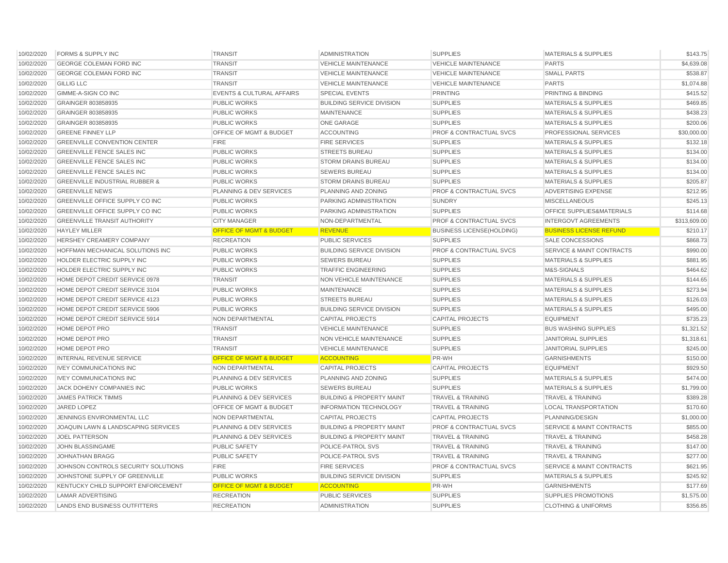| | | | | | | |
|---|---|---|---|---|---|---|
| 10/02/2020 | FORMS & SUPPLY INC | TRANSIT | ADMINISTRATION | SUPPLIES | MATERIALS & SUPPLIES | $143.75 |
| 10/02/2020 | GEORGE COLEMAN FORD INC | TRANSIT | VEHICLE MAINTENANCE | VEHICLE MAINTENANCE | PARTS | $4,639.08 |
| 10/02/2020 | GEORGE COLEMAN FORD INC | TRANSIT | VEHICLE MAINTENANCE | VEHICLE MAINTENANCE | SMALL PARTS | $538.87 |
| 10/02/2020 | GILLIG LLC | TRANSIT | VEHICLE MAINTENANCE | VEHICLE MAINTENANCE | PARTS | $1,074.88 |
| 10/02/2020 | GIMME-A-SIGN CO INC | EVENTS & CULTURAL AFFAIRS | SPECIAL EVENTS | PRINTING | PRINTING & BINDING | $415.52 |
| 10/02/2020 | GRAINGER 803858935 | PUBLIC WORKS | BUILDING SERVICE DIVISION | SUPPLIES | MATERIALS & SUPPLIES | $469.85 |
| 10/02/2020 | GRAINGER 803858935 | PUBLIC WORKS | MAINTENANCE | SUPPLIES | MATERIALS & SUPPLIES | $438.23 |
| 10/02/2020 | GRAINGER 803858935 | PUBLIC WORKS | ONE GARAGE | SUPPLIES | MATERIALS & SUPPLIES | $200.06 |
| 10/02/2020 | GREENE FINNEY LLP | OFFICE OF MGMT & BUDGET | ACCOUNTING | PROF & CONTRACTUAL SVCS | PROFESSIONAL SERVICES | $30,000.00 |
| 10/02/2020 | GREENVILLE CONVENTION CENTER | FIRE | FIRE SERVICES | SUPPLIES | MATERIALS & SUPPLIES | $132.18 |
| 10/02/2020 | GREENVILLE FENCE SALES INC | PUBLIC WORKS | STREETS BUREAU | SUPPLIES | MATERIALS & SUPPLIES | $134.00 |
| 10/02/2020 | GREENVILLE FENCE SALES INC | PUBLIC WORKS | STORM DRAINS BUREAU | SUPPLIES | MATERIALS & SUPPLIES | $134.00 |
| 10/02/2020 | GREENVILLE FENCE SALES INC | PUBLIC WORKS | SEWERS BUREAU | SUPPLIES | MATERIALS & SUPPLIES | $134.00 |
| 10/02/2020 | GREENVILLE INDUSTRIAL RUBBER & | PUBLIC WORKS | STORM DRAINS BUREAU | SUPPLIES | MATERIALS & SUPPLIES | $205.87 |
| 10/02/2020 | GREENVILLE NEWS | PLANNING & DEV SERVICES | PLANNING AND ZONING | PROF & CONTRACTUAL SVCS | ADVERTISING EXPENSE | $212.95 |
| 10/02/2020 | GREENVILLE OFFICE SUPPLY CO INC | PUBLIC WORKS | PARKING ADMINISTRATION | SUNDRY | MISCELLANEOUS | $245.13 |
| 10/02/2020 | GREENVILLE OFFICE SUPPLY CO INC | PUBLIC WORKS | PARKING ADMINISTRATION | SUPPLIES | OFFICE SUPPLIES&MATERIALS | $114.68 |
| 10/02/2020 | GREENVILLE TRANSIT AUTHORITY | CITY MANAGER | NON-DEPARTMENTAL | PROF & CONTRACTUAL SVCS | INTERGOVT AGREEMENTS | $313,609.00 |
| 10/02/2020 | HAYLEY MILLER | OFFICE OF MGMT & BUDGET | REVENUE | BUSINESS LICENSE(HOLDING) | BUSINESS LICENSE REFUND | $210.17 |
| 10/02/2020 | HERSHEY CREAMERY COMPANY | RECREATION | PUBLIC SERVICES | SUPPLIES | SALE CONCESSIONS | $868.73 |
| 10/02/2020 | HOFFMAN MECHANICAL SOLUTIONS INC | PUBLIC WORKS | BUILDING SERVICE DIVISION | PROF & CONTRACTUAL SVCS | SERVICE & MAINT CONTRACTS | $990.00 |
| 10/02/2020 | HOLDER ELECTRIC SUPPLY INC | PUBLIC WORKS | SEWERS BUREAU | SUPPLIES | MATERIALS & SUPPLIES | $881.95 |
| 10/02/2020 | HOLDER ELECTRIC SUPPLY INC | PUBLIC WORKS | TRAFFIC ENGINEERING | SUPPLIES | M&S-SIGNALS | $464.62 |
| 10/02/2020 | HOME DEPOT CREDIT SERVICE 0978 | TRANSIT | NON VEHICLE MAINTENANCE | SUPPLIES | MATERIALS & SUPPLIES | $144.65 |
| 10/02/2020 | HOME DEPOT CREDIT SERVICE 3104 | PUBLIC WORKS | MAINTENANCE | SUPPLIES | MATERIALS & SUPPLIES | $273.94 |
| 10/02/2020 | HOME DEPOT CREDIT SERVICE 4123 | PUBLIC WORKS | STREETS BUREAU | SUPPLIES | MATERIALS & SUPPLIES | $126.03 |
| 10/02/2020 | HOME DEPOT CREDIT SERVICE 5906 | PUBLIC WORKS | BUILDING SERVICE DIVISION | SUPPLIES | MATERIALS & SUPPLIES | $495.00 |
| 10/02/2020 | HOME DEPOT CREDIT SERVICE 5914 | NON DEPARTMENTAL | CAPITAL PROJECTS | CAPITAL PROJECTS | EQUIPMENT | $735.23 |
| 10/02/2020 | HOME DEPOT PRO | TRANSIT | VEHICLE MAINTENANCE | SUPPLIES | BUS WASHING SUPPLIES | $1,321.52 |
| 10/02/2020 | HOME DEPOT PRO | TRANSIT | NON VEHICLE MAINTENANCE | SUPPLIES | JANITORIAL SUPPLIES | $1,318.61 |
| 10/02/2020 | HOME DEPOT PRO | TRANSIT | VEHICLE MAINTENANCE | SUPPLIES | JANITORIAL SUPPLIES | $245.00 |
| 10/02/2020 | INTERNAL REVENUE SERVICE | OFFICE OF MGMT & BUDGET | ACCOUNTING | PR-WH | GARNISHMENTS | $150.00 |
| 10/02/2020 | IVEY COMMUNICATIONS INC | NON DEPARTMENTAL | CAPITAL PROJECTS | CAPITAL PROJECTS | EQUIPMENT | $929.50 |
| 10/02/2020 | IVEY COMMUNICATIONS INC | PLANNING & DEV SERVICES | PLANNING AND ZONING | SUPPLIES | MATERIALS & SUPPLIES | $474.00 |
| 10/02/2020 | JACK DOHENY COMPANIES INC | PUBLIC WORKS | SEWERS BUREAU | SUPPLIES | MATERIALS & SUPPLIES | $1,799.00 |
| 10/02/2020 | JAMES PATRICK TIMMS | PLANNING & DEV SERVICES | BUILDING & PROPERTY MAINT | TRAVEL & TRAINING | TRAVEL & TRAINING | $389.28 |
| 10/02/2020 | JARED LOPEZ | OFFICE OF MGMT & BUDGET | INFORMATION TECHNOLOGY | TRAVEL & TRAINING | LOCAL TRANSPORTATION | $170.60 |
| 10/02/2020 | JENNINGS ENVIRONMENTAL LLC | NON DEPARTMENTAL | CAPITAL PROJECTS | CAPITAL PROJECTS | PLANNING/DESIGN | $1,000.00 |
| 10/02/2020 | JOAQUIN LAWN & LANDSCAPING SERVICES | PLANNING & DEV SERVICES | BUILDING & PROPERTY MAINT | PROF & CONTRACTUAL SVCS | SERVICE & MAINT CONTRACTS | $855.00 |
| 10/02/2020 | JOEL PATTERSON | PLANNING & DEV SERVICES | BUILDING & PROPERTY MAINT | TRAVEL & TRAINING | TRAVEL & TRAINING | $458.28 |
| 10/02/2020 | JOHN BLASSINGAME | PUBLIC SAFETY | POLICE-PATROL SVS | TRAVEL & TRAINING | TRAVEL & TRAINING | $147.00 |
| 10/02/2020 | JOHNATHAN BRAGG | PUBLIC SAFETY | POLICE-PATROL SVS | TRAVEL & TRAINING | TRAVEL & TRAINING | $277.00 |
| 10/02/2020 | JOHNSON CONTROLS SECURITY SOLUTIONS | FIRE | FIRE SERVICES | PROF & CONTRACTUAL SVCS | SERVICE & MAINT CONTRACTS | $621.95 |
| 10/02/2020 | JOHNSTONE SUPPLY OF GREENVILLE | PUBLIC WORKS | BUILDING SERVICE DIVISION | SUPPLIES | MATERIALS & SUPPLIES | $245.92 |
| 10/02/2020 | KENTUCKY CHILD SUPPORT ENFORCEMENT | OFFICE OF MGMT & BUDGET | ACCOUNTING | PR-WH | GARNISHMENTS | $177.69 |
| 10/02/2020 | LAMAR ADVERTISING | RECREATION | PUBLIC SERVICES | SUPPLIES | SUPPLIES PROMOTIONS | $1,575.00 |
| 10/02/2020 | LANDS END BUSINESS OUTFITTERS | RECREATION | ADMINISTRATION | SUPPLIES | CLOTHING & UNIFORMS | $356.85 |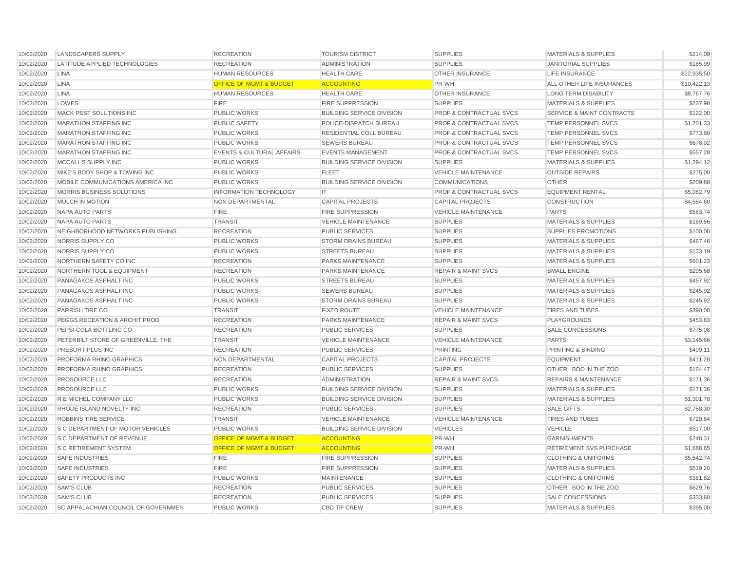| | | | | | | |
|---|---|---|---|---|---|---|
| 10/02/2020 | LANDSCAPERS SUPPLY | RECREATION | TOURISM DISTRICT | SUPPLIES | MATERIALS & SUPPLIES | $214.09 |
| 10/02/2020 | LATITUDE APPLIED TECHNOLOGIES | RECREATION | ADMINISTRATION | SUPPLIES | JANITORIAL SUPPLIES | $185.99 |
| 10/02/2020 | LINA | HUMAN RESOURCES | HEALTH CARE | OTHER INSURANCE | LIFE INSURANCE | $22,935.50 |
| 10/02/2020 | LINA | OFFICE OF MGMT & BUDGET | ACCOUNTING | PR-WH | ALL OTHER LIFE INSURANCES | $10,422.13 |
| 10/02/2020 | LINA | HUMAN RESOURCES | HEALTH CARE | OTHER INSURANCE | LONG TERM DISABILITY | $8,767.76 |
| 10/02/2020 | LOWES | FIRE | FIRE SUPPRESSION | SUPPLIES | MATERIALS & SUPPLIES | $237.98 |
| 10/02/2020 | MACK PEST SOLUTIONS INC | PUBLIC WORKS | BUILDING SERVICE DIVISION | PROF & CONTRACTUAL SVCS | SERVICE & MAINT CONTRACTS | $122.00 |
| 10/02/2020 | MARATHON STAFFING INC | PUBLIC SAFETY | POLICE-DISPATCH BUREAU | PROF & CONTRACTUAL SVCS | TEMP PERSONNEL SVCS | $1,701.33 |
| 10/02/2020 | MARATHON STAFFING INC | PUBLIC WORKS | RESIDENTIAL COLL BUREAU | PROF & CONTRACTUAL SVCS | TEMP PERSONNEL SVCS | $773.60 |
| 10/02/2020 | MARATHON STAFFING INC | PUBLIC WORKS | SEWERS BUREAU | PROF & CONTRACTUAL SVCS | TEMP PERSONNEL SVCS | $678.02 |
| 10/02/2020 | MARATHON STAFFING INC | EVENTS & CULTURAL AFFAIRS | EVENTS MANAGEMENT | PROF & CONTRACTUAL SVCS | TEMP PERSONNEL SVCS | $557.28 |
| 10/02/2020 | MCCALL'S SUPPLY INC | PUBLIC WORKS | BUILDING SERVICE DIVISION | SUPPLIES | MATERIALS & SUPPLIES | $1,294.12 |
| 10/02/2020 | MIKE'S BODY SHOP & TOWING INC | PUBLIC WORKS | FLEET | VEHICLE MAINTENANCE | OUTSIDE REPAIRS | $275.00 |
| 10/02/2020 | MOBILE COMMUNICATIONS AMERICA INC | PUBLIC WORKS | BUILDING SERVICE DIVISION | COMMUNICATIONS | OTHER | $209.88 |
| 10/02/2020 | MORRIS BUSINESS SOLUTIONS | INFORMATION TECHNOLOGY | IT | PROF & CONTRACTUAL SVCS | EQUIPMENT RENTAL | $5,062.79 |
| 10/02/2020 | MULCH IN MOTION | NON DEPARTMENTAL | CAPITAL PROJECTS | CAPITAL PROJECTS | CONSTRUCTION | $4,584.60 |
| 10/02/2020 | NAPA AUTO PARTS | FIRE | FIRE SUPPRESSION | VEHICLE MAINTENANCE | PARTS | $583.74 |
| 10/02/2020 | NAPA AUTO PARTS | TRANSIT | VEHICLE MAINTENANCE | SUPPLIES | MATERIALS & SUPPLIES | $169.56 |
| 10/02/2020 | NEIGHBORHOOD NETWORKS PUBLISHING | RECREATION | PUBLIC SERVICES | SUPPLIES | SUPPLIES PROMOTIONS | $100.00 |
| 10/02/2020 | NORRIS SUPPLY CO | PUBLIC WORKS | STORM DRAINS BUREAU | SUPPLIES | MATERIALS & SUPPLIES | $467.46 |
| 10/02/2020 | NORRIS SUPPLY CO | PUBLIC WORKS | STREETS BUREAU | SUPPLIES | MATERIALS & SUPPLIES | $133.19 |
| 10/02/2020 | NORTHERN SAFETY CO INC | RECREATION | PARKS MAINTENANCE | SUPPLIES | MATERIALS & SUPPLIES | $601.23 |
| 10/02/2020 | NORTHERN TOOL & EQUIPMENT | RECREATION | PARKS MAINTENANCE | REPAIR & MAINT SVCS | SMALL ENGINE | $295.68 |
| 10/02/2020 | PANAGAKOS ASPHALT INC | PUBLIC WORKS | STREETS BUREAU | SUPPLIES | MATERIALS & SUPPLIES | $457.92 |
| 10/02/2020 | PANAGAKOS ASPHALT INC | PUBLIC WORKS | SEWERS BUREAU | SUPPLIES | MATERIALS & SUPPLIES | $245.92 |
| 10/02/2020 | PANAGAKOS ASPHALT INC | PUBLIC WORKS | STORM DRAINS BUREAU | SUPPLIES | MATERIALS & SUPPLIES | $245.92 |
| 10/02/2020 | PARRISH TIRE CO | TRANSIT | FIXED ROUTE | VEHICLE MAINTENANCE | TIRES AND TUBES | $390.00 |
| 10/02/2020 | PEGGS RECEATION & ARCHIT PROD | RECREATION | PARKS MAINTENANCE | REPAIR & MAINT SVCS | PLAYGROUNDS | $453.83 |
| 10/02/2020 | PEPSI-COLA BOTTLING CO | RECREATION | PUBLIC SERVICES | SUPPLIES | SALE CONCESSIONS | $775.08 |
| 10/02/2020 | PETERBILT STORE OF GREENVILLE, THE | TRANSIT | VEHICLE MAINTENANCE | VEHICLE MAINTENANCE | PARTS | $3,145.66 |
| 10/02/2020 | PRESORT PLUS INC | RECREATION | PUBLIC SERVICES | PRINTING | PRINTING & BINDING | $499.11 |
| 10/02/2020 | PROFORMA RHINO GRAPHICS | NON DEPARTMENTAL | CAPITAL PROJECTS | CAPITAL PROJECTS | EQUIPMENT | $411.28 |
| 10/02/2020 | PROFORMA RHINO GRAPHICS | RECREATION | PUBLIC SERVICES | SUPPLIES | OTHER BOO IN THE ZOO | $164.47 |
| 10/02/2020 | PROSOURCE LLC | RECREATION | ADMINISTRATION | REPAIR & MAINT SVCS | REPAIRS & MAINTENANCE | $171.36 |
| 10/02/2020 | PROSOURCE LLC | PUBLIC WORKS | BUILDING SERVICE DIVISION | SUPPLIES | MATERIALS & SUPPLIES | $171.36 |
| 10/02/2020 | R E MICHEL COMPANY LLC | PUBLIC WORKS | BUILDING SERVICE DIVISION | SUPPLIES | MATERIALS & SUPPLIES | $1,301.78 |
| 10/02/2020 | RHODE ISLAND NOVELTY INC | RECREATION | PUBLIC SERVICES | SUPPLIES | SALE GIFTS | $2,758.30 |
| 10/02/2020 | ROBBINS TIRE SERVICE | TRANSIT | VEHICLE MAINTENANCE | VEHICLE MAINTENANCE | TIRES AND TUBES | $720.84 |
| 10/02/2020 | S C DEPARTMENT OF MOTOR VEHICLES | PUBLIC WORKS | BUILDING SERVICE DIVISION | VEHICLES | VEHICLE | $517.00 |
| 10/02/2020 | S C DEPARTMENT OF REVENUE | OFFICE OF MGMT & BUDGET | ACCOUNTING | PR-WH | GARNISHMENTS | $248.31 |
| 10/02/2020 | S C RETIREMENT SYSTEM | OFFICE OF MGMT & BUDGET | ACCOUNTING | PR-WH | RETIREMENT SVS PURCHASE | $1,688.65 |
| 10/02/2020 | SAFE INDUSTRIES | FIRE | FIRE SUPPRESSION | SUPPLIES | CLOTHING & UNIFORMS | $5,542.74 |
| 10/02/2020 | SAFE INDUSTRIES | FIRE | FIRE SUPPRESSION | SUPPLIES | MATERIALS & SUPPLIES | $519.20 |
| 10/02/2020 | SAFETY PRODUCTS INC | PUBLIC WORKS | MAINTENANCE | SUPPLIES | CLOTHING & UNIFORMS | $381.82 |
| 10/02/2020 | SAM'S CLUB | RECREATION | PUBLIC SERVICES | SUPPLIES | OTHER BOO IN THE ZOO | $629.76 |
| 10/02/2020 | SAM'S CLUB | RECREATION | PUBLIC SERVICES | SUPPLIES | SALE CONCESSIONS | $333.60 |
| 10/02/2020 | SC APPALACHIAN COUNCIL OF GOVERNMEN | PUBLIC WORKS | CBD TIF CREW | SUPPLIES | MATERIALS & SUPPLIES | $395.00 |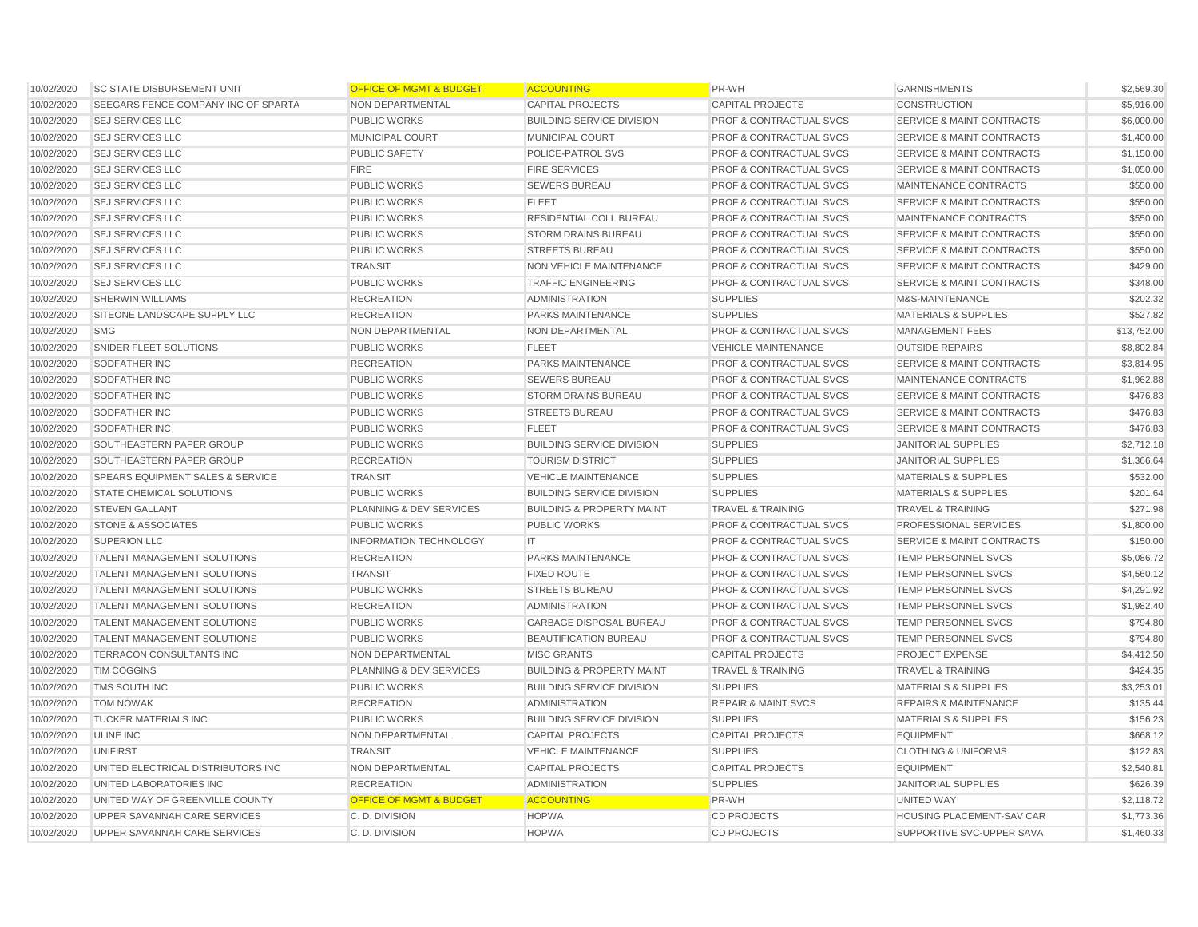| | | | | | | |
|---|---|---|---|---|---|---|
| 10/02/2020 | SC STATE DISBURSEMENT UNIT | OFFICE OF MGMT & BUDGET | ACCOUNTING | PR-WH | GARNISHMENTS | $2,569.30 |
| 10/02/2020 | SEEGARS FENCE COMPANY INC OF SPARTA | NON DEPARTMENTAL | CAPITAL PROJECTS | CAPITAL PROJECTS | CONSTRUCTION | $5,916.00 |
| 10/02/2020 | SEJ SERVICES LLC | PUBLIC WORKS | BUILDING SERVICE DIVISION | PROF & CONTRACTUAL SVCS | SERVICE & MAINT CONTRACTS | $6,000.00 |
| 10/02/2020 | SEJ SERVICES LLC | MUNICIPAL COURT | MUNICIPAL COURT | PROF & CONTRACTUAL SVCS | SERVICE & MAINT CONTRACTS | $1,400.00 |
| 10/02/2020 | SEJ SERVICES LLC | PUBLIC SAFETY | POLICE-PATROL SVS | PROF & CONTRACTUAL SVCS | SERVICE & MAINT CONTRACTS | $1,150.00 |
| 10/02/2020 | SEJ SERVICES LLC | FIRE | FIRE SERVICES | PROF & CONTRACTUAL SVCS | SERVICE & MAINT CONTRACTS | $1,050.00 |
| 10/02/2020 | SEJ SERVICES LLC | PUBLIC WORKS | SEWERS BUREAU | PROF & CONTRACTUAL SVCS | MAINTENANCE CONTRACTS | $550.00 |
| 10/02/2020 | SEJ SERVICES LLC | PUBLIC WORKS | FLEET | PROF & CONTRACTUAL SVCS | SERVICE & MAINT CONTRACTS | $550.00 |
| 10/02/2020 | SEJ SERVICES LLC | PUBLIC WORKS | RESIDENTIAL COLL BUREAU | PROF & CONTRACTUAL SVCS | MAINTENANCE CONTRACTS | $550.00 |
| 10/02/2020 | SEJ SERVICES LLC | PUBLIC WORKS | STORM DRAINS BUREAU | PROF & CONTRACTUAL SVCS | SERVICE & MAINT CONTRACTS | $550.00 |
| 10/02/2020 | SEJ SERVICES LLC | PUBLIC WORKS | STREETS BUREAU | PROF & CONTRACTUAL SVCS | SERVICE & MAINT CONTRACTS | $550.00 |
| 10/02/2020 | SEJ SERVICES LLC | TRANSIT | NON VEHICLE MAINTENANCE | PROF & CONTRACTUAL SVCS | SERVICE & MAINT CONTRACTS | $429.00 |
| 10/02/2020 | SEJ SERVICES LLC | PUBLIC WORKS | TRAFFIC ENGINEERING | PROF & CONTRACTUAL SVCS | SERVICE & MAINT CONTRACTS | $348.00 |
| 10/02/2020 | SHERWIN WILLIAMS | RECREATION | ADMINISTRATION | SUPPLIES | M&S-MAINTENANCE | $202.32 |
| 10/02/2020 | SITEONE LANDSCAPE SUPPLY LLC | RECREATION | PARKS MAINTENANCE | SUPPLIES | MATERIALS & SUPPLIES | $527.82 |
| 10/02/2020 | SMG | NON DEPARTMENTAL | NON DEPARTMENTAL | PROF & CONTRACTUAL SVCS | MANAGEMENT FEES | $13,752.00 |
| 10/02/2020 | SNIDER FLEET SOLUTIONS | PUBLIC WORKS | FLEET | VEHICLE MAINTENANCE | OUTSIDE REPAIRS | $8,802.84 |
| 10/02/2020 | SODFATHER INC | RECREATION | PARKS MAINTENANCE | PROF & CONTRACTUAL SVCS | SERVICE & MAINT CONTRACTS | $3,814.95 |
| 10/02/2020 | SODFATHER INC | PUBLIC WORKS | SEWERS BUREAU | PROF & CONTRACTUAL SVCS | MAINTENANCE CONTRACTS | $1,962.88 |
| 10/02/2020 | SODFATHER INC | PUBLIC WORKS | STORM DRAINS BUREAU | PROF & CONTRACTUAL SVCS | SERVICE & MAINT CONTRACTS | $476.83 |
| 10/02/2020 | SODFATHER INC | PUBLIC WORKS | STREETS BUREAU | PROF & CONTRACTUAL SVCS | SERVICE & MAINT CONTRACTS | $476.83 |
| 10/02/2020 | SODFATHER INC | PUBLIC WORKS | FLEET | PROF & CONTRACTUAL SVCS | SERVICE & MAINT CONTRACTS | $476.83 |
| 10/02/2020 | SOUTHEASTERN PAPER GROUP | PUBLIC WORKS | BUILDING SERVICE DIVISION | SUPPLIES | JANITORIAL SUPPLIES | $2,712.18 |
| 10/02/2020 | SOUTHEASTERN PAPER GROUP | RECREATION | TOURISM DISTRICT | SUPPLIES | JANITORIAL SUPPLIES | $1,366.64 |
| 10/02/2020 | SPEARS EQUIPMENT SALES & SERVICE | TRANSIT | VEHICLE MAINTENANCE | SUPPLIES | MATERIALS & SUPPLIES | $532.00 |
| 10/02/2020 | STATE CHEMICAL SOLUTIONS | PUBLIC WORKS | BUILDING SERVICE DIVISION | SUPPLIES | MATERIALS & SUPPLIES | $201.64 |
| 10/02/2020 | STEVEN GALLANT | PLANNING & DEV SERVICES | BUILDING & PROPERTY MAINT | TRAVEL & TRAINING | TRAVEL & TRAINING | $271.98 |
| 10/02/2020 | STONE & ASSOCIATES | PUBLIC WORKS | PUBLIC WORKS | PROF & CONTRACTUAL SVCS | PROFESSIONAL SERVICES | $1,800.00 |
| 10/02/2020 | SUPERION LLC | INFORMATION TECHNOLOGY | IT | PROF & CONTRACTUAL SVCS | SERVICE & MAINT CONTRACTS | $150.00 |
| 10/02/2020 | TALENT MANAGEMENT SOLUTIONS | RECREATION | PARKS MAINTENANCE | PROF & CONTRACTUAL SVCS | TEMP PERSONNEL SVCS | $5,086.72 |
| 10/02/2020 | TALENT MANAGEMENT SOLUTIONS | TRANSIT | FIXED ROUTE | PROF & CONTRACTUAL SVCS | TEMP PERSONNEL SVCS | $4,560.12 |
| 10/02/2020 | TALENT MANAGEMENT SOLUTIONS | PUBLIC WORKS | STREETS BUREAU | PROF & CONTRACTUAL SVCS | TEMP PERSONNEL SVCS | $4,291.92 |
| 10/02/2020 | TALENT MANAGEMENT SOLUTIONS | RECREATION | ADMINISTRATION | PROF & CONTRACTUAL SVCS | TEMP PERSONNEL SVCS | $1,982.40 |
| 10/02/2020 | TALENT MANAGEMENT SOLUTIONS | PUBLIC WORKS | GARBAGE DISPOSAL BUREAU | PROF & CONTRACTUAL SVCS | TEMP PERSONNEL SVCS | $794.80 |
| 10/02/2020 | TALENT MANAGEMENT SOLUTIONS | PUBLIC WORKS | BEAUTIFICATION BUREAU | PROF & CONTRACTUAL SVCS | TEMP PERSONNEL SVCS | $794.80 |
| 10/02/2020 | TERRACON CONSULTANTS INC | NON DEPARTMENTAL | MISC GRANTS | CAPITAL PROJECTS | PROJECT EXPENSE | $4,412.50 |
| 10/02/2020 | TIM COGGINS | PLANNING & DEV SERVICES | BUILDING & PROPERTY MAINT | TRAVEL & TRAINING | TRAVEL & TRAINING | $424.35 |
| 10/02/2020 | TMS SOUTH INC | PUBLIC WORKS | BUILDING SERVICE DIVISION | SUPPLIES | MATERIALS & SUPPLIES | $3,253.01 |
| 10/02/2020 | TOM NOWAK | RECREATION | ADMINISTRATION | REPAIR & MAINT SVCS | REPAIRS & MAINTENANCE | $135.44 |
| 10/02/2020 | TUCKER MATERIALS INC | PUBLIC WORKS | BUILDING SERVICE DIVISION | SUPPLIES | MATERIALS & SUPPLIES | $156.23 |
| 10/02/2020 | ULINE INC | NON DEPARTMENTAL | CAPITAL PROJECTS | CAPITAL PROJECTS | EQUIPMENT | $668.12 |
| 10/02/2020 | UNIFIRST | TRANSIT | VEHICLE MAINTENANCE | SUPPLIES | CLOTHING & UNIFORMS | $122.83 |
| 10/02/2020 | UNITED ELECTRICAL DISTRIBUTORS INC | NON DEPARTMENTAL | CAPITAL PROJECTS | CAPITAL PROJECTS | EQUIPMENT | $2,540.81 |
| 10/02/2020 | UNITED LABORATORIES INC | RECREATION | ADMINISTRATION | SUPPLIES | JANITORIAL SUPPLIES | $626.39 |
| 10/02/2020 | UNITED WAY OF GREENVILLE COUNTY | OFFICE OF MGMT & BUDGET | ACCOUNTING | PR-WH | UNITED WAY | $2,118.72 |
| 10/02/2020 | UPPER SAVANNAH CARE SERVICES | C. D. DIVISION | HOPWA | CD PROJECTS | HOUSING PLACEMENT-SAV CAR | $1,773.36 |
| 10/02/2020 | UPPER SAVANNAH CARE SERVICES | C. D. DIVISION | HOPWA | CD PROJECTS | SUPPORTIVE SVC-UPPER SAVA | $1,460.33 |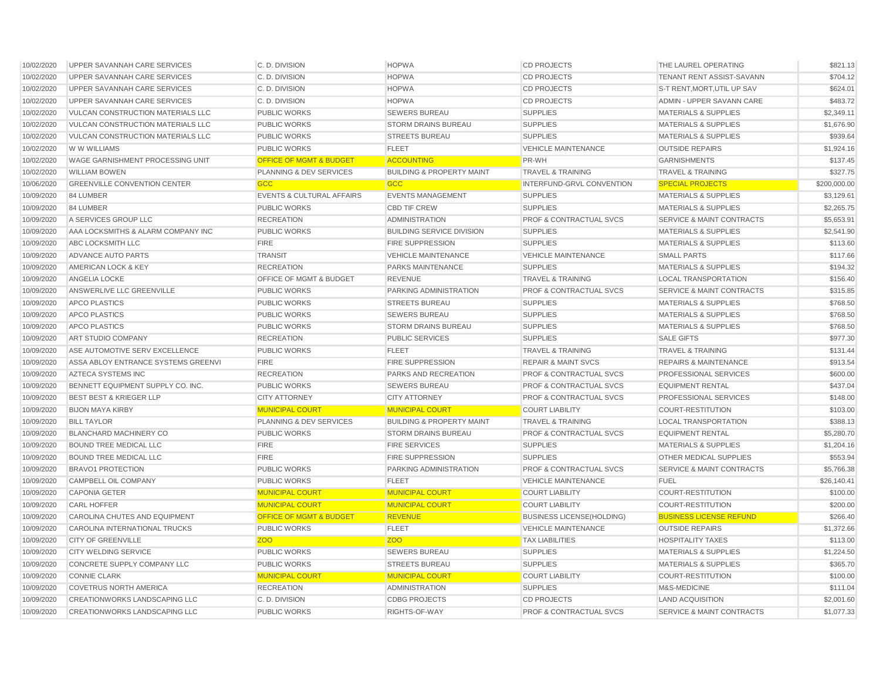| | | | | | | |
|---|---|---|---|---|---|---|
| 10/02/2020 | UPPER SAVANNAH CARE SERVICES | C. D. DIVISION | HOPWA | CD PROJECTS | THE LAUREL OPERATING | $821.13 |
| 10/02/2020 | UPPER SAVANNAH CARE SERVICES | C. D. DIVISION | HOPWA | CD PROJECTS | TENANT RENT ASSIST-SAVANN | $704.12 |
| 10/02/2020 | UPPER SAVANNAH CARE SERVICES | C. D. DIVISION | HOPWA | CD PROJECTS | S-T RENT,MORT,UTIL UP SAV | $624.01 |
| 10/02/2020 | UPPER SAVANNAH CARE SERVICES | C. D. DIVISION | HOPWA | CD PROJECTS | ADMIN - UPPER SAVANN CARE | $483.72 |
| 10/02/2020 | VULCAN CONSTRUCTION MATERIALS LLC | PUBLIC WORKS | SEWERS BUREAU | SUPPLIES | MATERIALS & SUPPLIES | $2,349.11 |
| 10/02/2020 | VULCAN CONSTRUCTION MATERIALS LLC | PUBLIC WORKS | STORM DRAINS BUREAU | SUPPLIES | MATERIALS & SUPPLIES | $1,676.90 |
| 10/02/2020 | VULCAN CONSTRUCTION MATERIALS LLC | PUBLIC WORKS | STREETS BUREAU | SUPPLIES | MATERIALS & SUPPLIES | $939.64 |
| 10/02/2020 | W W WILLIAMS | PUBLIC WORKS | FLEET | VEHICLE MAINTENANCE | OUTSIDE REPAIRS | $1,924.16 |
| 10/02/2020 | WAGE GARNISHMENT PROCESSING UNIT | OFFICE OF MGMT & BUDGET | ACCOUNTING | PR-WH | GARNISHMENTS | $137.45 |
| 10/02/2020 | WILLIAM BOWEN | PLANNING & DEV SERVICES | BUILDING & PROPERTY MAINT | TRAVEL & TRAINING | TRAVEL & TRAINING | $327.75 |
| 10/06/2020 | GREENVILLE CONVENTION CENTER | GCC | GCC | INTERFUND-GRVL CONVENTION | SPECIAL PROJECTS | $200,000.00 |
| 10/09/2020 | 84 LUMBER | EVENTS & CULTURAL AFFAIRS | EVENTS MANAGEMENT | SUPPLIES | MATERIALS & SUPPLIES | $3,129.61 |
| 10/09/2020 | 84 LUMBER | PUBLIC WORKS | CBD TIF CREW | SUPPLIES | MATERIALS & SUPPLIES | $2,265.75 |
| 10/09/2020 | A SERVICES GROUP LLC | RECREATION | ADMINISTRATION | PROF & CONTRACTUAL SVCS | SERVICE & MAINT CONTRACTS | $5,653.91 |
| 10/09/2020 | AAA LOCKSMITHS & ALARM COMPANY INC | PUBLIC WORKS | BUILDING SERVICE DIVISION | SUPPLIES | MATERIALS & SUPPLIES | $2,541.90 |
| 10/09/2020 | ABC LOCKSMITH LLC | FIRE | FIRE SUPPRESSION | SUPPLIES | MATERIALS & SUPPLIES | $113.60 |
| 10/09/2020 | ADVANCE AUTO PARTS | TRANSIT | VEHICLE MAINTENANCE | VEHICLE MAINTENANCE | SMALL PARTS | $117.66 |
| 10/09/2020 | AMERICAN LOCK & KEY | RECREATION | PARKS MAINTENANCE | SUPPLIES | MATERIALS & SUPPLIES | $194.32 |
| 10/09/2020 | ANGELIA LOCKE | OFFICE OF MGMT & BUDGET | REVENUE | TRAVEL & TRAINING | LOCAL TRANSPORTATION | $156.40 |
| 10/09/2020 | ANSWERLIVE LLC GREENVILLE | PUBLIC WORKS | PARKING ADMINISTRATION | PROF & CONTRACTUAL SVCS | SERVICE & MAINT CONTRACTS | $315.85 |
| 10/09/2020 | APCO PLASTICS | PUBLIC WORKS | STREETS BUREAU | SUPPLIES | MATERIALS & SUPPLIES | $768.50 |
| 10/09/2020 | APCO PLASTICS | PUBLIC WORKS | SEWERS BUREAU | SUPPLIES | MATERIALS & SUPPLIES | $768.50 |
| 10/09/2020 | APCO PLASTICS | PUBLIC WORKS | STORM DRAINS BUREAU | SUPPLIES | MATERIALS & SUPPLIES | $768.50 |
| 10/09/2020 | ART STUDIO COMPANY | RECREATION | PUBLIC SERVICES | SUPPLIES | SALE GIFTS | $977.30 |
| 10/09/2020 | ASE AUTOMOTIVE SERV EXCELLENCE | PUBLIC WORKS | FLEET | TRAVEL & TRAINING | TRAVEL & TRAINING | $131.44 |
| 10/09/2020 | ASSA ABLOY ENTRANCE SYSTEMS GREENVI | FIRE | FIRE SUPPRESSION | REPAIR & MAINT SVCS | REPAIRS & MAINTENANCE | $913.54 |
| 10/09/2020 | AZTECA SYSTEMS INC | RECREATION | PARKS AND RECREATION | PROF & CONTRACTUAL SVCS | PROFESSIONAL SERVICES | $600.00 |
| 10/09/2020 | BENNETT EQUIPMENT SUPPLY CO. INC. | PUBLIC WORKS | SEWERS BUREAU | PROF & CONTRACTUAL SVCS | EQUIPMENT RENTAL | $437.04 |
| 10/09/2020 | BEST BEST & KRIEGER LLP | CITY ATTORNEY | CITY ATTORNEY | PROF & CONTRACTUAL SVCS | PROFESSIONAL SERVICES | $148.00 |
| 10/09/2020 | BIJON MAYA KIRBY | MUNICIPAL COURT | MUNICIPAL COURT | COURT LIABILITY | COURT-RESTITUTION | $103.00 |
| 10/09/2020 | BILL TAYLOR | PLANNING & DEV SERVICES | BUILDING & PROPERTY MAINT | TRAVEL & TRAINING | LOCAL TRANSPORTATION | $388.13 |
| 10/09/2020 | BLANCHARD MACHINERY CO | PUBLIC WORKS | STORM DRAINS BUREAU | PROF & CONTRACTUAL SVCS | EQUIPMENT RENTAL | $5,280.70 |
| 10/09/2020 | BOUND TREE MEDICAL LLC | FIRE | FIRE SERVICES | SUPPLIES | MATERIALS & SUPPLIES | $1,204.16 |
| 10/09/2020 | BOUND TREE MEDICAL LLC | FIRE | FIRE SUPPRESSION | SUPPLIES | OTHER MEDICAL SUPPLIES | $553.94 |
| 10/09/2020 | BRAVO1 PROTECTION | PUBLIC WORKS | PARKING ADMINISTRATION | PROF & CONTRACTUAL SVCS | SERVICE & MAINT CONTRACTS | $5,766.38 |
| 10/09/2020 | CAMPBELL OIL COMPANY | PUBLIC WORKS | FLEET | VEHICLE MAINTENANCE | FUEL | $26,140.41 |
| 10/09/2020 | CAPONIA GETER | MUNICIPAL COURT | MUNICIPAL COURT | COURT LIABILITY | COURT-RESTITUTION | $100.00 |
| 10/09/2020 | CARL HOFFER | MUNICIPAL COURT | MUNICIPAL COURT | COURT LIABILITY | COURT-RESTITUTION | $200.00 |
| 10/09/2020 | CAROLINA CHUTES AND EQUIPMENT | OFFICE OF MGMT & BUDGET | REVENUE | BUSINESS LICENSE(HOLDING) | BUSINESS LICENSE REFUND | $266.40 |
| 10/09/2020 | CAROLINA INTERNATIONAL TRUCKS | PUBLIC WORKS | FLEET | VEHICLE MAINTENANCE | OUTSIDE REPAIRS | $1,372.66 |
| 10/09/2020 | CITY OF GREENVILLE | ZOO | ZOO | TAX LIABILITIES | HOSPITALITY TAXES | $113.00 |
| 10/09/2020 | CITY WELDING SERVICE | PUBLIC WORKS | SEWERS BUREAU | SUPPLIES | MATERIALS & SUPPLIES | $1,224.50 |
| 10/09/2020 | CONCRETE SUPPLY COMPANY LLC | PUBLIC WORKS | STREETS BUREAU | SUPPLIES | MATERIALS & SUPPLIES | $365.70 |
| 10/09/2020 | CONNIE CLARK | MUNICIPAL COURT | MUNICIPAL COURT | COURT LIABILITY | COURT-RESTITUTION | $100.00 |
| 10/09/2020 | COVETRUS NORTH AMERICA | RECREATION | ADMINISTRATION | SUPPLIES | M&S-MEDICINE | $111.04 |
| 10/09/2020 | CREATIONWORKS LANDSCAPING LLC | C. D. DIVISION | CDBG PROJECTS | CD PROJECTS | LAND ACQUISITION | $2,001.60 |
| 10/09/2020 | CREATIONWORKS LANDSCAPING LLC | PUBLIC WORKS | RIGHTS-OF-WAY | PROF & CONTRACTUAL SVCS | SERVICE & MAINT CONTRACTS | $1,077.33 |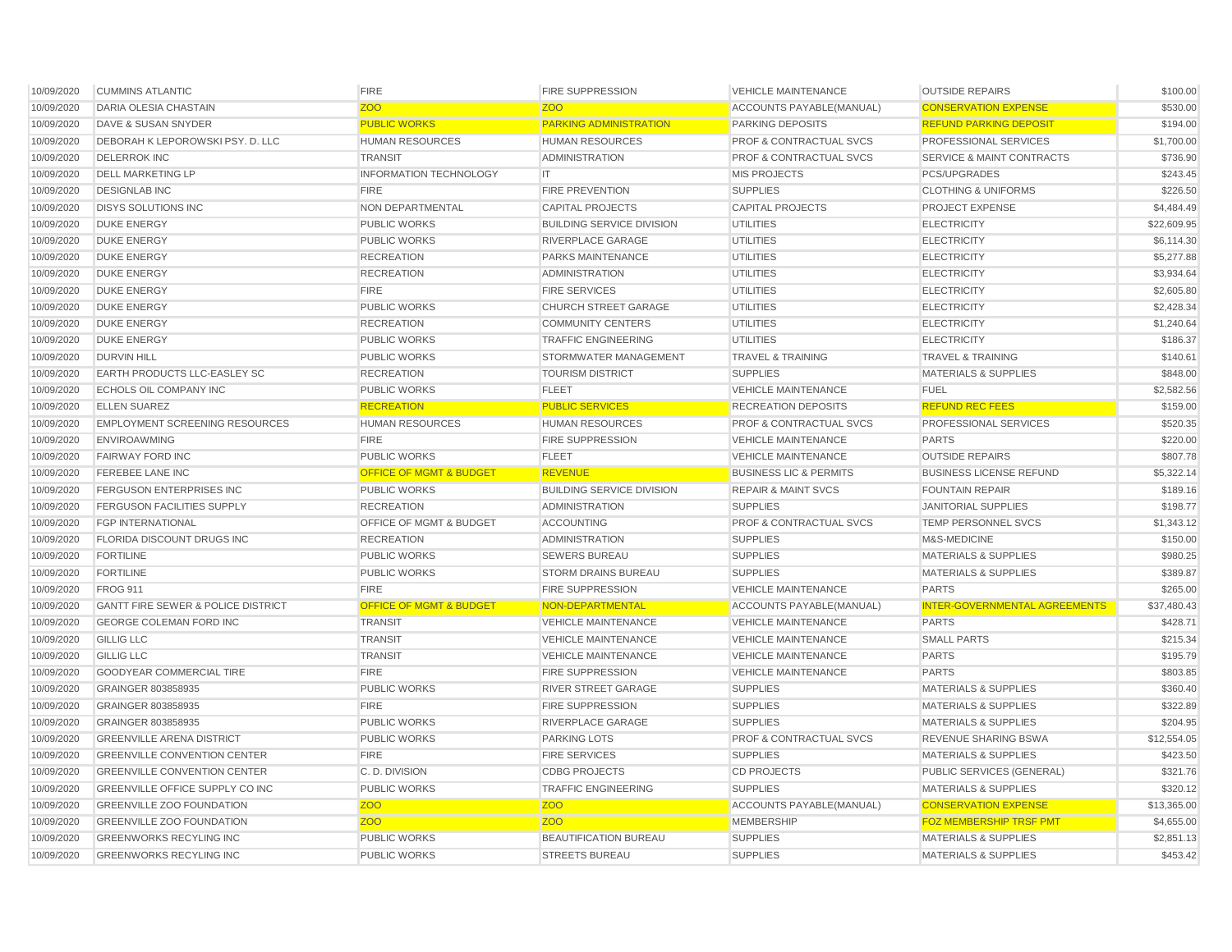| | | | | | | |
|---|---|---|---|---|---|---|
| 10/09/2020 | CUMMINS ATLANTIC | FIRE | FIRE SUPPRESSION | VEHICLE MAINTENANCE | OUTSIDE REPAIRS | $100.00 |
| 10/09/2020 | DARIA OLESIA CHASTAIN | ZOO | ZOO | ACCOUNTS PAYABLE(MANUAL) | CONSERVATION EXPENSE | $530.00 |
| 10/09/2020 | DAVE & SUSAN SNYDER | PUBLIC WORKS | PARKING ADMINISTRATION | PARKING DEPOSITS | REFUND PARKING DEPOSIT | $194.00 |
| 10/09/2020 | DEBORAH K LEPOROWSKI PSY. D. LLC | HUMAN RESOURCES | HUMAN RESOURCES | PROF & CONTRACTUAL SVCS | PROFESSIONAL SERVICES | $1,700.00 |
| 10/09/2020 | DELERROK INC | TRANSIT | ADMINISTRATION | PROF & CONTRACTUAL SVCS | SERVICE & MAINT CONTRACTS | $736.90 |
| 10/09/2020 | DELL MARKETING LP | INFORMATION TECHNOLOGY | IT | MIS PROJECTS | PCS/UPGRADES | $243.45 |
| 10/09/2020 | DESIGNLAB INC | FIRE | FIRE PREVENTION | SUPPLIES | CLOTHING & UNIFORMS | $226.50 |
| 10/09/2020 | DISYS SOLUTIONS INC | NON DEPARTMENTAL | CAPITAL PROJECTS | CAPITAL PROJECTS | PROJECT EXPENSE | $4,484.49 |
| 10/09/2020 | DUKE ENERGY | PUBLIC WORKS | BUILDING SERVICE DIVISION | UTILITIES | ELECTRICITY | $22,609.95 |
| 10/09/2020 | DUKE ENERGY | PUBLIC WORKS | RIVERPLACE GARAGE | UTILITIES | ELECTRICITY | $6,114.30 |
| 10/09/2020 | DUKE ENERGY | RECREATION | PARKS MAINTENANCE | UTILITIES | ELECTRICITY | $5,277.88 |
| 10/09/2020 | DUKE ENERGY | RECREATION | ADMINISTRATION | UTILITIES | ELECTRICITY | $3,934.64 |
| 10/09/2020 | DUKE ENERGY | FIRE | FIRE SERVICES | UTILITIES | ELECTRICITY | $2,605.80 |
| 10/09/2020 | DUKE ENERGY | PUBLIC WORKS | CHURCH STREET GARAGE | UTILITIES | ELECTRICITY | $2,428.34 |
| 10/09/2020 | DUKE ENERGY | RECREATION | COMMUNITY CENTERS | UTILITIES | ELECTRICITY | $1,240.64 |
| 10/09/2020 | DUKE ENERGY | PUBLIC WORKS | TRAFFIC ENGINEERING | UTILITIES | ELECTRICITY | $186.37 |
| 10/09/2020 | DURVIN HILL | PUBLIC WORKS | STORMWATER MANAGEMENT | TRAVEL & TRAINING | TRAVEL & TRAINING | $140.61 |
| 10/09/2020 | EARTH PRODUCTS LLC-EASLEY SC | RECREATION | TOURISM DISTRICT | SUPPLIES | MATERIALS & SUPPLIES | $848.00 |
| 10/09/2020 | ECHOLS OIL COMPANY INC | PUBLIC WORKS | FLEET | VEHICLE MAINTENANCE | FUEL | $2,582.56 |
| 10/09/2020 | ELLEN SUAREZ | RECREATION | PUBLIC SERVICES | RECREATION DEPOSITS | REFUND REC FEES | $159.00 |
| 10/09/2020 | EMPLOYMENT SCREENING RESOURCES | HUMAN RESOURCES | HUMAN RESOURCES | PROF & CONTRACTUAL SVCS | PROFESSIONAL SERVICES | $520.35 |
| 10/09/2020 | ENVIROAWMING | FIRE | FIRE SUPPRESSION | VEHICLE MAINTENANCE | PARTS | $220.00 |
| 10/09/2020 | FAIRWAY FORD INC | PUBLIC WORKS | FLEET | VEHICLE MAINTENANCE | OUTSIDE REPAIRS | $807.78 |
| 10/09/2020 | FEREBEE LANE INC | OFFICE OF MGMT & BUDGET | REVENUE | BUSINESS LIC & PERMITS | BUSINESS LICENSE REFUND | $5,322.14 |
| 10/09/2020 | FERGUSON ENTERPRISES INC | PUBLIC WORKS | BUILDING SERVICE DIVISION | REPAIR & MAINT SVCS | FOUNTAIN REPAIR | $189.16 |
| 10/09/2020 | FERGUSON FACILITIES SUPPLY | RECREATION | ADMINISTRATION | SUPPLIES | JANITORIAL SUPPLIES | $198.77 |
| 10/09/2020 | FGP INTERNATIONAL | OFFICE OF MGMT & BUDGET | ACCOUNTING | PROF & CONTRACTUAL SVCS | TEMP PERSONNEL SVCS | $1,343.12 |
| 10/09/2020 | FLORIDA DISCOUNT DRUGS INC | RECREATION | ADMINISTRATION | SUPPLIES | M&S-MEDICINE | $150.00 |
| 10/09/2020 | FORTILINE | PUBLIC WORKS | SEWERS BUREAU | SUPPLIES | MATERIALS & SUPPLIES | $980.25 |
| 10/09/2020 | FORTILINE | PUBLIC WORKS | STORM DRAINS BUREAU | SUPPLIES | MATERIALS & SUPPLIES | $389.87 |
| 10/09/2020 | FROG 911 | FIRE | FIRE SUPPRESSION | VEHICLE MAINTENANCE | PARTS | $265.00 |
| 10/09/2020 | GANTT FIRE SEWER & POLICE DISTRICT | OFFICE OF MGMT & BUDGET | NON-DEPARTMENTAL | ACCOUNTS PAYABLE(MANUAL) | INTER-GOVERNMENTAL AGREEMENTS | $37,480.43 |
| 10/09/2020 | GEORGE COLEMAN FORD INC | TRANSIT | VEHICLE MAINTENANCE | VEHICLE MAINTENANCE | PARTS | $428.71 |
| 10/09/2020 | GILLIG LLC | TRANSIT | VEHICLE MAINTENANCE | VEHICLE MAINTENANCE | SMALL PARTS | $215.34 |
| 10/09/2020 | GILLIG LLC | TRANSIT | VEHICLE MAINTENANCE | VEHICLE MAINTENANCE | PARTS | $195.79 |
| 10/09/2020 | GOODYEAR COMMERCIAL TIRE | FIRE | FIRE SUPPRESSION | VEHICLE MAINTENANCE | PARTS | $803.85 |
| 10/09/2020 | GRAINGER 803858935 | PUBLIC WORKS | RIVER STREET GARAGE | SUPPLIES | MATERIALS & SUPPLIES | $360.40 |
| 10/09/2020 | GRAINGER 803858935 | FIRE | FIRE SUPPRESSION | SUPPLIES | MATERIALS & SUPPLIES | $322.89 |
| 10/09/2020 | GRAINGER 803858935 | PUBLIC WORKS | RIVERPLACE GARAGE | SUPPLIES | MATERIALS & SUPPLIES | $204.95 |
| 10/09/2020 | GREENVILLE ARENA DISTRICT | PUBLIC WORKS | PARKING LOTS | PROF & CONTRACTUAL SVCS | REVENUE SHARING BSWA | $12,554.05 |
| 10/09/2020 | GREENVILLE CONVENTION CENTER | FIRE | FIRE SERVICES | SUPPLIES | MATERIALS & SUPPLIES | $423.50 |
| 10/09/2020 | GREENVILLE CONVENTION CENTER | C. D. DIVISION | CDBG PROJECTS | CD PROJECTS | PUBLIC SERVICES (GENERAL) | $321.76 |
| 10/09/2020 | GREENVILLE OFFICE SUPPLY CO INC | PUBLIC WORKS | TRAFFIC ENGINEERING | SUPPLIES | MATERIALS & SUPPLIES | $320.12 |
| 10/09/2020 | GREENVILLE ZOO FOUNDATION | ZOO | ZOO | ACCOUNTS PAYABLE(MANUAL) | CONSERVATION EXPENSE | $13,365.00 |
| 10/09/2020 | GREENVILLE ZOO FOUNDATION | ZOO | ZOO | MEMBERSHIP | FOZ MEMBERSHIP TRSF PMT | $4,655.00 |
| 10/09/2020 | GREENWORKS RECYLING INC | PUBLIC WORKS | BEAUTIFICATION BUREAU | SUPPLIES | MATERIALS & SUPPLIES | $2,851.13 |
| 10/09/2020 | GREENWORKS RECYLING INC | PUBLIC WORKS | STREETS BUREAU | SUPPLIES | MATERIALS & SUPPLIES | $453.42 |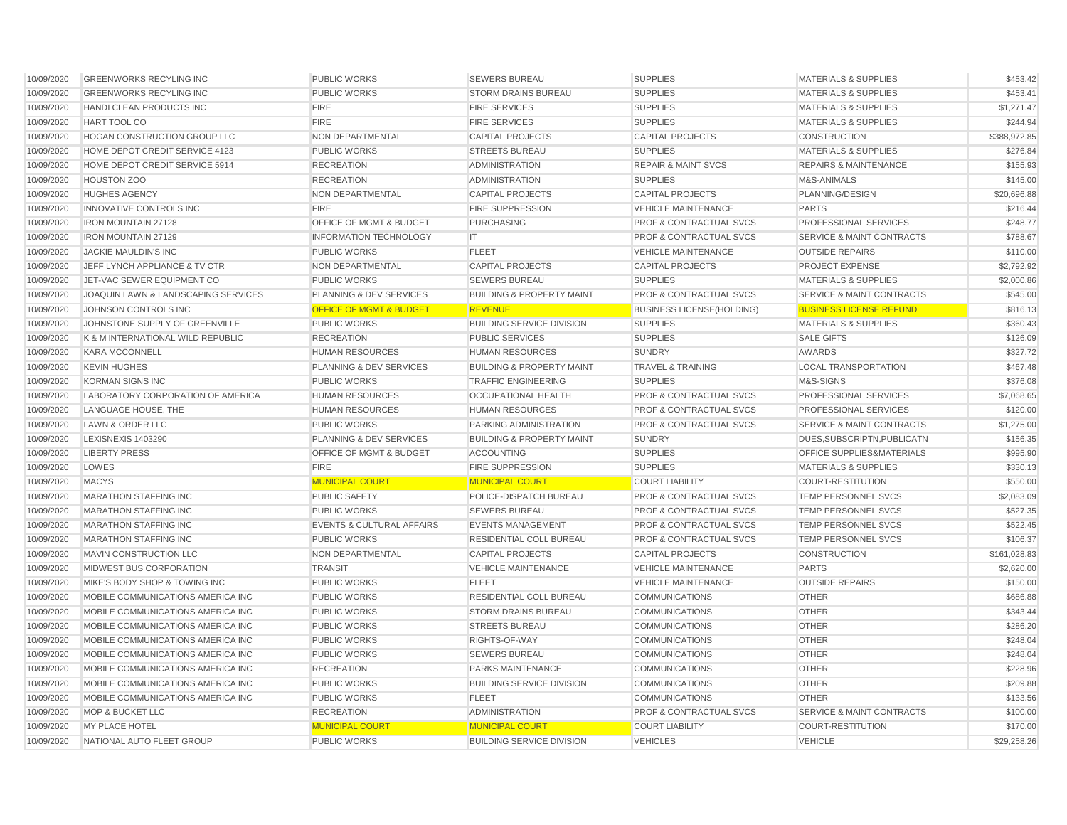| 10/09/2020 | GREENWORKS RECYLING INC | PUBLIC WORKS | SEWERS BUREAU | SUPPLIES | MATERIALS & SUPPLIES | $453.42 |
|---|---|---|---|---|---|---|
| 10/09/2020 | GREENWORKS RECYLING INC | PUBLIC WORKS | STORM DRAINS BUREAU | SUPPLIES | MATERIALS & SUPPLIES | $453.41 |
| 10/09/2020 | HANDI CLEAN PRODUCTS INC | FIRE | FIRE SERVICES | SUPPLIES | MATERIALS & SUPPLIES | $1,271.47 |
| 10/09/2020 | HART TOOL CO | FIRE | FIRE SERVICES | SUPPLIES | MATERIALS & SUPPLIES | $244.94 |
| 10/09/2020 | HOGAN CONSTRUCTION GROUP LLC | NON DEPARTMENTAL | CAPITAL PROJECTS | CAPITAL PROJECTS | CONSTRUCTION | $388,972.85 |
| 10/09/2020 | HOME DEPOT CREDIT SERVICE 4123 | PUBLIC WORKS | STREETS BUREAU | SUPPLIES | MATERIALS & SUPPLIES | $276.84 |
| 10/09/2020 | HOME DEPOT CREDIT SERVICE 5914 | RECREATION | ADMINISTRATION | REPAIR & MAINT SVCS | REPAIRS & MAINTENANCE | $155.93 |
| 10/09/2020 | HOUSTON ZOO | RECREATION | ADMINISTRATION | SUPPLIES | M&S-ANIMALS | $145.00 |
| 10/09/2020 | HUGHES AGENCY | NON DEPARTMENTAL | CAPITAL PROJECTS | CAPITAL PROJECTS | PLANNING/DESIGN | $20,696.88 |
| 10/09/2020 | INNOVATIVE CONTROLS INC | FIRE | FIRE SUPPRESSION | VEHICLE MAINTENANCE | PARTS | $216.44 |
| 10/09/2020 | IRON MOUNTAIN 27128 | OFFICE OF MGMT & BUDGET | PURCHASING | PROF & CONTRACTUAL SVCS | PROFESSIONAL SERVICES | $248.77 |
| 10/09/2020 | IRON MOUNTAIN 27129 | INFORMATION TECHNOLOGY | IT | PROF & CONTRACTUAL SVCS | SERVICE & MAINT CONTRACTS | $788.67 |
| 10/09/2020 | JACKIE MAULDIN'S INC | PUBLIC WORKS | FLEET | VEHICLE MAINTENANCE | OUTSIDE REPAIRS | $110.00 |
| 10/09/2020 | JEFF LYNCH APPLIANCE & TV CTR | NON DEPARTMENTAL | CAPITAL PROJECTS | CAPITAL PROJECTS | PROJECT EXPENSE | $2,792.92 |
| 10/09/2020 | JET-VAC SEWER EQUIPMENT CO | PUBLIC WORKS | SEWERS BUREAU | SUPPLIES | MATERIALS & SUPPLIES | $2,000.86 |
| 10/09/2020 | JOAQUIN LAWN & LANDSCAPING SERVICES | PLANNING & DEV SERVICES | BUILDING & PROPERTY MAINT | PROF & CONTRACTUAL SVCS | SERVICE & MAINT CONTRACTS | $545.00 |
| 10/09/2020 | JOHNSON CONTROLS INC | OFFICE OF MGMT & BUDGET | REVENUE | BUSINESS LICENSE(HOLDING) | BUSINESS LICENSE REFUND | $816.13 |
| 10/09/2020 | JOHNSTONE SUPPLY OF GREENVILLE | PUBLIC WORKS | BUILDING SERVICE DIVISION | SUPPLIES | MATERIALS & SUPPLIES | $360.43 |
| 10/09/2020 | K & M INTERNATIONAL WILD REPUBLIC | RECREATION | PUBLIC SERVICES | SUPPLIES | SALE GIFTS | $126.09 |
| 10/09/2020 | KARA MCCONNELL | HUMAN RESOURCES | HUMAN RESOURCES | SUNDRY | AWARDS | $327.72 |
| 10/09/2020 | KEVIN HUGHES | PLANNING & DEV SERVICES | BUILDING & PROPERTY MAINT | TRAVEL & TRAINING | LOCAL TRANSPORTATION | $467.48 |
| 10/09/2020 | KORMAN SIGNS INC | PUBLIC WORKS | TRAFFIC ENGINEERING | SUPPLIES | M&S-SIGNS | $376.08 |
| 10/09/2020 | LABORATORY CORPORATION OF AMERICA | HUMAN RESOURCES | OCCUPATIONAL HEALTH | PROF & CONTRACTUAL SVCS | PROFESSIONAL SERVICES | $7,068.65 |
| 10/09/2020 | LANGUAGE HOUSE, THE | HUMAN RESOURCES | HUMAN RESOURCES | PROF & CONTRACTUAL SVCS | PROFESSIONAL SERVICES | $120.00 |
| 10/09/2020 | LAWN & ORDER LLC | PUBLIC WORKS | PARKING ADMINISTRATION | PROF & CONTRACTUAL SVCS | SERVICE & MAINT CONTRACTS | $1,275.00 |
| 10/09/2020 | LEXISNEXIS 1403290 | PLANNING & DEV SERVICES | BUILDING & PROPERTY MAINT | SUNDRY | DUES,SUBSCRIPTN,PUBLICATN | $156.35 |
| 10/09/2020 | LIBERTY PRESS | OFFICE OF MGMT & BUDGET | ACCOUNTING | SUPPLIES | OFFICE SUPPLIES&MATERIALS | $995.90 |
| 10/09/2020 | LOWES | FIRE | FIRE SUPPRESSION | SUPPLIES | MATERIALS & SUPPLIES | $330.13 |
| 10/09/2020 | MACYS | MUNICIPAL COURT | MUNICIPAL COURT | COURT LIABILITY | COURT-RESTITUTION | $550.00 |
| 10/09/2020 | MARATHON STAFFING INC | PUBLIC SAFETY | POLICE-DISPATCH BUREAU | PROF & CONTRACTUAL SVCS | TEMP PERSONNEL SVCS | $2,083.09 |
| 10/09/2020 | MARATHON STAFFING INC | PUBLIC WORKS | SEWERS BUREAU | PROF & CONTRACTUAL SVCS | TEMP PERSONNEL SVCS | $527.35 |
| 10/09/2020 | MARATHON STAFFING INC | EVENTS & CULTURAL AFFAIRS | EVENTS MANAGEMENT | PROF & CONTRACTUAL SVCS | TEMP PERSONNEL SVCS | $522.45 |
| 10/09/2020 | MARATHON STAFFING INC | PUBLIC WORKS | RESIDENTIAL COLL BUREAU | PROF & CONTRACTUAL SVCS | TEMP PERSONNEL SVCS | $106.37 |
| 10/09/2020 | MAVIN CONSTRUCTION LLC | NON DEPARTMENTAL | CAPITAL PROJECTS | CAPITAL PROJECTS | CONSTRUCTION | $161,028.83 |
| 10/09/2020 | MIDWEST BUS CORPORATION | TRANSIT | VEHICLE MAINTENANCE | VEHICLE MAINTENANCE | PARTS | $2,620.00 |
| 10/09/2020 | MIKE'S BODY SHOP & TOWING INC | PUBLIC WORKS | FLEET | VEHICLE MAINTENANCE | OUTSIDE REPAIRS | $150.00 |
| 10/09/2020 | MOBILE COMMUNICATIONS AMERICA INC | PUBLIC WORKS | RESIDENTIAL COLL BUREAU | COMMUNICATIONS | OTHER | $686.88 |
| 10/09/2020 | MOBILE COMMUNICATIONS AMERICA INC | PUBLIC WORKS | STORM DRAINS BUREAU | COMMUNICATIONS | OTHER | $343.44 |
| 10/09/2020 | MOBILE COMMUNICATIONS AMERICA INC | PUBLIC WORKS | STREETS BUREAU | COMMUNICATIONS | OTHER | $286.20 |
| 10/09/2020 | MOBILE COMMUNICATIONS AMERICA INC | PUBLIC WORKS | RIGHTS-OF-WAY | COMMUNICATIONS | OTHER | $248.04 |
| 10/09/2020 | MOBILE COMMUNICATIONS AMERICA INC | PUBLIC WORKS | SEWERS BUREAU | COMMUNICATIONS | OTHER | $248.04 |
| 10/09/2020 | MOBILE COMMUNICATIONS AMERICA INC | RECREATION | PARKS MAINTENANCE | COMMUNICATIONS | OTHER | $228.96 |
| 10/09/2020 | MOBILE COMMUNICATIONS AMERICA INC | PUBLIC WORKS | BUILDING SERVICE DIVISION | COMMUNICATIONS | OTHER | $209.88 |
| 10/09/2020 | MOBILE COMMUNICATIONS AMERICA INC | PUBLIC WORKS | FLEET | COMMUNICATIONS | OTHER | $133.56 |
| 10/09/2020 | MOP & BUCKET LLC | RECREATION | ADMINISTRATION | PROF & CONTRACTUAL SVCS | SERVICE & MAINT CONTRACTS | $100.00 |
| 10/09/2020 | MY PLACE HOTEL | MUNICIPAL COURT | MUNICIPAL COURT | COURT LIABILITY | COURT-RESTITUTION | $170.00 |
| 10/09/2020 | NATIONAL AUTO FLEET GROUP | PUBLIC WORKS | BUILDING SERVICE DIVISION | VEHICLES | VEHICLE | $29,258.26 |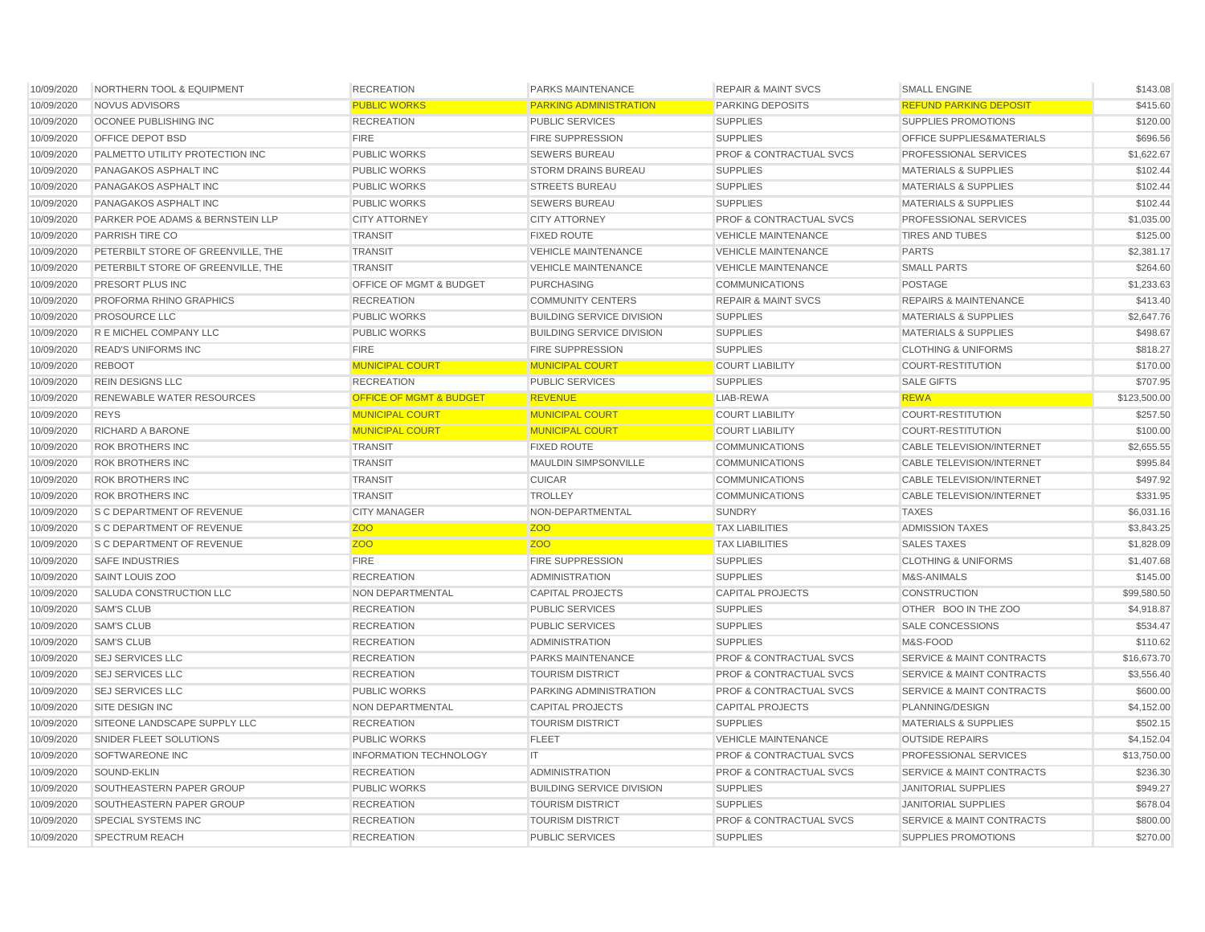| 10/09/2020 | NORTHERN TOOL & EQUIPMENT | RECREATION | PARKS MAINTENANCE | REPAIR & MAINT SVCS | SMALL ENGINE | $143.08 |
|---|---|---|---|---|---|---|
| 10/09/2020 | NOVUS ADVISORS | PUBLIC WORKS | PARKING ADMINISTRATION | PARKING DEPOSITS | REFUND PARKING DEPOSIT | $415.60 |
| 10/09/2020 | OCONEE PUBLISHING INC | RECREATION | PUBLIC SERVICES | SUPPLIES | SUPPLIES PROMOTIONS | $120.00 |
| 10/09/2020 | OFFICE DEPOT BSD | FIRE | FIRE SUPPRESSION | SUPPLIES | OFFICE SUPPLIES&MATERIALS | $696.56 |
| 10/09/2020 | PALMETTO UTILITY PROTECTION INC | PUBLIC WORKS | SEWERS BUREAU | PROF & CONTRACTUAL SVCS | PROFESSIONAL SERVICES | $1,622.67 |
| 10/09/2020 | PANAGAKOS ASPHALT INC | PUBLIC WORKS | STORM DRAINS BUREAU | SUPPLIES | MATERIALS & SUPPLIES | $102.44 |
| 10/09/2020 | PANAGAKOS ASPHALT INC | PUBLIC WORKS | STREETS BUREAU | SUPPLIES | MATERIALS & SUPPLIES | $102.44 |
| 10/09/2020 | PANAGAKOS ASPHALT INC | PUBLIC WORKS | SEWERS BUREAU | SUPPLIES | MATERIALS & SUPPLIES | $102.44 |
| 10/09/2020 | PARKER POE ADAMS & BERNSTEIN LLP | CITY ATTORNEY | CITY ATTORNEY | PROF & CONTRACTUAL SVCS | PROFESSIONAL SERVICES | $1,035.00 |
| 10/09/2020 | PARRISH TIRE CO | TRANSIT | FIXED ROUTE | VEHICLE MAINTENANCE | TIRES AND TUBES | $125.00 |
| 10/09/2020 | PETERBILT STORE OF GREENVILLE, THE | TRANSIT | VEHICLE MAINTENANCE | VEHICLE MAINTENANCE | PARTS | $2,381.17 |
| 10/09/2020 | PETERBILT STORE OF GREENVILLE, THE | TRANSIT | VEHICLE MAINTENANCE | VEHICLE MAINTENANCE | SMALL PARTS | $264.60 |
| 10/09/2020 | PRESORT PLUS INC | OFFICE OF MGMT & BUDGET | PURCHASING | COMMUNICATIONS | POSTAGE | $1,233.63 |
| 10/09/2020 | PROFORMA RHINO GRAPHICS | RECREATION | COMMUNITY CENTERS | REPAIR & MAINT SVCS | REPAIRS & MAINTENANCE | $413.40 |
| 10/09/2020 | PROSOURCE LLC | PUBLIC WORKS | BUILDING SERVICE DIVISION | SUPPLIES | MATERIALS & SUPPLIES | $2,647.76 |
| 10/09/2020 | R E MICHEL COMPANY LLC | PUBLIC WORKS | BUILDING SERVICE DIVISION | SUPPLIES | MATERIALS & SUPPLIES | $498.67 |
| 10/09/2020 | READ'S UNIFORMS INC | FIRE | FIRE SUPPRESSION | SUPPLIES | CLOTHING & UNIFORMS | $818.27 |
| 10/09/2020 | REBOOT | MUNICIPAL COURT | MUNICIPAL COURT | COURT LIABILITY | COURT-RESTITUTION | $170.00 |
| 10/09/2020 | REIN DESIGNS LLC | RECREATION | PUBLIC SERVICES | SUPPLIES | SALE GIFTS | $707.95 |
| 10/09/2020 | RENEWABLE WATER RESOURCES | OFFICE OF MGMT & BUDGET | REVENUE | LIAB-REWA | REWA | $123,500.00 |
| 10/09/2020 | REYS | MUNICIPAL COURT | MUNICIPAL COURT | COURT LIABILITY | COURT-RESTITUTION | $257.50 |
| 10/09/2020 | RICHARD A BARONE | MUNICIPAL COURT | MUNICIPAL COURT | COURT LIABILITY | COURT-RESTITUTION | $100.00 |
| 10/09/2020 | ROK BROTHERS INC | TRANSIT | FIXED ROUTE | COMMUNICATIONS | CABLE TELEVISION/INTERNET | $2,655.55 |
| 10/09/2020 | ROK BROTHERS INC | TRANSIT | MAULDIN SIMPSONVILLE | COMMUNICATIONS | CABLE TELEVISION/INTERNET | $995.84 |
| 10/09/2020 | ROK BROTHERS INC | TRANSIT | CUICAR | COMMUNICATIONS | CABLE TELEVISION/INTERNET | $497.92 |
| 10/09/2020 | ROK BROTHERS INC | TRANSIT | TROLLEY | COMMUNICATIONS | CABLE TELEVISION/INTERNET | $331.95 |
| 10/09/2020 | S C DEPARTMENT OF REVENUE | CITY MANAGER | NON-DEPARTMENTAL | SUNDRY | TAXES | $6,031.16 |
| 10/09/2020 | S C DEPARTMENT OF REVENUE | ZOO | ZOO | TAX LIABILITIES | ADMISSION TAXES | $3,843.25 |
| 10/09/2020 | S C DEPARTMENT OF REVENUE | ZOO | ZOO | TAX LIABILITIES | SALES TAXES | $1,828.09 |
| 10/09/2020 | SAFE INDUSTRIES | FIRE | FIRE SUPPRESSION | SUPPLIES | CLOTHING & UNIFORMS | $1,407.68 |
| 10/09/2020 | SAINT LOUIS ZOO | RECREATION | ADMINISTRATION | SUPPLIES | M&S-ANIMALS | $145.00 |
| 10/09/2020 | SALUDA CONSTRUCTION LLC | NON DEPARTMENTAL | CAPITAL PROJECTS | CAPITAL PROJECTS | CONSTRUCTION | $99,580.50 |
| 10/09/2020 | SAM'S CLUB | RECREATION | PUBLIC SERVICES | SUPPLIES | OTHER BOO IN THE ZOO | $4,918.87 |
| 10/09/2020 | SAM'S CLUB | RECREATION | PUBLIC SERVICES | SUPPLIES | SALE CONCESSIONS | $534.47 |
| 10/09/2020 | SAM'S CLUB | RECREATION | ADMINISTRATION | SUPPLIES | M&S-FOOD | $110.62 |
| 10/09/2020 | SEJ SERVICES LLC | RECREATION | PARKS MAINTENANCE | PROF & CONTRACTUAL SVCS | SERVICE & MAINT CONTRACTS | $16,673.70 |
| 10/09/2020 | SEJ SERVICES LLC | RECREATION | TOURISM DISTRICT | PROF & CONTRACTUAL SVCS | SERVICE & MAINT CONTRACTS | $3,556.40 |
| 10/09/2020 | SEJ SERVICES LLC | PUBLIC WORKS | PARKING ADMINISTRATION | PROF & CONTRACTUAL SVCS | SERVICE & MAINT CONTRACTS | $600.00 |
| 10/09/2020 | SITE DESIGN INC | NON DEPARTMENTAL | CAPITAL PROJECTS | CAPITAL PROJECTS | PLANNING/DESIGN | $4,152.00 |
| 10/09/2020 | SITEONE LANDSCAPE SUPPLY LLC | RECREATION | TOURISM DISTRICT | SUPPLIES | MATERIALS & SUPPLIES | $502.15 |
| 10/09/2020 | SNIDER FLEET SOLUTIONS | PUBLIC WORKS | FLEET | VEHICLE MAINTENANCE | OUTSIDE REPAIRS | $4,152.04 |
| 10/09/2020 | SOFTWAREONE INC | INFORMATION TECHNOLOGY | IT | PROF & CONTRACTUAL SVCS | PROFESSIONAL SERVICES | $13,750.00 |
| 10/09/2020 | SOUND-EKLIN | RECREATION | ADMINISTRATION | PROF & CONTRACTUAL SVCS | SERVICE & MAINT CONTRACTS | $236.30 |
| 10/09/2020 | SOUTHEASTERN PAPER GROUP | PUBLIC WORKS | BUILDING SERVICE DIVISION | SUPPLIES | JANITORIAL SUPPLIES | $949.27 |
| 10/09/2020 | SOUTHEASTERN PAPER GROUP | RECREATION | TOURISM DISTRICT | SUPPLIES | JANITORIAL SUPPLIES | $678.04 |
| 10/09/2020 | SPECIAL SYSTEMS INC | RECREATION | TOURISM DISTRICT | PROF & CONTRACTUAL SVCS | SERVICE & MAINT CONTRACTS | $800.00 |
| 10/09/2020 | SPECTRUM REACH | RECREATION | PUBLIC SERVICES | SUPPLIES | SUPPLIES PROMOTIONS | $270.00 |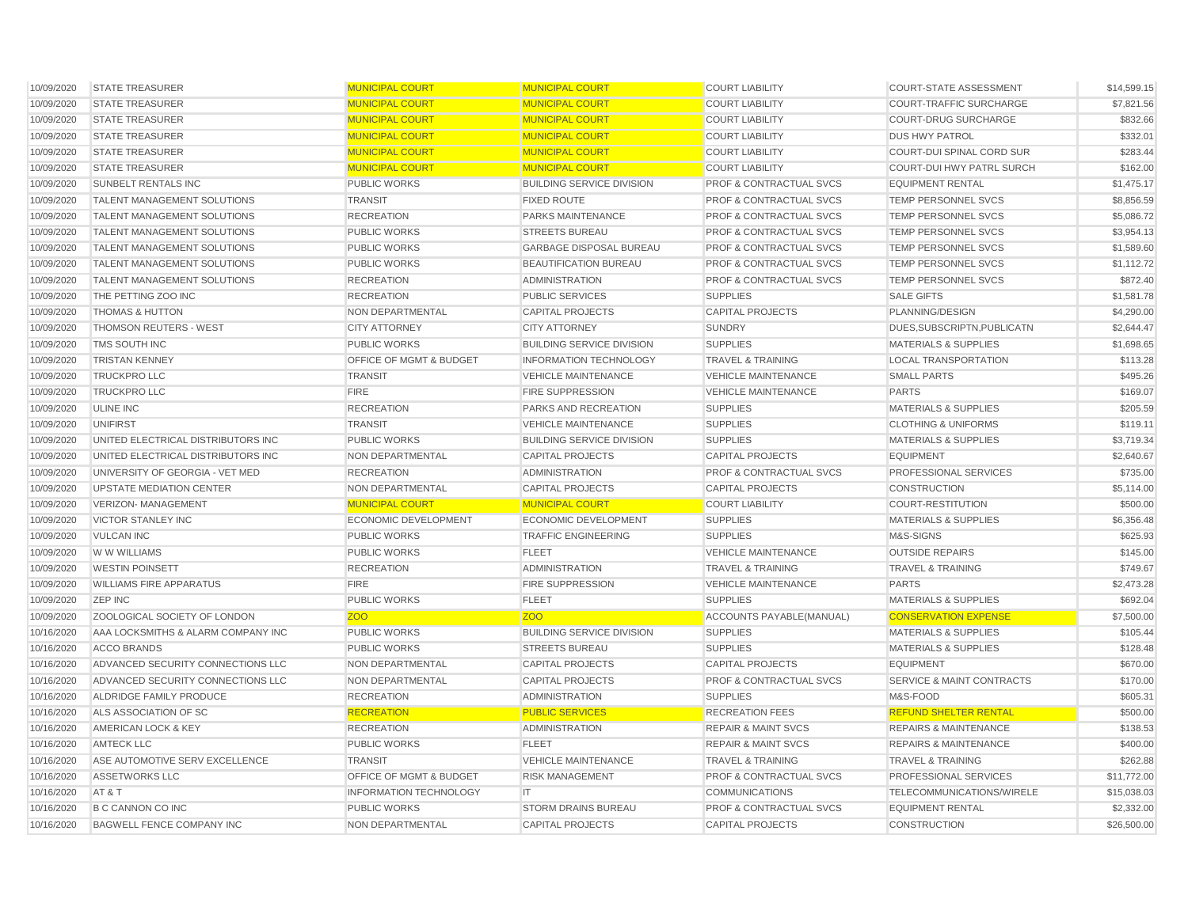| | | | | | | |
|---|---|---|---|---|---|---|
| 10/09/2020 | STATE TREASURER | MUNICIPAL COURT | MUNICIPAL COURT | COURT LIABILITY | COURT-STATE ASSESSMENT | $14,599.15 |
| 10/09/2020 | STATE TREASURER | MUNICIPAL COURT | MUNICIPAL COURT | COURT LIABILITY | COURT-TRAFFIC SURCHARGE | $7,821.56 |
| 10/09/2020 | STATE TREASURER | MUNICIPAL COURT | MUNICIPAL COURT | COURT LIABILITY | COURT-DRUG SURCHARGE | $832.66 |
| 10/09/2020 | STATE TREASURER | MUNICIPAL COURT | MUNICIPAL COURT | COURT LIABILITY | DUS HWY PATROL | $332.01 |
| 10/09/2020 | STATE TREASURER | MUNICIPAL COURT | MUNICIPAL COURT | COURT LIABILITY | COURT-DUI SPINAL CORD SUR | $283.44 |
| 10/09/2020 | STATE TREASURER | MUNICIPAL COURT | MUNICIPAL COURT | COURT LIABILITY | COURT-DUI HWY PATRL SURCH | $162.00 |
| 10/09/2020 | SUNBELT RENTALS INC | PUBLIC WORKS | BUILDING SERVICE DIVISION | PROF & CONTRACTUAL SVCS | EQUIPMENT RENTAL | $1,475.17 |
| 10/09/2020 | TALENT MANAGEMENT SOLUTIONS | TRANSIT | FIXED ROUTE | PROF & CONTRACTUAL SVCS | TEMP PERSONNEL SVCS | $8,856.59 |
| 10/09/2020 | TALENT MANAGEMENT SOLUTIONS | RECREATION | PARKS MAINTENANCE | PROF & CONTRACTUAL SVCS | TEMP PERSONNEL SVCS | $5,086.72 |
| 10/09/2020 | TALENT MANAGEMENT SOLUTIONS | PUBLIC WORKS | STREETS BUREAU | PROF & CONTRACTUAL SVCS | TEMP PERSONNEL SVCS | $3,954.13 |
| 10/09/2020 | TALENT MANAGEMENT SOLUTIONS | PUBLIC WORKS | GARBAGE DISPOSAL BUREAU | PROF & CONTRACTUAL SVCS | TEMP PERSONNEL SVCS | $1,589.60 |
| 10/09/2020 | TALENT MANAGEMENT SOLUTIONS | PUBLIC WORKS | BEAUTIFICATION BUREAU | PROF & CONTRACTUAL SVCS | TEMP PERSONNEL SVCS | $1,112.72 |
| 10/09/2020 | TALENT MANAGEMENT SOLUTIONS | RECREATION | ADMINISTRATION | PROF & CONTRACTUAL SVCS | TEMP PERSONNEL SVCS | $872.40 |
| 10/09/2020 | THE PETTING ZOO INC | RECREATION | PUBLIC SERVICES | SUPPLIES | SALE GIFTS | $1,581.78 |
| 10/09/2020 | THOMAS & HUTTON | NON DEPARTMENTAL | CAPITAL PROJECTS | CAPITAL PROJECTS | PLANNING/DESIGN | $4,290.00 |
| 10/09/2020 | THOMSON REUTERS - WEST | CITY ATTORNEY | CITY ATTORNEY | SUNDRY | DUES,SUBSCRIPTN,PUBLICATN | $2,644.47 |
| 10/09/2020 | TMS SOUTH INC | PUBLIC WORKS | BUILDING SERVICE DIVISION | SUPPLIES | MATERIALS & SUPPLIES | $1,698.65 |
| 10/09/2020 | TRISTAN KENNEY | OFFICE OF MGMT & BUDGET | INFORMATION TECHNOLOGY | TRAVEL & TRAINING | LOCAL TRANSPORTATION | $113.28 |
| 10/09/2020 | TRUCKPRO LLC | TRANSIT | VEHICLE MAINTENANCE | VEHICLE MAINTENANCE | SMALL PARTS | $495.26 |
| 10/09/2020 | TRUCKPRO LLC | FIRE | FIRE SUPPRESSION | VEHICLE MAINTENANCE | PARTS | $169.07 |
| 10/09/2020 | ULINE INC | RECREATION | PARKS AND RECREATION | SUPPLIES | MATERIALS & SUPPLIES | $205.59 |
| 10/09/2020 | UNIFIRST | TRANSIT | VEHICLE MAINTENANCE | SUPPLIES | CLOTHING & UNIFORMS | $119.11 |
| 10/09/2020 | UNITED ELECTRICAL DISTRIBUTORS INC | PUBLIC WORKS | BUILDING SERVICE DIVISION | SUPPLIES | MATERIALS & SUPPLIES | $3,719.34 |
| 10/09/2020 | UNITED ELECTRICAL DISTRIBUTORS INC | NON DEPARTMENTAL | CAPITAL PROJECTS | CAPITAL PROJECTS | EQUIPMENT | $2,640.67 |
| 10/09/2020 | UNIVERSITY OF GEORGIA - VET MED | RECREATION | ADMINISTRATION | PROF & CONTRACTUAL SVCS | PROFESSIONAL SERVICES | $735.00 |
| 10/09/2020 | UPSTATE MEDIATION CENTER | NON DEPARTMENTAL | CAPITAL PROJECTS | CAPITAL PROJECTS | CONSTRUCTION | $5,114.00 |
| 10/09/2020 | VERIZON- MANAGEMENT | MUNICIPAL COURT | MUNICIPAL COURT | COURT LIABILITY | COURT-RESTITUTION | $500.00 |
| 10/09/2020 | VICTOR STANLEY INC | ECONOMIC DEVELOPMENT | ECONOMIC DEVELOPMENT | SUPPLIES | MATERIALS & SUPPLIES | $6,356.48 |
| 10/09/2020 | VULCAN INC | PUBLIC WORKS | TRAFFIC ENGINEERING | SUPPLIES | M&S-SIGNS | $625.93 |
| 10/09/2020 | W W WILLIAMS | PUBLIC WORKS | FLEET | VEHICLE MAINTENANCE | OUTSIDE REPAIRS | $145.00 |
| 10/09/2020 | WESTIN POINSETT | RECREATION | ADMINISTRATION | TRAVEL & TRAINING | TRAVEL & TRAINING | $749.67 |
| 10/09/2020 | WILLIAMS FIRE APPARATUS | FIRE | FIRE SUPPRESSION | VEHICLE MAINTENANCE | PARTS | $2,473.28 |
| 10/09/2020 | ZEP INC | PUBLIC WORKS | FLEET | SUPPLIES | MATERIALS & SUPPLIES | $692.04 |
| 10/09/2020 | ZOOLOGICAL SOCIETY OF LONDON | ZOO | ZOO | ACCOUNTS PAYABLE(MANUAL) | CONSERVATION EXPENSE | $7,500.00 |
| 10/16/2020 | AAA LOCKSMITHS & ALARM COMPANY INC | PUBLIC WORKS | BUILDING SERVICE DIVISION | SUPPLIES | MATERIALS & SUPPLIES | $105.44 |
| 10/16/2020 | ACCO BRANDS | PUBLIC WORKS | STREETS BUREAU | SUPPLIES | MATERIALS & SUPPLIES | $128.48 |
| 10/16/2020 | ADVANCED SECURITY CONNECTIONS LLC | NON DEPARTMENTAL | CAPITAL PROJECTS | CAPITAL PROJECTS | EQUIPMENT | $670.00 |
| 10/16/2020 | ADVANCED SECURITY CONNECTIONS LLC | NON DEPARTMENTAL | CAPITAL PROJECTS | PROF & CONTRACTUAL SVCS | SERVICE & MAINT CONTRACTS | $170.00 |
| 10/16/2020 | ALDRIDGE FAMILY PRODUCE | RECREATION | ADMINISTRATION | SUPPLIES | M&S-FOOD | $605.31 |
| 10/16/2020 | ALS ASSOCIATION OF SC | RECREATION | PUBLIC SERVICES | RECREATION FEES | REFUND SHELTER RENTAL | $500.00 |
| 10/16/2020 | AMERICAN LOCK & KEY | RECREATION | ADMINISTRATION | REPAIR & MAINT SVCS | REPAIRS & MAINTENANCE | $138.53 |
| 10/16/2020 | AMTECK LLC | PUBLIC WORKS | FLEET | REPAIR & MAINT SVCS | REPAIRS & MAINTENANCE | $400.00 |
| 10/16/2020 | ASE AUTOMOTIVE SERV EXCELLENCE | TRANSIT | VEHICLE MAINTENANCE | TRAVEL & TRAINING | TRAVEL & TRAINING | $262.88 |
| 10/16/2020 | ASSETWORKS LLC | OFFICE OF MGMT & BUDGET | RISK MANAGEMENT | PROF & CONTRACTUAL SVCS | PROFESSIONAL SERVICES | $11,772.00 |
| 10/16/2020 | AT & T | INFORMATION TECHNOLOGY | IT | COMMUNICATIONS | TELECOMMUNICATIONS/WIRELE | $15,038.03 |
| 10/16/2020 | B C CANNON CO INC | PUBLIC WORKS | STORM DRAINS BUREAU | PROF & CONTRACTUAL SVCS | EQUIPMENT RENTAL | $2,332.00 |
| 10/16/2020 | BAGWELL FENCE COMPANY INC | NON DEPARTMENTAL | CAPITAL PROJECTS | CAPITAL PROJECTS | CONSTRUCTION | $26,500.00 |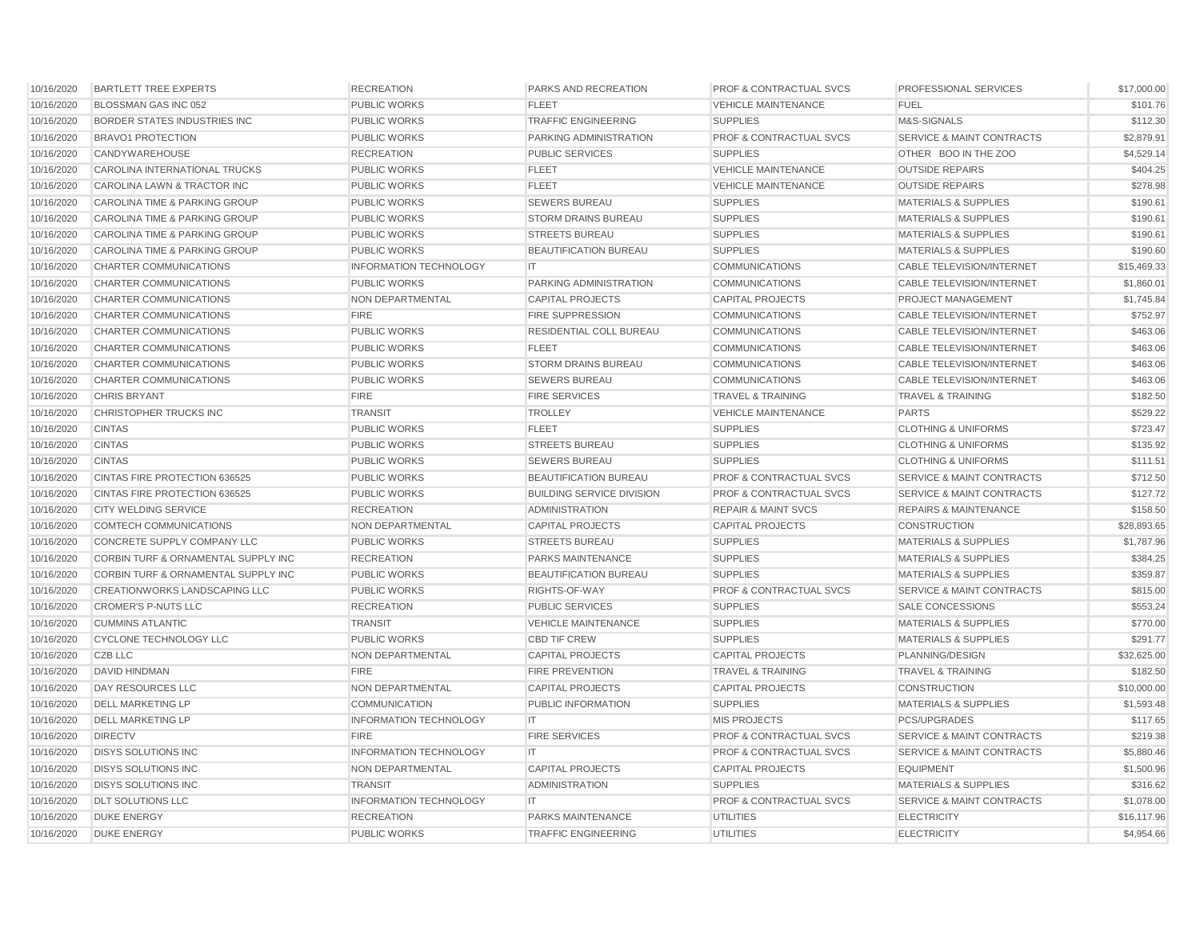| | | | | | | |
|---|---|---|---|---|---|---|
| 10/16/2020 | BARTLETT TREE EXPERTS | RECREATION | PARKS AND RECREATION | PROF & CONTRACTUAL SVCS | PROFESSIONAL SERVICES | $17,000.00 |
| 10/16/2020 | BLOSSMAN GAS INC 052 | PUBLIC WORKS | FLEET | VEHICLE MAINTENANCE | FUEL | $101.76 |
| 10/16/2020 | BORDER STATES INDUSTRIES INC | PUBLIC WORKS | TRAFFIC ENGINEERING | SUPPLIES | M&S-SIGNALS | $112.30 |
| 10/16/2020 | BRAVO1 PROTECTION | PUBLIC WORKS | PARKING ADMINISTRATION | PROF & CONTRACTUAL SVCS | SERVICE & MAINT CONTRACTS | $2,879.91 |
| 10/16/2020 | CANDYWAREHOUSE | RECREATION | PUBLIC SERVICES | SUPPLIES | OTHER BOO IN THE ZOO | $4,529.14 |
| 10/16/2020 | CAROLINA INTERNATIONAL TRUCKS | PUBLIC WORKS | FLEET | VEHICLE MAINTENANCE | OUTSIDE REPAIRS | $404.25 |
| 10/16/2020 | CAROLINA LAWN & TRACTOR INC | PUBLIC WORKS | FLEET | VEHICLE MAINTENANCE | OUTSIDE REPAIRS | $278.98 |
| 10/16/2020 | CAROLINA TIME & PARKING GROUP | PUBLIC WORKS | SEWERS BUREAU | SUPPLIES | MATERIALS & SUPPLIES | $190.61 |
| 10/16/2020 | CAROLINA TIME & PARKING GROUP | PUBLIC WORKS | STORM DRAINS BUREAU | SUPPLIES | MATERIALS & SUPPLIES | $190.61 |
| 10/16/2020 | CAROLINA TIME & PARKING GROUP | PUBLIC WORKS | STREETS BUREAU | SUPPLIES | MATERIALS & SUPPLIES | $190.61 |
| 10/16/2020 | CAROLINA TIME & PARKING GROUP | PUBLIC WORKS | BEAUTIFICATION BUREAU | SUPPLIES | MATERIALS & SUPPLIES | $190.60 |
| 10/16/2020 | CHARTER COMMUNICATIONS | INFORMATION TECHNOLOGY | IT | COMMUNICATIONS | CABLE TELEVISION/INTERNET | $15,469.33 |
| 10/16/2020 | CHARTER COMMUNICATIONS | PUBLIC WORKS | PARKING ADMINISTRATION | COMMUNICATIONS | CABLE TELEVISION/INTERNET | $1,860.01 |
| 10/16/2020 | CHARTER COMMUNICATIONS | NON DEPARTMENTAL | CAPITAL PROJECTS | CAPITAL PROJECTS | PROJECT MANAGEMENT | $1,745.84 |
| 10/16/2020 | CHARTER COMMUNICATIONS | FIRE | FIRE SUPPRESSION | COMMUNICATIONS | CABLE TELEVISION/INTERNET | $752.97 |
| 10/16/2020 | CHARTER COMMUNICATIONS | PUBLIC WORKS | RESIDENTIAL COLL BUREAU | COMMUNICATIONS | CABLE TELEVISION/INTERNET | $463.06 |
| 10/16/2020 | CHARTER COMMUNICATIONS | PUBLIC WORKS | FLEET | COMMUNICATIONS | CABLE TELEVISION/INTERNET | $463.06 |
| 10/16/2020 | CHARTER COMMUNICATIONS | PUBLIC WORKS | STORM DRAINS BUREAU | COMMUNICATIONS | CABLE TELEVISION/INTERNET | $463.06 |
| 10/16/2020 | CHARTER COMMUNICATIONS | PUBLIC WORKS | SEWERS BUREAU | COMMUNICATIONS | CABLE TELEVISION/INTERNET | $463.06 |
| 10/16/2020 | CHRIS BRYANT | FIRE | FIRE SERVICES | TRAVEL & TRAINING | TRAVEL & TRAINING | $182.50 |
| 10/16/2020 | CHRISTOPHER TRUCKS INC | TRANSIT | TROLLEY | VEHICLE MAINTENANCE | PARTS | $529.22 |
| 10/16/2020 | CINTAS | PUBLIC WORKS | FLEET | SUPPLIES | CLOTHING & UNIFORMS | $723.47 |
| 10/16/2020 | CINTAS | PUBLIC WORKS | STREETS BUREAU | SUPPLIES | CLOTHING & UNIFORMS | $135.92 |
| 10/16/2020 | CINTAS | PUBLIC WORKS | SEWERS BUREAU | SUPPLIES | CLOTHING & UNIFORMS | $111.51 |
| 10/16/2020 | CINTAS FIRE PROTECTION 636525 | PUBLIC WORKS | BEAUTIFICATION BUREAU | PROF & CONTRACTUAL SVCS | SERVICE & MAINT CONTRACTS | $712.50 |
| 10/16/2020 | CINTAS FIRE PROTECTION 636525 | PUBLIC WORKS | BUILDING SERVICE DIVISION | PROF & CONTRACTUAL SVCS | SERVICE & MAINT CONTRACTS | $127.72 |
| 10/16/2020 | CITY WELDING SERVICE | RECREATION | ADMINISTRATION | REPAIR & MAINT SVCS | REPAIRS & MAINTENANCE | $158.50 |
| 10/16/2020 | COMTECH COMMUNICATIONS | NON DEPARTMENTAL | CAPITAL PROJECTS | CAPITAL PROJECTS | CONSTRUCTION | $28,893.65 |
| 10/16/2020 | CONCRETE SUPPLY COMPANY LLC | PUBLIC WORKS | STREETS BUREAU | SUPPLIES | MATERIALS & SUPPLIES | $1,787.96 |
| 10/16/2020 | CORBIN TURF & ORNAMENTAL SUPPLY INC | RECREATION | PARKS MAINTENANCE | SUPPLIES | MATERIALS & SUPPLIES | $384.25 |
| 10/16/2020 | CORBIN TURF & ORNAMENTAL SUPPLY INC | PUBLIC WORKS | BEAUTIFICATION BUREAU | SUPPLIES | MATERIALS & SUPPLIES | $359.87 |
| 10/16/2020 | CREATIONWORKS LANDSCAPING LLC | PUBLIC WORKS | RIGHTS-OF-WAY | PROF & CONTRACTUAL SVCS | SERVICE & MAINT CONTRACTS | $815.00 |
| 10/16/2020 | CROMER'S P-NUTS LLC | RECREATION | PUBLIC SERVICES | SUPPLIES | SALE CONCESSIONS | $553.24 |
| 10/16/2020 | CUMMINS ATLANTIC | TRANSIT | VEHICLE MAINTENANCE | SUPPLIES | MATERIALS & SUPPLIES | $770.00 |
| 10/16/2020 | CYCLONE TECHNOLOGY LLC | PUBLIC WORKS | CBD TIF CREW | SUPPLIES | MATERIALS & SUPPLIES | $291.77 |
| 10/16/2020 | CZB LLC | NON DEPARTMENTAL | CAPITAL PROJECTS | CAPITAL PROJECTS | PLANNING/DESIGN | $32,625.00 |
| 10/16/2020 | DAVID HINDMAN | FIRE | FIRE PREVENTION | TRAVEL & TRAINING | TRAVEL & TRAINING | $182.50 |
| 10/16/2020 | DAY RESOURCES LLC | NON DEPARTMENTAL | CAPITAL PROJECTS | CAPITAL PROJECTS | CONSTRUCTION | $10,000.00 |
| 10/16/2020 | DELL MARKETING LP | COMMUNICATION | PUBLIC INFORMATION | SUPPLIES | MATERIALS & SUPPLIES | $1,593.48 |
| 10/16/2020 | DELL MARKETING LP | INFORMATION TECHNOLOGY | IT | MIS PROJECTS | PCS/UPGRADES | $117.65 |
| 10/16/2020 | DIRECTV | FIRE | FIRE SERVICES | PROF & CONTRACTUAL SVCS | SERVICE & MAINT CONTRACTS | $219.38 |
| 10/16/2020 | DISYS SOLUTIONS INC | INFORMATION TECHNOLOGY | IT | PROF & CONTRACTUAL SVCS | SERVICE & MAINT CONTRACTS | $5,880.46 |
| 10/16/2020 | DISYS SOLUTIONS INC | NON DEPARTMENTAL | CAPITAL PROJECTS | CAPITAL PROJECTS | EQUIPMENT | $1,500.96 |
| 10/16/2020 | DISYS SOLUTIONS INC | TRANSIT | ADMINISTRATION | SUPPLIES | MATERIALS & SUPPLIES | $316.62 |
| 10/16/2020 | DLT SOLUTIONS LLC | INFORMATION TECHNOLOGY | IT | PROF & CONTRACTUAL SVCS | SERVICE & MAINT CONTRACTS | $1,078.00 |
| 10/16/2020 | DUKE ENERGY | RECREATION | PARKS MAINTENANCE | UTILITIES | ELECTRICITY | $16,117.96 |
| 10/16/2020 | DUKE ENERGY | PUBLIC WORKS | TRAFFIC ENGINEERING | UTILITIES | ELECTRICITY | $4,954.66 |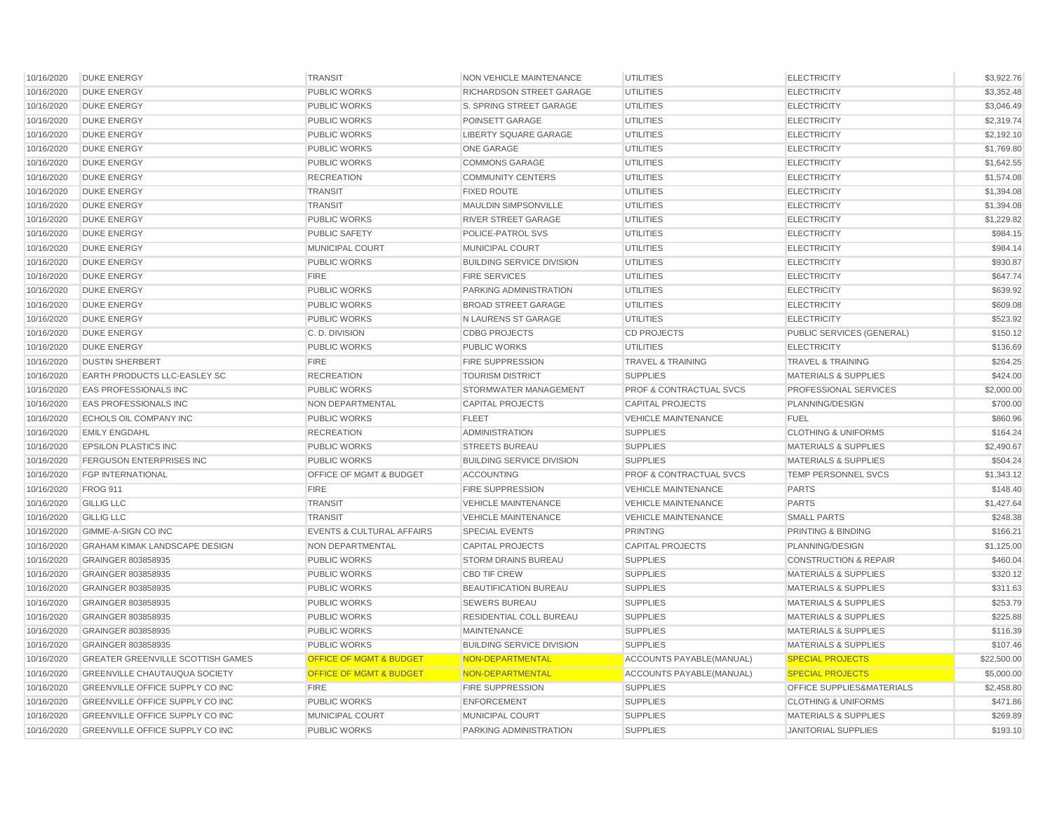| | | | | | | |
|---|---|---|---|---|---|---|
| 10/16/2020 | DUKE ENERGY | TRANSIT | NON VEHICLE MAINTENANCE | UTILITIES | ELECTRICITY | $3,922.76 |
| 10/16/2020 | DUKE ENERGY | PUBLIC WORKS | RICHARDSON STREET GARAGE | UTILITIES | ELECTRICITY | $3,352.48 |
| 10/16/2020 | DUKE ENERGY | PUBLIC WORKS | S. SPRING STREET GARAGE | UTILITIES | ELECTRICITY | $3,046.49 |
| 10/16/2020 | DUKE ENERGY | PUBLIC WORKS | POINSETT GARAGE | UTILITIES | ELECTRICITY | $2,319.74 |
| 10/16/2020 | DUKE ENERGY | PUBLIC WORKS | LIBERTY SQUARE GARAGE | UTILITIES | ELECTRICITY | $2,192.10 |
| 10/16/2020 | DUKE ENERGY | PUBLIC WORKS | ONE GARAGE | UTILITIES | ELECTRICITY | $1,769.80 |
| 10/16/2020 | DUKE ENERGY | PUBLIC WORKS | COMMONS GARAGE | UTILITIES | ELECTRICITY | $1,642.55 |
| 10/16/2020 | DUKE ENERGY | RECREATION | COMMUNITY CENTERS | UTILITIES | ELECTRICITY | $1,574.08 |
| 10/16/2020 | DUKE ENERGY | TRANSIT | FIXED ROUTE | UTILITIES | ELECTRICITY | $1,394.08 |
| 10/16/2020 | DUKE ENERGY | TRANSIT | MAULDIN SIMPSONVILLE | UTILITIES | ELECTRICITY | $1,394.08 |
| 10/16/2020 | DUKE ENERGY | PUBLIC WORKS | RIVER STREET GARAGE | UTILITIES | ELECTRICITY | $1,229.82 |
| 10/16/2020 | DUKE ENERGY | PUBLIC SAFETY | POLICE-PATROL SVS | UTILITIES | ELECTRICITY | $984.15 |
| 10/16/2020 | DUKE ENERGY | MUNICIPAL COURT | MUNICIPAL COURT | UTILITIES | ELECTRICITY | $984.14 |
| 10/16/2020 | DUKE ENERGY | PUBLIC WORKS | BUILDING SERVICE DIVISION | UTILITIES | ELECTRICITY | $930.87 |
| 10/16/2020 | DUKE ENERGY | FIRE | FIRE SERVICES | UTILITIES | ELECTRICITY | $647.74 |
| 10/16/2020 | DUKE ENERGY | PUBLIC WORKS | PARKING ADMINISTRATION | UTILITIES | ELECTRICITY | $639.92 |
| 10/16/2020 | DUKE ENERGY | PUBLIC WORKS | BROAD STREET GARAGE | UTILITIES | ELECTRICITY | $609.08 |
| 10/16/2020 | DUKE ENERGY | PUBLIC WORKS | N LAURENS ST GARAGE | UTILITIES | ELECTRICITY | $523.92 |
| 10/16/2020 | DUKE ENERGY | C. D. DIVISION | CDBG PROJECTS | CD PROJECTS | PUBLIC SERVICES (GENERAL) | $150.12 |
| 10/16/2020 | DUKE ENERGY | PUBLIC WORKS | PUBLIC WORKS | UTILITIES | ELECTRICITY | $136.69 |
| 10/16/2020 | DUSTIN SHERBERT | FIRE | FIRE SUPPRESSION | TRAVEL & TRAINING | TRAVEL & TRAINING | $264.25 |
| 10/16/2020 | EARTH PRODUCTS LLC-EASLEY SC | RECREATION | TOURISM DISTRICT | SUPPLIES | MATERIALS & SUPPLIES | $424.00 |
| 10/16/2020 | EAS PROFESSIONALS INC | PUBLIC WORKS | STORMWATER MANAGEMENT | PROF & CONTRACTUAL SVCS | PROFESSIONAL SERVICES | $2,000.00 |
| 10/16/2020 | EAS PROFESSIONALS INC | NON DEPARTMENTAL | CAPITAL PROJECTS | CAPITAL PROJECTS | PLANNING/DESIGN | $700.00 |
| 10/16/2020 | ECHOLS OIL COMPANY INC | PUBLIC WORKS | FLEET | VEHICLE MAINTENANCE | FUEL | $860.96 |
| 10/16/2020 | EMILY ENGDAHL | RECREATION | ADMINISTRATION | SUPPLIES | CLOTHING & UNIFORMS | $164.24 |
| 10/16/2020 | EPSILON PLASTICS INC | PUBLIC WORKS | STREETS BUREAU | SUPPLIES | MATERIALS & SUPPLIES | $2,490.67 |
| 10/16/2020 | FERGUSON ENTERPRISES INC | PUBLIC WORKS | BUILDING SERVICE DIVISION | SUPPLIES | MATERIALS & SUPPLIES | $504.24 |
| 10/16/2020 | FGP INTERNATIONAL | OFFICE OF MGMT & BUDGET | ACCOUNTING | PROF & CONTRACTUAL SVCS | TEMP PERSONNEL SVCS | $1,343.12 |
| 10/16/2020 | FROG 911 | FIRE | FIRE SUPPRESSION | VEHICLE MAINTENANCE | PARTS | $148.40 |
| 10/16/2020 | GILLIG LLC | TRANSIT | VEHICLE MAINTENANCE | VEHICLE MAINTENANCE | PARTS | $1,427.64 |
| 10/16/2020 | GILLIG LLC | TRANSIT | VEHICLE MAINTENANCE | VEHICLE MAINTENANCE | SMALL PARTS | $248.38 |
| 10/16/2020 | GIMME-A-SIGN CO INC | EVENTS & CULTURAL AFFAIRS | SPECIAL EVENTS | PRINTING | PRINTING & BINDING | $166.21 |
| 10/16/2020 | GRAHAM KIMAK LANDSCAPE DESIGN | NON DEPARTMENTAL | CAPITAL PROJECTS | CAPITAL PROJECTS | PLANNING/DESIGN | $1,125.00 |
| 10/16/2020 | GRAINGER 803858935 | PUBLIC WORKS | STORM DRAINS BUREAU | SUPPLIES | CONSTRUCTION & REPAIR | $460.04 |
| 10/16/2020 | GRAINGER 803858935 | PUBLIC WORKS | CBD TIF CREW | SUPPLIES | MATERIALS & SUPPLIES | $320.12 |
| 10/16/2020 | GRAINGER 803858935 | PUBLIC WORKS | BEAUTIFICATION BUREAU | SUPPLIES | MATERIALS & SUPPLIES | $311.63 |
| 10/16/2020 | GRAINGER 803858935 | PUBLIC WORKS | SEWERS BUREAU | SUPPLIES | MATERIALS & SUPPLIES | $253.79 |
| 10/16/2020 | GRAINGER 803858935 | PUBLIC WORKS | RESIDENTIAL COLL BUREAU | SUPPLIES | MATERIALS & SUPPLIES | $225.88 |
| 10/16/2020 | GRAINGER 803858935 | PUBLIC WORKS | MAINTENANCE | SUPPLIES | MATERIALS & SUPPLIES | $116.39 |
| 10/16/2020 | GRAINGER 803858935 | PUBLIC WORKS | BUILDING SERVICE DIVISION | SUPPLIES | MATERIALS & SUPPLIES | $107.46 |
| 10/16/2020 | GREATER GREENVILLE SCOTTISH GAMES | OFFICE OF MGMT & BUDGET | NON-DEPARTMENTAL | ACCOUNTS PAYABLE(MANUAL) | SPECIAL PROJECTS | $22,500.00 |
| 10/16/2020 | GREENVILLE CHAUTAUQUA SOCIETY | OFFICE OF MGMT & BUDGET | NON-DEPARTMENTAL | ACCOUNTS PAYABLE(MANUAL) | SPECIAL PROJECTS | $5,000.00 |
| 10/16/2020 | GREENVILLE OFFICE SUPPLY CO INC | FIRE | FIRE SUPPRESSION | SUPPLIES | OFFICE SUPPLIES&MATERIALS | $2,458.80 |
| 10/16/2020 | GREENVILLE OFFICE SUPPLY CO INC | PUBLIC WORKS | ENFORCEMENT | SUPPLIES | CLOTHING & UNIFORMS | $471.86 |
| 10/16/2020 | GREENVILLE OFFICE SUPPLY CO INC | MUNICIPAL COURT | MUNICIPAL COURT | SUPPLIES | MATERIALS & SUPPLIES | $269.89 |
| 10/16/2020 | GREENVILLE OFFICE SUPPLY CO INC | PUBLIC WORKS | PARKING ADMINISTRATION | SUPPLIES | JANITORIAL SUPPLIES | $193.10 |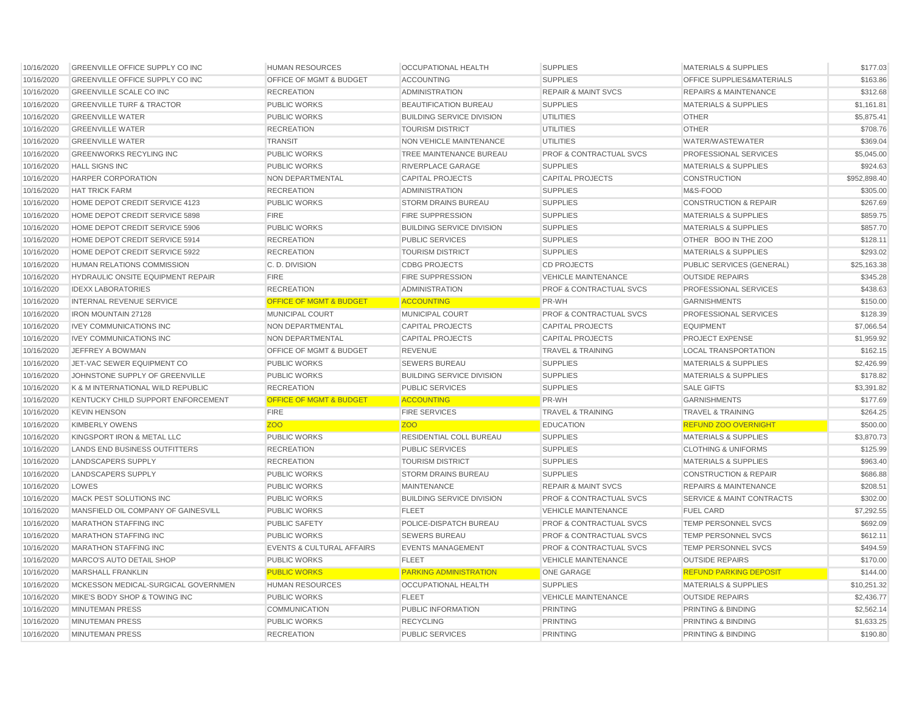| | | | | | | |
|---|---|---|---|---|---|---|
| 10/16/2020 | GREENVILLE OFFICE SUPPLY CO INC | HUMAN RESOURCES | OCCUPATIONAL HEALTH | SUPPLIES | MATERIALS & SUPPLIES | $177.03 |
| 10/16/2020 | GREENVILLE OFFICE SUPPLY CO INC | OFFICE OF MGMT & BUDGET | ACCOUNTING | SUPPLIES | OFFICE SUPPLIES&MATERIALS | $163.86 |
| 10/16/2020 | GREENVILLE SCALE CO INC | RECREATION | ADMINISTRATION | REPAIR & MAINT SVCS | REPAIRS & MAINTENANCE | $312.68 |
| 10/16/2020 | GREENVILLE TURF & TRACTOR | PUBLIC WORKS | BEAUTIFICATION BUREAU | SUPPLIES | MATERIALS & SUPPLIES | $1,161.81 |
| 10/16/2020 | GREENVILLE WATER | PUBLIC WORKS | BUILDING SERVICE DIVISION | UTILITIES | OTHER | $5,875.41 |
| 10/16/2020 | GREENVILLE WATER | RECREATION | TOURISM DISTRICT | UTILITIES | OTHER | $708.76 |
| 10/16/2020 | GREENVILLE WATER | TRANSIT | NON VEHICLE MAINTENANCE | UTILITIES | WATER/WASTEWATER | $369.04 |
| 10/16/2020 | GREENWORKS RECYLING INC | PUBLIC WORKS | TREE MAINTENANCE BUREAU | PROF & CONTRACTUAL SVCS | PROFESSIONAL SERVICES | $5,045.00 |
| 10/16/2020 | HALL SIGNS INC | PUBLIC WORKS | RIVERPLACE GARAGE | SUPPLIES | MATERIALS & SUPPLIES | $924.63 |
| 10/16/2020 | HARPER CORPORATION | NON DEPARTMENTAL | CAPITAL PROJECTS | CAPITAL PROJECTS | CONSTRUCTION | $952,898.40 |
| 10/16/2020 | HAT TRICK FARM | RECREATION | ADMINISTRATION | SUPPLIES | M&S-FOOD | $305.00 |
| 10/16/2020 | HOME DEPOT CREDIT SERVICE 4123 | PUBLIC WORKS | STORM DRAINS BUREAU | SUPPLIES | CONSTRUCTION & REPAIR | $267.69 |
| 10/16/2020 | HOME DEPOT CREDIT SERVICE 5898 | FIRE | FIRE SUPPRESSION | SUPPLIES | MATERIALS & SUPPLIES | $859.75 |
| 10/16/2020 | HOME DEPOT CREDIT SERVICE 5906 | PUBLIC WORKS | BUILDING SERVICE DIVISION | SUPPLIES | MATERIALS & SUPPLIES | $857.70 |
| 10/16/2020 | HOME DEPOT CREDIT SERVICE 5914 | RECREATION | PUBLIC SERVICES | SUPPLIES | OTHER BOO IN THE ZOO | $128.11 |
| 10/16/2020 | HOME DEPOT CREDIT SERVICE 5922 | RECREATION | TOURISM DISTRICT | SUPPLIES | MATERIALS & SUPPLIES | $293.02 |
| 10/16/2020 | HUMAN RELATIONS COMMISSION | C. D. DIVISION | CDBG PROJECTS | CD PROJECTS | PUBLIC SERVICES (GENERAL) | $25,163.38 |
| 10/16/2020 | HYDRAULIC ONSITE EQUIPMENT REPAIR | FIRE | FIRE SUPPRESSION | VEHICLE MAINTENANCE | OUTSIDE REPAIRS | $345.28 |
| 10/16/2020 | IDEXX LABORATORIES | RECREATION | ADMINISTRATION | PROF & CONTRACTUAL SVCS | PROFESSIONAL SERVICES | $438.63 |
| 10/16/2020 | INTERNAL REVENUE SERVICE | OFFICE OF MGMT & BUDGET | ACCOUNTING | PR-WH | GARNISHMENTS | $150.00 |
| 10/16/2020 | IRON MOUNTAIN 27128 | MUNICIPAL COURT | MUNICIPAL COURT | PROF & CONTRACTUAL SVCS | PROFESSIONAL SERVICES | $128.39 |
| 10/16/2020 | IVEY COMMUNICATIONS INC | NON DEPARTMENTAL | CAPITAL PROJECTS | CAPITAL PROJECTS | EQUIPMENT | $7,066.54 |
| 10/16/2020 | IVEY COMMUNICATIONS INC | NON DEPARTMENTAL | CAPITAL PROJECTS | CAPITAL PROJECTS | PROJECT EXPENSE | $1,959.92 |
| 10/16/2020 | JEFFREY A BOWMAN | OFFICE OF MGMT & BUDGET | REVENUE | TRAVEL & TRAINING | LOCAL TRANSPORTATION | $162.15 |
| 10/16/2020 | JET-VAC SEWER EQUIPMENT CO | PUBLIC WORKS | SEWERS BUREAU | SUPPLIES | MATERIALS & SUPPLIES | $2,426.99 |
| 10/16/2020 | JOHNSTONE SUPPLY OF GREENVILLE | PUBLIC WORKS | BUILDING SERVICE DIVISION | SUPPLIES | MATERIALS & SUPPLIES | $178.82 |
| 10/16/2020 | K & M INTERNATIONAL WILD REPUBLIC | RECREATION | PUBLIC SERVICES | SUPPLIES | SALE GIFTS | $3,391.82 |
| 10/16/2020 | KENTUCKY CHILD SUPPORT ENFORCEMENT | OFFICE OF MGMT & BUDGET | ACCOUNTING | PR-WH | GARNISHMENTS | $177.69 |
| 10/16/2020 | KEVIN HENSON | FIRE | FIRE SERVICES | TRAVEL & TRAINING | TRAVEL & TRAINING | $264.25 |
| 10/16/2020 | KIMBERLY OWENS | ZOO | ZOO | EDUCATION | REFUND ZOO OVERNIGHT | $500.00 |
| 10/16/2020 | KINGSPORT IRON & METAL LLC | PUBLIC WORKS | RESIDENTIAL COLL BUREAU | SUPPLIES | MATERIALS & SUPPLIES | $3,870.73 |
| 10/16/2020 | LANDS END BUSINESS OUTFITTERS | RECREATION | PUBLIC SERVICES | SUPPLIES | CLOTHING & UNIFORMS | $125.99 |
| 10/16/2020 | LANDSCAPERS SUPPLY | RECREATION | TOURISM DISTRICT | SUPPLIES | MATERIALS & SUPPLIES | $963.40 |
| 10/16/2020 | LANDSCAPERS SUPPLY | PUBLIC WORKS | STORM DRAINS BUREAU | SUPPLIES | CONSTRUCTION & REPAIR | $686.88 |
| 10/16/2020 | LOWES | PUBLIC WORKS | MAINTENANCE | REPAIR & MAINT SVCS | REPAIRS & MAINTENANCE | $208.51 |
| 10/16/2020 | MACK PEST SOLUTIONS INC | PUBLIC WORKS | BUILDING SERVICE DIVISION | PROF & CONTRACTUAL SVCS | SERVICE & MAINT CONTRACTS | $302.00 |
| 10/16/2020 | MANSFIELD OIL COMPANY OF GAINESVILL | PUBLIC WORKS | FLEET | VEHICLE MAINTENANCE | FUEL CARD | $7,292.55 |
| 10/16/2020 | MARATHON STAFFING INC | PUBLIC SAFETY | POLICE-DISPATCH BUREAU | PROF & CONTRACTUAL SVCS | TEMP PERSONNEL SVCS | $692.09 |
| 10/16/2020 | MARATHON STAFFING INC | PUBLIC WORKS | SEWERS BUREAU | PROF & CONTRACTUAL SVCS | TEMP PERSONNEL SVCS | $612.11 |
| 10/16/2020 | MARATHON STAFFING INC | EVENTS & CULTURAL AFFAIRS | EVENTS MANAGEMENT | PROF & CONTRACTUAL SVCS | TEMP PERSONNEL SVCS | $494.59 |
| 10/16/2020 | MARCO'S AUTO DETAIL SHOP | PUBLIC WORKS | FLEET | VEHICLE MAINTENANCE | OUTSIDE REPAIRS | $170.00 |
| 10/16/2020 | MARSHALL FRANKLIN | PUBLIC WORKS | PARKING ADMINISTRATION | ONE GARAGE | REFUND PARKING DEPOSIT | $144.00 |
| 10/16/2020 | MCKESSON MEDICAL-SURGICAL GOVERNMEN | HUMAN RESOURCES | OCCUPATIONAL HEALTH | SUPPLIES | MATERIALS & SUPPLIES | $10,251.32 |
| 10/16/2020 | MIKE'S BODY SHOP & TOWING INC | PUBLIC WORKS | FLEET | VEHICLE MAINTENANCE | OUTSIDE REPAIRS | $2,436.77 |
| 10/16/2020 | MINUTEMAN PRESS | COMMUNICATION | PUBLIC INFORMATION | PRINTING | PRINTING & BINDING | $2,562.14 |
| 10/16/2020 | MINUTEMAN PRESS | PUBLIC WORKS | RECYCLING | PRINTING | PRINTING & BINDING | $1,633.25 |
| 10/16/2020 | MINUTEMAN PRESS | RECREATION | PUBLIC SERVICES | PRINTING | PRINTING & BINDING | $190.80 |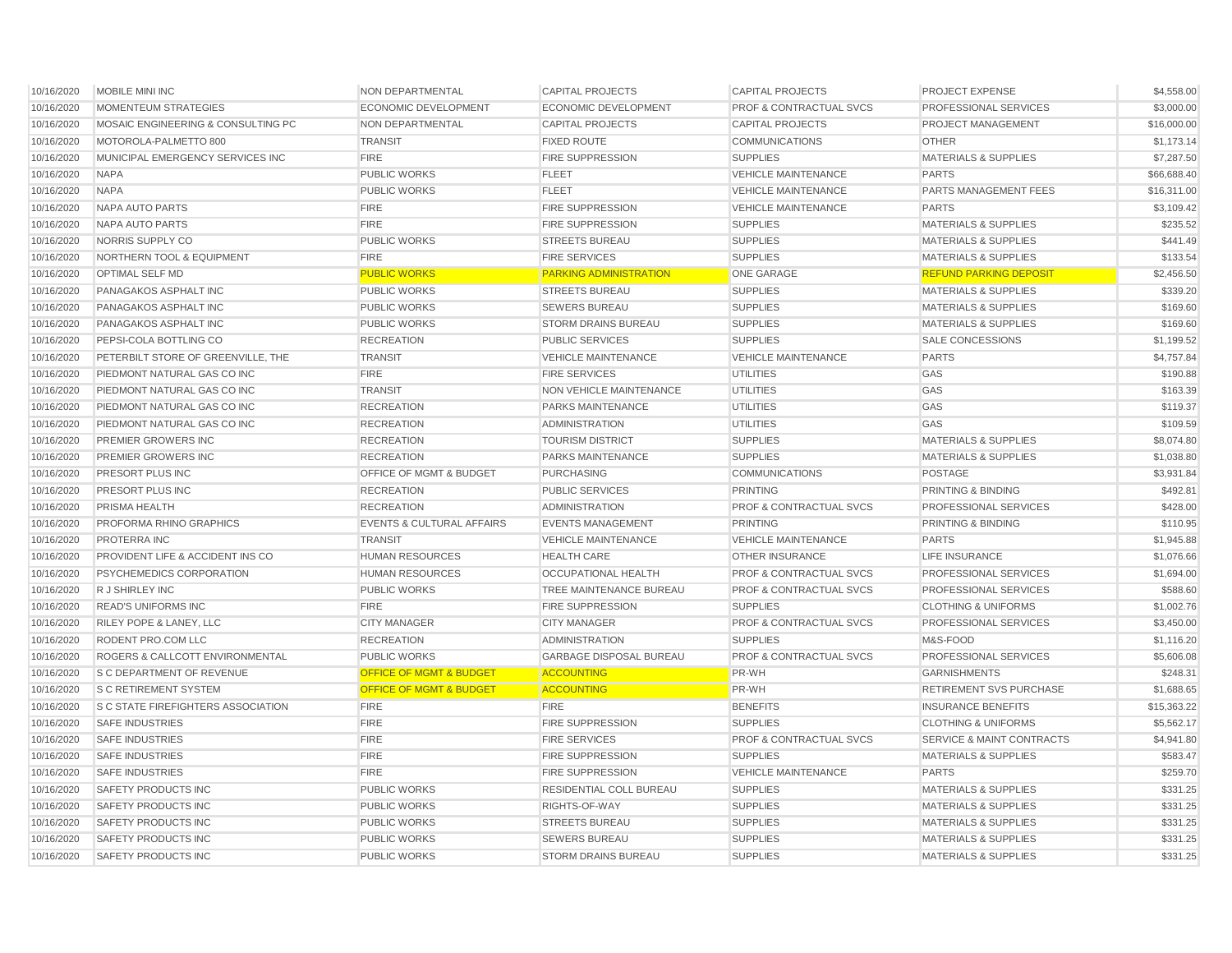| | | | | | | |
|---|---|---|---|---|---|---|
| 10/16/2020 | MOBILE MINI INC | NON DEPARTMENTAL | CAPITAL PROJECTS | CAPITAL PROJECTS | PROJECT EXPENSE | $4,558.00 |
| 10/16/2020 | MOMENTEUM STRATEGIES | ECONOMIC DEVELOPMENT | ECONOMIC DEVELOPMENT | PROF & CONTRACTUAL SVCS | PROFESSIONAL SERVICES | $3,000.00 |
| 10/16/2020 | MOSAIC ENGINEERING & CONSULTING PC | NON DEPARTMENTAL | CAPITAL PROJECTS | CAPITAL PROJECTS | PROJECT MANAGEMENT | $16,000.00 |
| 10/16/2020 | MOTOROLA-PALMETTO 800 | TRANSIT | FIXED ROUTE | COMMUNICATIONS | OTHER | $1,173.14 |
| 10/16/2020 | MUNICIPAL EMERGENCY SERVICES INC | FIRE | FIRE SUPPRESSION | SUPPLIES | MATERIALS & SUPPLIES | $7,287.50 |
| 10/16/2020 | NAPA | PUBLIC WORKS | FLEET | VEHICLE MAINTENANCE | PARTS | $66,688.40 |
| 10/16/2020 | NAPA | PUBLIC WORKS | FLEET | VEHICLE MAINTENANCE | PARTS MANAGEMENT FEES | $16,311.00 |
| 10/16/2020 | NAPA AUTO PARTS | FIRE | FIRE SUPPRESSION | VEHICLE MAINTENANCE | PARTS | $3,109.42 |
| 10/16/2020 | NAPA AUTO PARTS | FIRE | FIRE SUPPRESSION | SUPPLIES | MATERIALS & SUPPLIES | $235.52 |
| 10/16/2020 | NORRIS SUPPLY CO | PUBLIC WORKS | STREETS BUREAU | SUPPLIES | MATERIALS & SUPPLIES | $441.49 |
| 10/16/2020 | NORTHERN TOOL & EQUIPMENT | FIRE | FIRE SERVICES | SUPPLIES | MATERIALS & SUPPLIES | $133.54 |
| 10/16/2020 | OPTIMAL SELF MD | PUBLIC WORKS | PARKING ADMINISTRATION | ONE GARAGE | REFUND PARKING DEPOSIT | $2,456.50 |
| 10/16/2020 | PANAGAKOS ASPHALT INC | PUBLIC WORKS | STREETS BUREAU | SUPPLIES | MATERIALS & SUPPLIES | $339.20 |
| 10/16/2020 | PANAGAKOS ASPHALT INC | PUBLIC WORKS | SEWERS BUREAU | SUPPLIES | MATERIALS & SUPPLIES | $169.60 |
| 10/16/2020 | PANAGAKOS ASPHALT INC | PUBLIC WORKS | STORM DRAINS BUREAU | SUPPLIES | MATERIALS & SUPPLIES | $169.60 |
| 10/16/2020 | PEPSI-COLA BOTTLING CO | RECREATION | PUBLIC SERVICES | SUPPLIES | SALE CONCESSIONS | $1,199.52 |
| 10/16/2020 | PETERBILT STORE OF GREENVILLE, THE | TRANSIT | VEHICLE MAINTENANCE | VEHICLE MAINTENANCE | PARTS | $4,757.84 |
| 10/16/2020 | PIEDMONT NATURAL GAS CO INC | FIRE | FIRE SERVICES | UTILITIES | GAS | $190.88 |
| 10/16/2020 | PIEDMONT NATURAL GAS CO INC | TRANSIT | NON VEHICLE MAINTENANCE | UTILITIES | GAS | $163.39 |
| 10/16/2020 | PIEDMONT NATURAL GAS CO INC | RECREATION | PARKS MAINTENANCE | UTILITIES | GAS | $119.37 |
| 10/16/2020 | PIEDMONT NATURAL GAS CO INC | RECREATION | ADMINISTRATION | UTILITIES | GAS | $109.59 |
| 10/16/2020 | PREMIER GROWERS INC | RECREATION | TOURISM DISTRICT | SUPPLIES | MATERIALS & SUPPLIES | $8,074.80 |
| 10/16/2020 | PREMIER GROWERS INC | RECREATION | PARKS MAINTENANCE | SUPPLIES | MATERIALS & SUPPLIES | $1,038.80 |
| 10/16/2020 | PRESORT PLUS INC | OFFICE OF MGMT & BUDGET | PURCHASING | COMMUNICATIONS | POSTAGE | $3,931.84 |
| 10/16/2020 | PRESORT PLUS INC | RECREATION | PUBLIC SERVICES | PRINTING | PRINTING & BINDING | $492.81 |
| 10/16/2020 | PRISMA HEALTH | RECREATION | ADMINISTRATION | PROF & CONTRACTUAL SVCS | PROFESSIONAL SERVICES | $428.00 |
| 10/16/2020 | PROFORMA RHINO GRAPHICS | EVENTS & CULTURAL AFFAIRS | EVENTS MANAGEMENT | PRINTING | PRINTING & BINDING | $110.95 |
| 10/16/2020 | PROTERRA INC | TRANSIT | VEHICLE MAINTENANCE | VEHICLE MAINTENANCE | PARTS | $1,945.88 |
| 10/16/2020 | PROVIDENT LIFE & ACCIDENT INS CO | HUMAN RESOURCES | HEALTH CARE | OTHER INSURANCE | LIFE INSURANCE | $1,076.66 |
| 10/16/2020 | PSYCHEMEDICS CORPORATION | HUMAN RESOURCES | OCCUPATIONAL HEALTH | PROF & CONTRACTUAL SVCS | PROFESSIONAL SERVICES | $1,694.00 |
| 10/16/2020 | R J SHIRLEY INC | PUBLIC WORKS | TREE MAINTENANCE BUREAU | PROF & CONTRACTUAL SVCS | PROFESSIONAL SERVICES | $588.60 |
| 10/16/2020 | READ'S UNIFORMS INC | FIRE | FIRE SUPPRESSION | SUPPLIES | CLOTHING & UNIFORMS | $1,002.76 |
| 10/16/2020 | RILEY POPE & LANEY, LLC | CITY MANAGER | CITY MANAGER | PROF & CONTRACTUAL SVCS | PROFESSIONAL SERVICES | $3,450.00 |
| 10/16/2020 | RODENT PRO.COM LLC | RECREATION | ADMINISTRATION | SUPPLIES | M&S-FOOD | $1,116.20 |
| 10/16/2020 | ROGERS & CALLCOTT ENVIRONMENTAL | PUBLIC WORKS | GARBAGE DISPOSAL BUREAU | PROF & CONTRACTUAL SVCS | PROFESSIONAL SERVICES | $5,606.08 |
| 10/16/2020 | S C DEPARTMENT OF REVENUE | OFFICE OF MGMT & BUDGET | ACCOUNTING | PR-WH | GARNISHMENTS | $248.31 |
| 10/16/2020 | S C RETIREMENT SYSTEM | OFFICE OF MGMT & BUDGET | ACCOUNTING | PR-WH | RETIREMENT SVS PURCHASE | $1,688.65 |
| 10/16/2020 | S C STATE FIREFIGHTERS ASSOCIATION | FIRE | FIRE | BENEFITS | INSURANCE BENEFITS | $15,363.22 |
| 10/16/2020 | SAFE INDUSTRIES | FIRE | FIRE SUPPRESSION | SUPPLIES | CLOTHING & UNIFORMS | $5,562.17 |
| 10/16/2020 | SAFE INDUSTRIES | FIRE | FIRE SERVICES | PROF & CONTRACTUAL SVCS | SERVICE & MAINT CONTRACTS | $4,941.80 |
| 10/16/2020 | SAFE INDUSTRIES | FIRE | FIRE SUPPRESSION | SUPPLIES | MATERIALS & SUPPLIES | $583.47 |
| 10/16/2020 | SAFE INDUSTRIES | FIRE | FIRE SUPPRESSION | VEHICLE MAINTENANCE | PARTS | $259.70 |
| 10/16/2020 | SAFETY PRODUCTS INC | PUBLIC WORKS | RESIDENTIAL COLL BUREAU | SUPPLIES | MATERIALS & SUPPLIES | $331.25 |
| 10/16/2020 | SAFETY PRODUCTS INC | PUBLIC WORKS | RIGHTS-OF-WAY | SUPPLIES | MATERIALS & SUPPLIES | $331.25 |
| 10/16/2020 | SAFETY PRODUCTS INC | PUBLIC WORKS | STREETS BUREAU | SUPPLIES | MATERIALS & SUPPLIES | $331.25 |
| 10/16/2020 | SAFETY PRODUCTS INC | PUBLIC WORKS | SEWERS BUREAU | SUPPLIES | MATERIALS & SUPPLIES | $331.25 |
| 10/16/2020 | SAFETY PRODUCTS INC | PUBLIC WORKS | STORM DRAINS BUREAU | SUPPLIES | MATERIALS & SUPPLIES | $331.25 |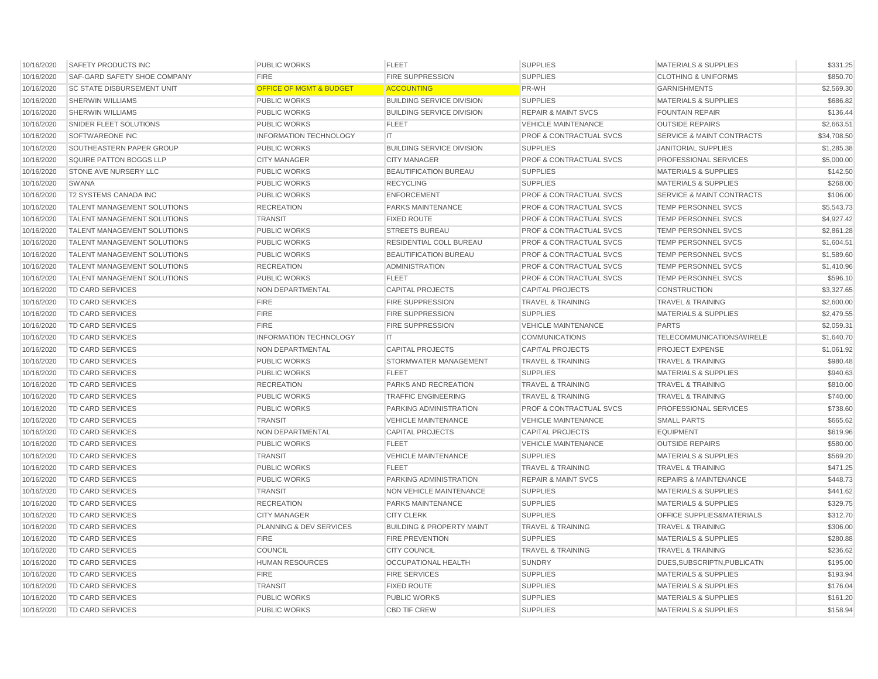| | | | | | | |
|---|---|---|---|---|---|---|
| 10/16/2020 | SAFETY PRODUCTS INC | PUBLIC WORKS | FLEET | SUPPLIES | MATERIALS & SUPPLIES | $331.25 |
| 10/16/2020 | SAF-GARD SAFETY SHOE COMPANY | FIRE | FIRE SUPPRESSION | SUPPLIES | CLOTHING & UNIFORMS | $850.70 |
| 10/16/2020 | SC STATE DISBURSEMENT UNIT | OFFICE OF MGMT & BUDGET | ACCOUNTING | PR-WH | GARNISHMENTS | $2,569.30 |
| 10/16/2020 | SHERWIN WILLIAMS | PUBLIC WORKS | BUILDING SERVICE DIVISION | SUPPLIES | MATERIALS & SUPPLIES | $686.82 |
| 10/16/2020 | SHERWIN WILLIAMS | PUBLIC WORKS | BUILDING SERVICE DIVISION | REPAIR & MAINT SVCS | FOUNTAIN REPAIR | $136.44 |
| 10/16/2020 | SNIDER FLEET SOLUTIONS | PUBLIC WORKS | FLEET | VEHICLE MAINTENANCE | OUTSIDE REPAIRS | $2,663.51 |
| 10/16/2020 | SOFTWAREONE INC | INFORMATION TECHNOLOGY | IT | PROF & CONTRACTUAL SVCS | SERVICE & MAINT CONTRACTS | $34,708.50 |
| 10/16/2020 | SOUTHEASTERN PAPER GROUP | PUBLIC WORKS | BUILDING SERVICE DIVISION | SUPPLIES | JANITORIAL SUPPLIES | $1,285.38 |
| 10/16/2020 | SQUIRE PATTON BOGGS LLP | CITY MANAGER | CITY MANAGER | PROF & CONTRACTUAL SVCS | PROFESSIONAL SERVICES | $5,000.00 |
| 10/16/2020 | STONE AVE NURSERY LLC | PUBLIC WORKS | BEAUTIFICATION BUREAU | SUPPLIES | MATERIALS & SUPPLIES | $142.50 |
| 10/16/2020 | SWANA | PUBLIC WORKS | RECYCLING | SUPPLIES | MATERIALS & SUPPLIES | $268.00 |
| 10/16/2020 | T2 SYSTEMS CANADA INC | PUBLIC WORKS | ENFORCEMENT | PROF & CONTRACTUAL SVCS | SERVICE & MAINT CONTRACTS | $106.00 |
| 10/16/2020 | TALENT MANAGEMENT SOLUTIONS | RECREATION | PARKS MAINTENANCE | PROF & CONTRACTUAL SVCS | TEMP PERSONNEL SVCS | $5,543.73 |
| 10/16/2020 | TALENT MANAGEMENT SOLUTIONS | TRANSIT | FIXED ROUTE | PROF & CONTRACTUAL SVCS | TEMP PERSONNEL SVCS | $4,927.42 |
| 10/16/2020 | TALENT MANAGEMENT SOLUTIONS | PUBLIC WORKS | STREETS BUREAU | PROF & CONTRACTUAL SVCS | TEMP PERSONNEL SVCS | $2,861.28 |
| 10/16/2020 | TALENT MANAGEMENT SOLUTIONS | PUBLIC WORKS | RESIDENTIAL COLL BUREAU | PROF & CONTRACTUAL SVCS | TEMP PERSONNEL SVCS | $1,604.51 |
| 10/16/2020 | TALENT MANAGEMENT SOLUTIONS | PUBLIC WORKS | BEAUTIFICATION BUREAU | PROF & CONTRACTUAL SVCS | TEMP PERSONNEL SVCS | $1,589.60 |
| 10/16/2020 | TALENT MANAGEMENT SOLUTIONS | RECREATION | ADMINISTRATION | PROF & CONTRACTUAL SVCS | TEMP PERSONNEL SVCS | $1,410.96 |
| 10/16/2020 | TALENT MANAGEMENT SOLUTIONS | PUBLIC WORKS | FLEET | PROF & CONTRACTUAL SVCS | TEMP PERSONNEL SVCS | $596.10 |
| 10/16/2020 | TD CARD SERVICES | NON DEPARTMENTAL | CAPITAL PROJECTS | CAPITAL PROJECTS | CONSTRUCTION | $3,327.65 |
| 10/16/2020 | TD CARD SERVICES | FIRE | FIRE SUPPRESSION | TRAVEL & TRAINING | TRAVEL & TRAINING | $2,600.00 |
| 10/16/2020 | TD CARD SERVICES | FIRE | FIRE SUPPRESSION | SUPPLIES | MATERIALS & SUPPLIES | $2,479.55 |
| 10/16/2020 | TD CARD SERVICES | FIRE | FIRE SUPPRESSION | VEHICLE MAINTENANCE | PARTS | $2,059.31 |
| 10/16/2020 | TD CARD SERVICES | INFORMATION TECHNOLOGY | IT | COMMUNICATIONS | TELECOMMUNICATIONS/WIRELE | $1,640.70 |
| 10/16/2020 | TD CARD SERVICES | NON DEPARTMENTAL | CAPITAL PROJECTS | CAPITAL PROJECTS | PROJECT EXPENSE | $1,061.92 |
| 10/16/2020 | TD CARD SERVICES | PUBLIC WORKS | STORMWATER MANAGEMENT | TRAVEL & TRAINING | TRAVEL & TRAINING | $980.48 |
| 10/16/2020 | TD CARD SERVICES | PUBLIC WORKS | FLEET | SUPPLIES | MATERIALS & SUPPLIES | $940.63 |
| 10/16/2020 | TD CARD SERVICES | RECREATION | PARKS AND RECREATION | TRAVEL & TRAINING | TRAVEL & TRAINING | $810.00 |
| 10/16/2020 | TD CARD SERVICES | PUBLIC WORKS | TRAFFIC ENGINEERING | TRAVEL & TRAINING | TRAVEL & TRAINING | $740.00 |
| 10/16/2020 | TD CARD SERVICES | PUBLIC WORKS | PARKING ADMINISTRATION | PROF & CONTRACTUAL SVCS | PROFESSIONAL SERVICES | $738.60 |
| 10/16/2020 | TD CARD SERVICES | TRANSIT | VEHICLE MAINTENANCE | VEHICLE MAINTENANCE | SMALL PARTS | $665.62 |
| 10/16/2020 | TD CARD SERVICES | NON DEPARTMENTAL | CAPITAL PROJECTS | CAPITAL PROJECTS | EQUIPMENT | $619.96 |
| 10/16/2020 | TD CARD SERVICES | PUBLIC WORKS | FLEET | VEHICLE MAINTENANCE | OUTSIDE REPAIRS | $580.00 |
| 10/16/2020 | TD CARD SERVICES | TRANSIT | VEHICLE MAINTENANCE | SUPPLIES | MATERIALS & SUPPLIES | $569.20 |
| 10/16/2020 | TD CARD SERVICES | PUBLIC WORKS | FLEET | TRAVEL & TRAINING | TRAVEL & TRAINING | $471.25 |
| 10/16/2020 | TD CARD SERVICES | PUBLIC WORKS | PARKING ADMINISTRATION | REPAIR & MAINT SVCS | REPAIRS & MAINTENANCE | $448.73 |
| 10/16/2020 | TD CARD SERVICES | TRANSIT | NON VEHICLE MAINTENANCE | SUPPLIES | MATERIALS & SUPPLIES | $441.62 |
| 10/16/2020 | TD CARD SERVICES | RECREATION | PARKS MAINTENANCE | SUPPLIES | MATERIALS & SUPPLIES | $329.75 |
| 10/16/2020 | TD CARD SERVICES | CITY MANAGER | CITY CLERK | SUPPLIES | OFFICE SUPPLIES&MATERIALS | $312.70 |
| 10/16/2020 | TD CARD SERVICES | PLANNING & DEV SERVICES | BUILDING & PROPERTY MAINT | TRAVEL & TRAINING | TRAVEL & TRAINING | $306.00 |
| 10/16/2020 | TD CARD SERVICES | FIRE | FIRE PREVENTION | SUPPLIES | MATERIALS & SUPPLIES | $280.88 |
| 10/16/2020 | TD CARD SERVICES | COUNCIL | CITY COUNCIL | TRAVEL & TRAINING | TRAVEL & TRAINING | $236.62 |
| 10/16/2020 | TD CARD SERVICES | HUMAN RESOURCES | OCCUPATIONAL HEALTH | SUNDRY | DUES,SUBSCRIPTN,PUBLICATN | $195.00 |
| 10/16/2020 | TD CARD SERVICES | FIRE | FIRE SERVICES | SUPPLIES | MATERIALS & SUPPLIES | $193.94 |
| 10/16/2020 | TD CARD SERVICES | TRANSIT | FIXED ROUTE | SUPPLIES | MATERIALS & SUPPLIES | $176.04 |
| 10/16/2020 | TD CARD SERVICES | PUBLIC WORKS | PUBLIC WORKS | SUPPLIES | MATERIALS & SUPPLIES | $161.20 |
| 10/16/2020 | TD CARD SERVICES | PUBLIC WORKS | CBD TIF CREW | SUPPLIES | MATERIALS & SUPPLIES | $158.94 |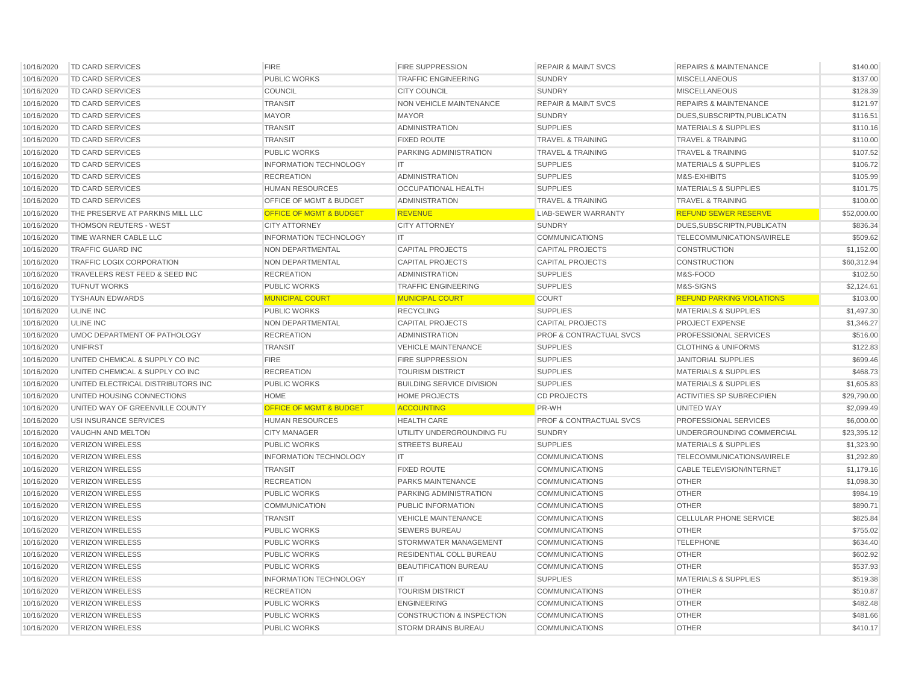| | | | | | | |
|---|---|---|---|---|---|---|
| 10/16/2020 | TD CARD SERVICES | FIRE | FIRE SUPPRESSION | REPAIR & MAINT SVCS | REPAIRS & MAINTENANCE | $140.00 |
| 10/16/2020 | TD CARD SERVICES | PUBLIC WORKS | TRAFFIC ENGINEERING | SUNDRY | MISCELLANEOUS | $137.00 |
| 10/16/2020 | TD CARD SERVICES | COUNCIL | CITY COUNCIL | SUNDRY | MISCELLANEOUS | $128.39 |
| 10/16/2020 | TD CARD SERVICES | TRANSIT | NON VEHICLE MAINTENANCE | REPAIR & MAINT SVCS | REPAIRS & MAINTENANCE | $121.97 |
| 10/16/2020 | TD CARD SERVICES | MAYOR | MAYOR | SUNDRY | DUES,SUBSCRIPTN,PUBLICATN | $116.51 |
| 10/16/2020 | TD CARD SERVICES | TRANSIT | ADMINISTRATION | SUPPLIES | MATERIALS & SUPPLIES | $110.16 |
| 10/16/2020 | TD CARD SERVICES | TRANSIT | FIXED ROUTE | TRAVEL & TRAINING | TRAVEL & TRAINING | $110.00 |
| 10/16/2020 | TD CARD SERVICES | PUBLIC WORKS | PARKING ADMINISTRATION | TRAVEL & TRAINING | TRAVEL & TRAINING | $107.52 |
| 10/16/2020 | TD CARD SERVICES | INFORMATION TECHNOLOGY | IT | SUPPLIES | MATERIALS & SUPPLIES | $106.72 |
| 10/16/2020 | TD CARD SERVICES | RECREATION | ADMINISTRATION | SUPPLIES | M&S-EXHIBITS | $105.99 |
| 10/16/2020 | TD CARD SERVICES | HUMAN RESOURCES | OCCUPATIONAL HEALTH | SUPPLIES | MATERIALS & SUPPLIES | $101.75 |
| 10/16/2020 | TD CARD SERVICES | OFFICE OF MGMT & BUDGET | ADMINISTRATION | TRAVEL & TRAINING | TRAVEL & TRAINING | $100.00 |
| 10/16/2020 | THE PRESERVE AT PARKINS MILL LLC | OFFICE OF MGMT & BUDGET | REVENUE | LIAB-SEWER WARRANTY | REFUND SEWER RESERVE | $52,000.00 |
| 10/16/2020 | THOMSON REUTERS - WEST | CITY ATTORNEY | CITY ATTORNEY | SUNDRY | DUES,SUBSCRIPTN,PUBLICATN | $836.34 |
| 10/16/2020 | TIME WARNER CABLE LLC | INFORMATION TECHNOLOGY | IT | COMMUNICATIONS | TELECOMMUNICATIONS/WIRELE | $509.62 |
| 10/16/2020 | TRAFFIC GUARD INC | NON DEPARTMENTAL | CAPITAL PROJECTS | CAPITAL PROJECTS | CONSTRUCTION | $1,152.00 |
| 10/16/2020 | TRAFFIC LOGIX CORPORATION | NON DEPARTMENTAL | CAPITAL PROJECTS | CAPITAL PROJECTS | CONSTRUCTION | $60,312.94 |
| 10/16/2020 | TRAVELERS REST FEED & SEED INC | RECREATION | ADMINISTRATION | SUPPLIES | M&S-FOOD | $102.50 |
| 10/16/2020 | TUFNUT WORKS | PUBLIC WORKS | TRAFFIC ENGINEERING | SUPPLIES | M&S-SIGNS | $2,124.61 |
| 10/16/2020 | TYSHAUN EDWARDS | MUNICIPAL COURT | MUNICIPAL COURT | COURT | REFUND PARKING VIOLATIONS | $103.00 |
| 10/16/2020 | ULINE INC | PUBLIC WORKS | RECYCLING | SUPPLIES | MATERIALS & SUPPLIES | $1,497.30 |
| 10/16/2020 | ULINE INC | NON DEPARTMENTAL | CAPITAL PROJECTS | CAPITAL PROJECTS | PROJECT EXPENSE | $1,346.27 |
| 10/16/2020 | UMDC DEPARTMENT OF PATHOLOGY | RECREATION | ADMINISTRATION | PROF & CONTRACTUAL SVCS | PROFESSIONAL SERVICES | $516.00 |
| 10/16/2020 | UNIFIRST | TRANSIT | VEHICLE MAINTENANCE | SUPPLIES | CLOTHING & UNIFORMS | $122.83 |
| 10/16/2020 | UNITED CHEMICAL & SUPPLY CO INC | FIRE | FIRE SUPPRESSION | SUPPLIES | JANITORIAL SUPPLIES | $699.46 |
| 10/16/2020 | UNITED CHEMICAL & SUPPLY CO INC | RECREATION | TOURISM DISTRICT | SUPPLIES | MATERIALS & SUPPLIES | $468.73 |
| 10/16/2020 | UNITED ELECTRICAL DISTRIBUTORS INC | PUBLIC WORKS | BUILDING SERVICE DIVISION | SUPPLIES | MATERIALS & SUPPLIES | $1,605.83 |
| 10/16/2020 | UNITED HOUSING CONNECTIONS | HOME | HOME PROJECTS | CD PROJECTS | ACTIVITIES SP SUBRECIPIEN | $29,790.00 |
| 10/16/2020 | UNITED WAY OF GREENVILLE COUNTY | OFFICE OF MGMT & BUDGET | ACCOUNTING | PR-WH | UNITED WAY | $2,099.49 |
| 10/16/2020 | USI INSURANCE SERVICES | HUMAN RESOURCES | HEALTH CARE | PROF & CONTRACTUAL SVCS | PROFESSIONAL SERVICES | $6,000.00 |
| 10/16/2020 | VAUGHN AND MELTON | CITY MANAGER | UTILITY UNDERGROUNDING FU | SUNDRY | UNDERGROUNDING COMMERCIAL | $23,395.12 |
| 10/16/2020 | VERIZON WIRELESS | PUBLIC WORKS | STREETS BUREAU | SUPPLIES | MATERIALS & SUPPLIES | $1,323.90 |
| 10/16/2020 | VERIZON WIRELESS | INFORMATION TECHNOLOGY | IT | COMMUNICATIONS | TELECOMMUNICATIONS/WIRELE | $1,292.89 |
| 10/16/2020 | VERIZON WIRELESS | TRANSIT | FIXED ROUTE | COMMUNICATIONS | CABLE TELEVISION/INTERNET | $1,179.16 |
| 10/16/2020 | VERIZON WIRELESS | RECREATION | PARKS MAINTENANCE | COMMUNICATIONS | OTHER | $1,098.30 |
| 10/16/2020 | VERIZON WIRELESS | PUBLIC WORKS | PARKING ADMINISTRATION | COMMUNICATIONS | OTHER | $984.19 |
| 10/16/2020 | VERIZON WIRELESS | COMMUNICATION | PUBLIC INFORMATION | COMMUNICATIONS | OTHER | $890.71 |
| 10/16/2020 | VERIZON WIRELESS | TRANSIT | VEHICLE MAINTENANCE | COMMUNICATIONS | CELLULAR PHONE SERVICE | $825.84 |
| 10/16/2020 | VERIZON WIRELESS | PUBLIC WORKS | SEWERS BUREAU | COMMUNICATIONS | OTHER | $755.02 |
| 10/16/2020 | VERIZON WIRELESS | PUBLIC WORKS | STORMWATER MANAGEMENT | COMMUNICATIONS | TELEPHONE | $634.40 |
| 10/16/2020 | VERIZON WIRELESS | PUBLIC WORKS | RESIDENTIAL COLL BUREAU | COMMUNICATIONS | OTHER | $602.92 |
| 10/16/2020 | VERIZON WIRELESS | PUBLIC WORKS | BEAUTIFICATION BUREAU | COMMUNICATIONS | OTHER | $537.93 |
| 10/16/2020 | VERIZON WIRELESS | INFORMATION TECHNOLOGY | IT | SUPPLIES | MATERIALS & SUPPLIES | $519.38 |
| 10/16/2020 | VERIZON WIRELESS | RECREATION | TOURISM DISTRICT | COMMUNICATIONS | OTHER | $510.87 |
| 10/16/2020 | VERIZON WIRELESS | PUBLIC WORKS | ENGINEERING | COMMUNICATIONS | OTHER | $482.48 |
| 10/16/2020 | VERIZON WIRELESS | PUBLIC WORKS | CONSTRUCTION & INSPECTION | COMMUNICATIONS | OTHER | $481.66 |
| 10/16/2020 | VERIZON WIRELESS | PUBLIC WORKS | STORM DRAINS BUREAU | COMMUNICATIONS | OTHER | $410.17 |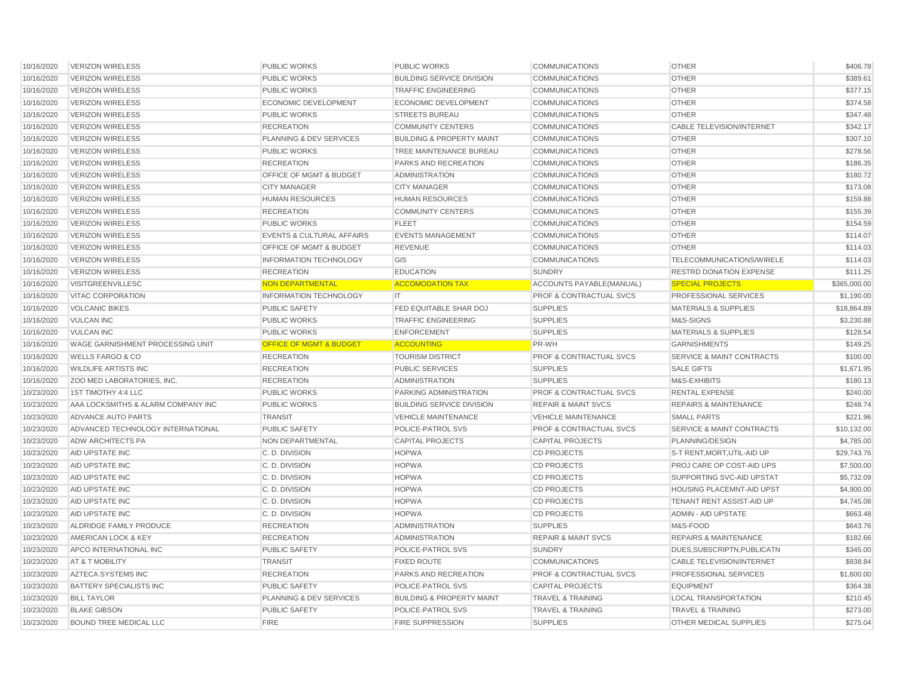| | | | | | | |
|---|---|---|---|---|---|---|
| 10/16/2020 | VERIZON WIRELESS | PUBLIC WORKS | PUBLIC WORKS | COMMUNICATIONS | OTHER | $406.78 |
| 10/16/2020 | VERIZON WIRELESS | PUBLIC WORKS | BUILDING SERVICE DIVISION | COMMUNICATIONS | OTHER | $389.61 |
| 10/16/2020 | VERIZON WIRELESS | PUBLIC WORKS | TRAFFIC ENGINEERING | COMMUNICATIONS | OTHER | $377.15 |
| 10/16/2020 | VERIZON WIRELESS | ECONOMIC DEVELOPMENT | ECONOMIC DEVELOPMENT | COMMUNICATIONS | OTHER | $374.58 |
| 10/16/2020 | VERIZON WIRELESS | PUBLIC WORKS | STREETS BUREAU | COMMUNICATIONS | OTHER | $347.48 |
| 10/16/2020 | VERIZON WIRELESS | RECREATION | COMMUNITY CENTERS | COMMUNICATIONS | CABLE TELEVISION/INTERNET | $342.17 |
| 10/16/2020 | VERIZON WIRELESS | PLANNING & DEV SERVICES | BUILDING & PROPERTY MAINT | COMMUNICATIONS | OTHER | $307.10 |
| 10/16/2020 | VERIZON WIRELESS | PUBLIC WORKS | TREE MAINTENANCE BUREAU | COMMUNICATIONS | OTHER | $278.56 |
| 10/16/2020 | VERIZON WIRELESS | RECREATION | PARKS AND RECREATION | COMMUNICATIONS | OTHER | $186.35 |
| 10/16/2020 | VERIZON WIRELESS | OFFICE OF MGMT & BUDGET | ADMINISTRATION | COMMUNICATIONS | OTHER | $180.72 |
| 10/16/2020 | VERIZON WIRELESS | CITY MANAGER | CITY MANAGER | COMMUNICATIONS | OTHER | $173.08 |
| 10/16/2020 | VERIZON WIRELESS | HUMAN RESOURCES | HUMAN RESOURCES | COMMUNICATIONS | OTHER | $159.88 |
| 10/16/2020 | VERIZON WIRELESS | RECREATION | COMMUNITY CENTERS | COMMUNICATIONS | OTHER | $155.39 |
| 10/16/2020 | VERIZON WIRELESS | PUBLIC WORKS | FLEET | COMMUNICATIONS | OTHER | $154.59 |
| 10/16/2020 | VERIZON WIRELESS | EVENTS & CULTURAL AFFAIRS | EVENTS MANAGEMENT | COMMUNICATIONS | OTHER | $114.07 |
| 10/16/2020 | VERIZON WIRELESS | OFFICE OF MGMT & BUDGET | REVENUE | COMMUNICATIONS | OTHER | $114.03 |
| 10/16/2020 | VERIZON WIRELESS | INFORMATION TECHNOLOGY | GIS | COMMUNICATIONS | TELECOMMUNICATIONS/WIRELE | $114.03 |
| 10/16/2020 | VERIZON WIRELESS | RECREATION | EDUCATION | SUNDRY | RESTRD DONATION EXPENSE | $111.25 |
| 10/16/2020 | VISITGREENVILLESC | NON DEPARTMENTAL | ACCOMODATION TAX | ACCOUNTS PAYABLE(MANUAL) | SPECIAL PROJECTS | $365,000.00 |
| 10/16/2020 | VITAC CORPORATION | INFORMATION TECHNOLOGY | IT | PROF & CONTRACTUAL SVCS | PROFESSIONAL SERVICES | $1,190.00 |
| 10/16/2020 | VOLCANIC BIKES | PUBLIC SAFETY | FED EQUITABLE SHAR DOJ | SUPPLIES | MATERIALS & SUPPLIES | $18,864.89 |
| 10/16/2020 | VULCAN INC | PUBLIC WORKS | TRAFFIC ENGINEERING | SUPPLIES | M&S-SIGNS | $3,230.88 |
| 10/16/2020 | VULCAN INC | PUBLIC WORKS | ENFORCEMENT | SUPPLIES | MATERIALS & SUPPLIES | $128.54 |
| 10/16/2020 | WAGE GARNISHMENT PROCESSING UNIT | OFFICE OF MGMT & BUDGET | ACCOUNTING | PR-WH | GARNISHMENTS | $149.25 |
| 10/16/2020 | WELLS FARGO & CO | RECREATION | TOURISM DISTRICT | PROF & CONTRACTUAL SVCS | SERVICE & MAINT CONTRACTS | $100.00 |
| 10/16/2020 | WILDLIFE ARTISTS INC | RECREATION | PUBLIC SERVICES | SUPPLIES | SALE GIFTS | $1,671.95 |
| 10/16/2020 | ZOO MED LABORATORIES, INC. | RECREATION | ADMINISTRATION | SUPPLIES | M&S-EXHIBITS | $180.13 |
| 10/23/2020 | 1ST TIMOTHY 4:4 LLC | PUBLIC WORKS | PARKING ADMINISTRATION | PROF & CONTRACTUAL SVCS | RENTAL EXPENSE | $240.00 |
| 10/23/2020 | AAA LOCKSMITHS & ALARM COMPANY INC | PUBLIC WORKS | BUILDING SERVICE DIVISION | REPAIR & MAINT SVCS | REPAIRS & MAINTENANCE | $248.74 |
| 10/23/2020 | ADVANCE AUTO PARTS | TRANSIT | VEHICLE MAINTENANCE | VEHICLE MAINTENANCE | SMALL PARTS | $221.96 |
| 10/23/2020 | ADVANCED TECHNOLOGY INTERNATIONAL | PUBLIC SAFETY | POLICE-PATROL SVS | PROF & CONTRACTUAL SVCS | SERVICE & MAINT CONTRACTS | $10,132.00 |
| 10/23/2020 | ADW ARCHITECTS PA | NON DEPARTMENTAL | CAPITAL PROJECTS | CAPITAL PROJECTS | PLANNING/DESIGN | $4,785.00 |
| 10/23/2020 | AID UPSTATE INC | C. D. DIVISION | HOPWA | CD PROJECTS | S-T RENT,MORT,UTIL-AID UP | $29,743.76 |
| 10/23/2020 | AID UPSTATE INC | C. D. DIVISION | HOPWA | CD PROJECTS | PROJ CARE OP COST-AID UPS | $7,500.00 |
| 10/23/2020 | AID UPSTATE INC | C. D. DIVISION | HOPWA | CD PROJECTS | SUPPORTING SVC-AID UPSTAT | $5,732.09 |
| 10/23/2020 | AID UPSTATE INC | C. D. DIVISION | HOPWA | CD PROJECTS | HOUSING PLACEMNT-AID UPST | $4,900.00 |
| 10/23/2020 | AID UPSTATE INC | C. D. DIVISION | HOPWA | CD PROJECTS | TENANT RENT ASSIST-AID UP | $4,745.08 |
| 10/23/2020 | AID UPSTATE INC | C. D. DIVISION | HOPWA | CD PROJECTS | ADMIN - AID UPSTATE | $663.48 |
| 10/23/2020 | ALDRIDGE FAMILY PRODUCE | RECREATION | ADMINISTRATION | SUPPLIES | M&S-FOOD | $643.76 |
| 10/23/2020 | AMERICAN LOCK & KEY | RECREATION | ADMINISTRATION | REPAIR & MAINT SVCS | REPAIRS & MAINTENANCE | $182.66 |
| 10/23/2020 | APCO INTERNATIONAL INC | PUBLIC SAFETY | POLICE-PATROL SVS | SUNDRY | DUES,SUBSCRIPTN,PUBLICATN | $345.00 |
| 10/23/2020 | AT & T MOBILITY | TRANSIT | FIXED ROUTE | COMMUNICATIONS | CABLE TELEVISION/INTERNET | $938.84 |
| 10/23/2020 | AZTECA SYSTEMS INC | RECREATION | PARKS AND RECREATION | PROF & CONTRACTUAL SVCS | PROFESSIONAL SERVICES | $1,600.00 |
| 10/23/2020 | BATTERY SPECIALISTS INC | PUBLIC SAFETY | POLICE-PATROL SVS | CAPITAL PROJECTS | EQUIPMENT | $364.38 |
| 10/23/2020 | BILL TAYLOR | PLANNING & DEV SERVICES | BUILDING & PROPERTY MAINT | TRAVEL & TRAINING | LOCAL TRANSPORTATION | $210.45 |
| 10/23/2020 | BLAKE GIBSON | PUBLIC SAFETY | POLICE-PATROL SVS | TRAVEL & TRAINING | TRAVEL & TRAINING | $273.00 |
| 10/23/2020 | BOUND TREE MEDICAL LLC | FIRE | FIRE SUPPRESSION | SUPPLIES | OTHER MEDICAL SUPPLIES | $275.04 |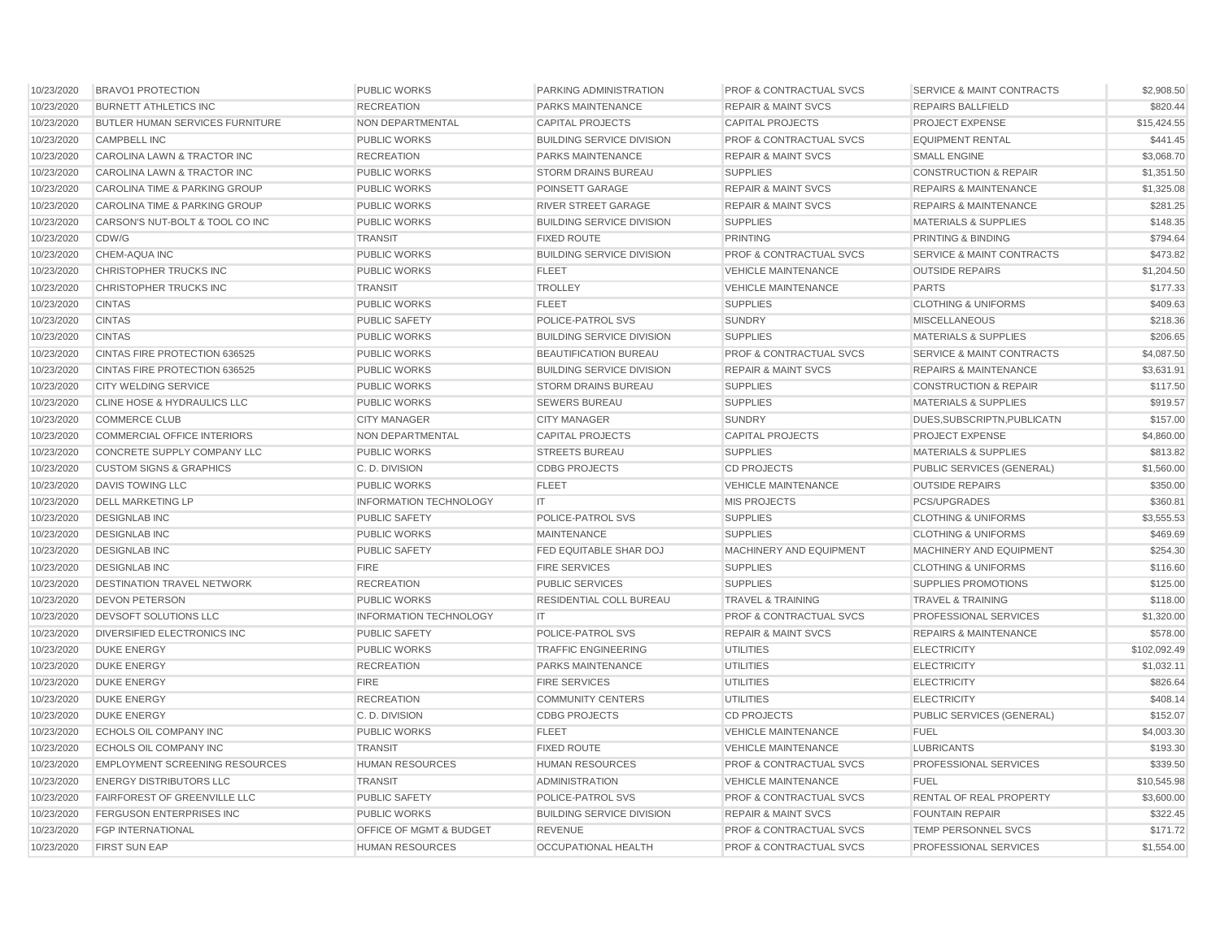| 10/23/2020 | BRAVO1 PROTECTION | PUBLIC WORKS | PARKING ADMINISTRATION | PROF & CONTRACTUAL SVCS | SERVICE & MAINT CONTRACTS | $2,908.50 |
|---|---|---|---|---|---|---|
| 10/23/2020 | BURNETT ATHLETICS INC | RECREATION | PARKS MAINTENANCE | REPAIR & MAINT SVCS | REPAIRS BALLFIELD | $820.44 |
| 10/23/2020 | BUTLER HUMAN SERVICES FURNITURE | NON DEPARTMENTAL | CAPITAL PROJECTS | CAPITAL PROJECTS | PROJECT EXPENSE | $15,424.55 |
| 10/23/2020 | CAMPBELL INC | PUBLIC WORKS | BUILDING SERVICE DIVISION | PROF & CONTRACTUAL SVCS | EQUIPMENT RENTAL | $441.45 |
| 10/23/2020 | CAROLINA LAWN & TRACTOR INC | RECREATION | PARKS MAINTENANCE | REPAIR & MAINT SVCS | SMALL ENGINE | $3,068.70 |
| 10/23/2020 | CAROLINA LAWN & TRACTOR INC | PUBLIC WORKS | STORM DRAINS BUREAU | SUPPLIES | CONSTRUCTION & REPAIR | $1,351.50 |
| 10/23/2020 | CAROLINA TIME & PARKING GROUP | PUBLIC WORKS | POINSETT GARAGE | REPAIR & MAINT SVCS | REPAIRS & MAINTENANCE | $1,325.08 |
| 10/23/2020 | CAROLINA TIME & PARKING GROUP | PUBLIC WORKS | RIVER STREET GARAGE | REPAIR & MAINT SVCS | REPAIRS & MAINTENANCE | $281.25 |
| 10/23/2020 | CARSON'S NUT-BOLT & TOOL CO INC | PUBLIC WORKS | BUILDING SERVICE DIVISION | SUPPLIES | MATERIALS & SUPPLIES | $148.35 |
| 10/23/2020 | CDW/G | TRANSIT | FIXED ROUTE | PRINTING | PRINTING & BINDING | $794.64 |
| 10/23/2020 | CHEM-AQUA INC | PUBLIC WORKS | BUILDING SERVICE DIVISION | PROF & CONTRACTUAL SVCS | SERVICE & MAINT CONTRACTS | $473.82 |
| 10/23/2020 | CHRISTOPHER TRUCKS INC | PUBLIC WORKS | FLEET | VEHICLE MAINTENANCE | OUTSIDE REPAIRS | $1,204.50 |
| 10/23/2020 | CHRISTOPHER TRUCKS INC | TRANSIT | TROLLEY | VEHICLE MAINTENANCE | PARTS | $177.33 |
| 10/23/2020 | CINTAS | PUBLIC WORKS | FLEET | SUPPLIES | CLOTHING & UNIFORMS | $409.63 |
| 10/23/2020 | CINTAS | PUBLIC SAFETY | POLICE-PATROL SVS | SUNDRY | MISCELLANEOUS | $218.36 |
| 10/23/2020 | CINTAS | PUBLIC WORKS | BUILDING SERVICE DIVISION | SUPPLIES | MATERIALS & SUPPLIES | $206.65 |
| 10/23/2020 | CINTAS FIRE PROTECTION 636525 | PUBLIC WORKS | BEAUTIFICATION BUREAU | PROF & CONTRACTUAL SVCS | SERVICE & MAINT CONTRACTS | $4,087.50 |
| 10/23/2020 | CINTAS FIRE PROTECTION 636525 | PUBLIC WORKS | BUILDING SERVICE DIVISION | REPAIR & MAINT SVCS | REPAIRS & MAINTENANCE | $3,631.91 |
| 10/23/2020 | CITY WELDING SERVICE | PUBLIC WORKS | STORM DRAINS BUREAU | SUPPLIES | CONSTRUCTION & REPAIR | $117.50 |
| 10/23/2020 | CLINE HOSE & HYDRAULICS LLC | PUBLIC WORKS | SEWERS BUREAU | SUPPLIES | MATERIALS & SUPPLIES | $919.57 |
| 10/23/2020 | COMMERCE CLUB | CITY MANAGER | CITY MANAGER | SUNDRY | DUES,SUBSCRIPTN,PUBLICATN | $157.00 |
| 10/23/2020 | COMMERCIAL OFFICE INTERIORS | NON DEPARTMENTAL | CAPITAL PROJECTS | CAPITAL PROJECTS | PROJECT EXPENSE | $4,860.00 |
| 10/23/2020 | CONCRETE SUPPLY COMPANY LLC | PUBLIC WORKS | STREETS BUREAU | SUPPLIES | MATERIALS & SUPPLIES | $813.82 |
| 10/23/2020 | CUSTOM SIGNS & GRAPHICS | C. D. DIVISION | CDBG PROJECTS | CD PROJECTS | PUBLIC SERVICES (GENERAL) | $1,560.00 |
| 10/23/2020 | DAVIS TOWING LLC | PUBLIC WORKS | FLEET | VEHICLE MAINTENANCE | OUTSIDE REPAIRS | $350.00 |
| 10/23/2020 | DELL MARKETING LP | INFORMATION TECHNOLOGY | IT | MIS PROJECTS | PCS/UPGRADES | $360.81 |
| 10/23/2020 | DESIGNLAB INC | PUBLIC SAFETY | POLICE-PATROL SVS | SUPPLIES | CLOTHING & UNIFORMS | $3,555.53 |
| 10/23/2020 | DESIGNLAB INC | PUBLIC WORKS | MAINTENANCE | SUPPLIES | CLOTHING & UNIFORMS | $469.69 |
| 10/23/2020 | DESIGNLAB INC | PUBLIC SAFETY | FED EQUITABLE SHAR DOJ | MACHINERY AND EQUIPMENT | MACHINERY AND EQUIPMENT | $254.30 |
| 10/23/2020 | DESIGNLAB INC | FIRE | FIRE SERVICES | SUPPLIES | CLOTHING & UNIFORMS | $116.60 |
| 10/23/2020 | DESTINATION TRAVEL NETWORK | RECREATION | PUBLIC SERVICES | SUPPLIES | SUPPLIES PROMOTIONS | $125.00 |
| 10/23/2020 | DEVON PETERSON | PUBLIC WORKS | RESIDENTIAL COLL BUREAU | TRAVEL & TRAINING | TRAVEL & TRAINING | $118.00 |
| 10/23/2020 | DEVSOFT SOLUTIONS LLC | INFORMATION TECHNOLOGY | IT | PROF & CONTRACTUAL SVCS | PROFESSIONAL SERVICES | $1,320.00 |
| 10/23/2020 | DIVERSIFIED ELECTRONICS INC | PUBLIC SAFETY | POLICE-PATROL SVS | REPAIR & MAINT SVCS | REPAIRS & MAINTENANCE | $578.00 |
| 10/23/2020 | DUKE ENERGY | PUBLIC WORKS | TRAFFIC ENGINEERING | UTILITIES | ELECTRICITY | $102,092.49 |
| 10/23/2020 | DUKE ENERGY | RECREATION | PARKS MAINTENANCE | UTILITIES | ELECTRICITY | $1,032.11 |
| 10/23/2020 | DUKE ENERGY | FIRE | FIRE SERVICES | UTILITIES | ELECTRICITY | $826.64 |
| 10/23/2020 | DUKE ENERGY | RECREATION | COMMUNITY CENTERS | UTILITIES | ELECTRICITY | $408.14 |
| 10/23/2020 | DUKE ENERGY | C. D. DIVISION | CDBG PROJECTS | CD PROJECTS | PUBLIC SERVICES (GENERAL) | $152.07 |
| 10/23/2020 | ECHOLS OIL COMPANY INC | PUBLIC WORKS | FLEET | VEHICLE MAINTENANCE | FUEL | $4,003.30 |
| 10/23/2020 | ECHOLS OIL COMPANY INC | TRANSIT | FIXED ROUTE | VEHICLE MAINTENANCE | LUBRICANTS | $193.30 |
| 10/23/2020 | EMPLOYMENT SCREENING RESOURCES | HUMAN RESOURCES | HUMAN RESOURCES | PROF & CONTRACTUAL SVCS | PROFESSIONAL SERVICES | $339.50 |
| 10/23/2020 | ENERGY DISTRIBUTORS LLC | TRANSIT | ADMINISTRATION | VEHICLE MAINTENANCE | FUEL | $10,545.98 |
| 10/23/2020 | FAIRFOREST OF GREENVILLE LLC | PUBLIC SAFETY | POLICE-PATROL SVS | PROF & CONTRACTUAL SVCS | RENTAL OF REAL PROPERTY | $3,600.00 |
| 10/23/2020 | FERGUSON ENTERPRISES INC | PUBLIC WORKS | BUILDING SERVICE DIVISION | REPAIR & MAINT SVCS | FOUNTAIN REPAIR | $322.45 |
| 10/23/2020 | FGP INTERNATIONAL | OFFICE OF MGMT & BUDGET | REVENUE | PROF & CONTRACTUAL SVCS | TEMP PERSONNEL SVCS | $171.72 |
| 10/23/2020 | FIRST SUN EAP | HUMAN RESOURCES | OCCUPATIONAL HEALTH | PROF & CONTRACTUAL SVCS | PROFESSIONAL SERVICES | $1,554.00 |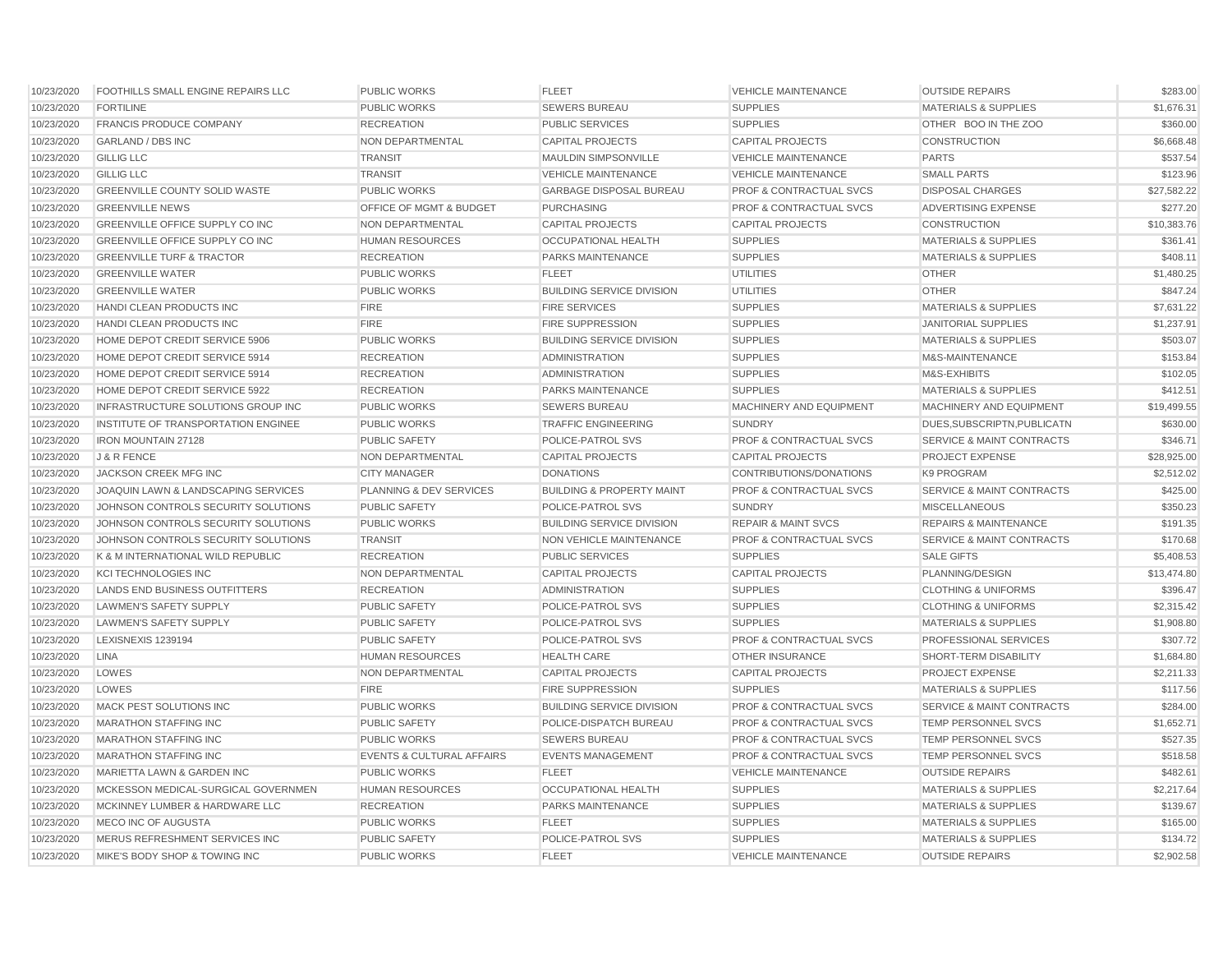| | | | | | | |
|---|---|---|---|---|---|---|
| 10/23/2020 | FOOTHILLS SMALL ENGINE REPAIRS LLC | PUBLIC WORKS | FLEET | VEHICLE MAINTENANCE | OUTSIDE REPAIRS | $283.00 |
| 10/23/2020 | FORTILINE | PUBLIC WORKS | SEWERS BUREAU | SUPPLIES | MATERIALS & SUPPLIES | $1,676.31 |
| 10/23/2020 | FRANCIS PRODUCE COMPANY | RECREATION | PUBLIC SERVICES | SUPPLIES | OTHER BOO IN THE ZOO | $360.00 |
| 10/23/2020 | GARLAND / DBS INC | NON DEPARTMENTAL | CAPITAL PROJECTS | CAPITAL PROJECTS | CONSTRUCTION | $6,668.48 |
| 10/23/2020 | GILLIG LLC | TRANSIT | MAULDIN SIMPSONVILLE | VEHICLE MAINTENANCE | PARTS | $537.54 |
| 10/23/2020 | GILLIG LLC | TRANSIT | VEHICLE MAINTENANCE | VEHICLE MAINTENANCE | SMALL PARTS | $123.96 |
| 10/23/2020 | GREENVILLE COUNTY SOLID WASTE | PUBLIC WORKS | GARBAGE DISPOSAL BUREAU | PROF & CONTRACTUAL SVCS | DISPOSAL CHARGES | $27,582.22 |
| 10/23/2020 | GREENVILLE NEWS | OFFICE OF MGMT & BUDGET | PURCHASING | PROF & CONTRACTUAL SVCS | ADVERTISING EXPENSE | $277.20 |
| 10/23/2020 | GREENVILLE OFFICE SUPPLY CO INC | NON DEPARTMENTAL | CAPITAL PROJECTS | CAPITAL PROJECTS | CONSTRUCTION | $10,383.76 |
| 10/23/2020 | GREENVILLE OFFICE SUPPLY CO INC | HUMAN RESOURCES | OCCUPATIONAL HEALTH | SUPPLIES | MATERIALS & SUPPLIES | $361.41 |
| 10/23/2020 | GREENVILLE TURF & TRACTOR | RECREATION | PARKS MAINTENANCE | SUPPLIES | MATERIALS & SUPPLIES | $408.11 |
| 10/23/2020 | GREENVILLE WATER | PUBLIC WORKS | FLEET | UTILITIES | OTHER | $1,480.25 |
| 10/23/2020 | GREENVILLE WATER | PUBLIC WORKS | BUILDING SERVICE DIVISION | UTILITIES | OTHER | $847.24 |
| 10/23/2020 | HANDI CLEAN PRODUCTS INC | FIRE | FIRE SERVICES | SUPPLIES | MATERIALS & SUPPLIES | $7,631.22 |
| 10/23/2020 | HANDI CLEAN PRODUCTS INC | FIRE | FIRE SUPPRESSION | SUPPLIES | JANITORIAL SUPPLIES | $1,237.91 |
| 10/23/2020 | HOME DEPOT CREDIT SERVICE 5906 | PUBLIC WORKS | BUILDING SERVICE DIVISION | SUPPLIES | MATERIALS & SUPPLIES | $503.07 |
| 10/23/2020 | HOME DEPOT CREDIT SERVICE 5914 | RECREATION | ADMINISTRATION | SUPPLIES | M&S-MAINTENANCE | $153.84 |
| 10/23/2020 | HOME DEPOT CREDIT SERVICE 5914 | RECREATION | ADMINISTRATION | SUPPLIES | M&S-EXHIBITS | $102.05 |
| 10/23/2020 | HOME DEPOT CREDIT SERVICE 5922 | RECREATION | PARKS MAINTENANCE | SUPPLIES | MATERIALS & SUPPLIES | $412.51 |
| 10/23/2020 | INFRASTRUCTURE SOLUTIONS GROUP INC | PUBLIC WORKS | SEWERS BUREAU | MACHINERY AND EQUIPMENT | MACHINERY AND EQUIPMENT | $19,499.55 |
| 10/23/2020 | INSTITUTE OF TRANSPORTATION ENGINEE | PUBLIC WORKS | TRAFFIC ENGINEERING | SUNDRY | DUES,SUBSCRIPTN,PUBLICATN | $630.00 |
| 10/23/2020 | IRON MOUNTAIN 27128 | PUBLIC SAFETY | POLICE-PATROL SVS | PROF & CONTRACTUAL SVCS | SERVICE & MAINT CONTRACTS | $346.71 |
| 10/23/2020 | J & R FENCE | NON DEPARTMENTAL | CAPITAL PROJECTS | CAPITAL PROJECTS | PROJECT EXPENSE | $28,925.00 |
| 10/23/2020 | JACKSON CREEK MFG INC | CITY MANAGER | DONATIONS | CONTRIBUTIONS/DONATIONS | K9 PROGRAM | $2,512.02 |
| 10/23/2020 | JOAQUIN LAWN & LANDSCAPING SERVICES | PLANNING & DEV SERVICES | BUILDING & PROPERTY MAINT | PROF & CONTRACTUAL SVCS | SERVICE & MAINT CONTRACTS | $425.00 |
| 10/23/2020 | JOHNSON CONTROLS SECURITY SOLUTIONS | PUBLIC SAFETY | POLICE-PATROL SVS | SUNDRY | MISCELLANEOUS | $350.23 |
| 10/23/2020 | JOHNSON CONTROLS SECURITY SOLUTIONS | PUBLIC WORKS | BUILDING SERVICE DIVISION | REPAIR & MAINT SVCS | REPAIRS & MAINTENANCE | $191.35 |
| 10/23/2020 | JOHNSON CONTROLS SECURITY SOLUTIONS | TRANSIT | NON VEHICLE MAINTENANCE | PROF & CONTRACTUAL SVCS | SERVICE & MAINT CONTRACTS | $170.68 |
| 10/23/2020 | K & M INTERNATIONAL WILD REPUBLIC | RECREATION | PUBLIC SERVICES | SUPPLIES | SALE GIFTS | $5,408.53 |
| 10/23/2020 | KCI TECHNOLOGIES INC | NON DEPARTMENTAL | CAPITAL PROJECTS | CAPITAL PROJECTS | PLANNING/DESIGN | $13,474.80 |
| 10/23/2020 | LANDS END BUSINESS OUTFITTERS | RECREATION | ADMINISTRATION | SUPPLIES | CLOTHING & UNIFORMS | $396.47 |
| 10/23/2020 | LAWMEN'S SAFETY SUPPLY | PUBLIC SAFETY | POLICE-PATROL SVS | SUPPLIES | CLOTHING & UNIFORMS | $2,315.42 |
| 10/23/2020 | LAWMEN'S SAFETY SUPPLY | PUBLIC SAFETY | POLICE-PATROL SVS | SUPPLIES | MATERIALS & SUPPLIES | $1,908.80 |
| 10/23/2020 | LEXISNEXIS 1239194 | PUBLIC SAFETY | POLICE-PATROL SVS | PROF & CONTRACTUAL SVCS | PROFESSIONAL SERVICES | $307.72 |
| 10/23/2020 | LINA | HUMAN RESOURCES | HEALTH CARE | OTHER INSURANCE | SHORT-TERM DISABILITY | $1,684.80 |
| 10/23/2020 | LOWES | NON DEPARTMENTAL | CAPITAL PROJECTS | CAPITAL PROJECTS | PROJECT EXPENSE | $2,211.33 |
| 10/23/2020 | LOWES | FIRE | FIRE SUPPRESSION | SUPPLIES | MATERIALS & SUPPLIES | $117.56 |
| 10/23/2020 | MACK PEST SOLUTIONS INC | PUBLIC WORKS | BUILDING SERVICE DIVISION | PROF & CONTRACTUAL SVCS | SERVICE & MAINT CONTRACTS | $284.00 |
| 10/23/2020 | MARATHON STAFFING INC | PUBLIC SAFETY | POLICE-DISPATCH BUREAU | PROF & CONTRACTUAL SVCS | TEMP PERSONNEL SVCS | $1,652.71 |
| 10/23/2020 | MARATHON STAFFING INC | PUBLIC WORKS | SEWERS BUREAU | PROF & CONTRACTUAL SVCS | TEMP PERSONNEL SVCS | $527.35 |
| 10/23/2020 | MARATHON STAFFING INC | EVENTS & CULTURAL AFFAIRS | EVENTS MANAGEMENT | PROF & CONTRACTUAL SVCS | TEMP PERSONNEL SVCS | $518.58 |
| 10/23/2020 | MARIETTA LAWN & GARDEN INC | PUBLIC WORKS | FLEET | VEHICLE MAINTENANCE | OUTSIDE REPAIRS | $482.61 |
| 10/23/2020 | MCKESSON MEDICAL-SURGICAL GOVERNMEN | HUMAN RESOURCES | OCCUPATIONAL HEALTH | SUPPLIES | MATERIALS & SUPPLIES | $2,217.64 |
| 10/23/2020 | MCKINNEY LUMBER & HARDWARE LLC | RECREATION | PARKS MAINTENANCE | SUPPLIES | MATERIALS & SUPPLIES | $139.67 |
| 10/23/2020 | MECO INC OF AUGUSTA | PUBLIC WORKS | FLEET | SUPPLIES | MATERIALS & SUPPLIES | $165.00 |
| 10/23/2020 | MERUS REFRESHMENT SERVICES INC | PUBLIC SAFETY | POLICE-PATROL SVS | SUPPLIES | MATERIALS & SUPPLIES | $134.72 |
| 10/23/2020 | MIKE'S BODY SHOP & TOWING INC | PUBLIC WORKS | FLEET | VEHICLE MAINTENANCE | OUTSIDE REPAIRS | $2,902.58 |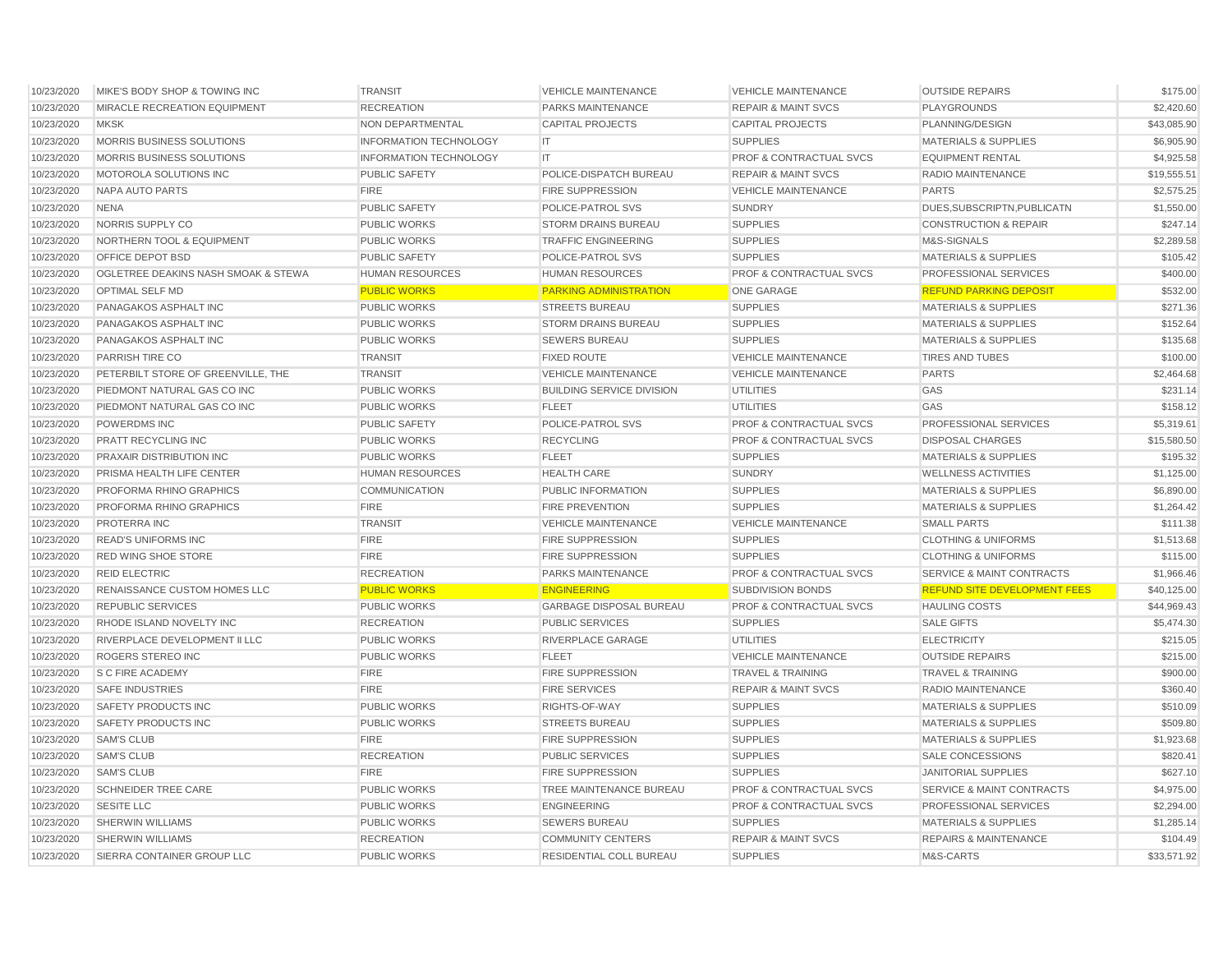| | | | | | | |
|---|---|---|---|---|---|---|
| 10/23/2020 | MIKE'S BODY SHOP & TOWING INC | TRANSIT | VEHICLE MAINTENANCE | VEHICLE MAINTENANCE | OUTSIDE REPAIRS | $175.00 |
| 10/23/2020 | MIRACLE RECREATION EQUIPMENT | RECREATION | PARKS MAINTENANCE | REPAIR & MAINT SVCS | PLAYGROUNDS | $2,420.60 |
| 10/23/2020 | MKSK | NON DEPARTMENTAL | CAPITAL PROJECTS | CAPITAL PROJECTS | PLANNING/DESIGN | $43,085.90 |
| 10/23/2020 | MORRIS BUSINESS SOLUTIONS | INFORMATION TECHNOLOGY | IT | SUPPLIES | MATERIALS & SUPPLIES | $6,905.90 |
| 10/23/2020 | MORRIS BUSINESS SOLUTIONS | INFORMATION TECHNOLOGY | IT | PROF & CONTRACTUAL SVCS | EQUIPMENT RENTAL | $4,925.58 |
| 10/23/2020 | MOTOROLA SOLUTIONS INC | PUBLIC SAFETY | POLICE-DISPATCH BUREAU | REPAIR & MAINT SVCS | RADIO MAINTENANCE | $19,555.51 |
| 10/23/2020 | NAPA AUTO PARTS | FIRE | FIRE SUPPRESSION | VEHICLE MAINTENANCE | PARTS | $2,575.25 |
| 10/23/2020 | NENA | PUBLIC SAFETY | POLICE-PATROL SVS | SUNDRY | DUES,SUBSCRIPTN,PUBLICATN | $1,550.00 |
| 10/23/2020 | NORRIS SUPPLY CO | PUBLIC WORKS | STORM DRAINS BUREAU | SUPPLIES | CONSTRUCTION & REPAIR | $247.14 |
| 10/23/2020 | NORTHERN TOOL & EQUIPMENT | PUBLIC WORKS | TRAFFIC ENGINEERING | SUPPLIES | M&S-SIGNALS | $2,289.58 |
| 10/23/2020 | OFFICE DEPOT BSD | PUBLIC SAFETY | POLICE-PATROL SVS | SUPPLIES | MATERIALS & SUPPLIES | $105.42 |
| 10/23/2020 | OGLETREE DEAKINS NASH SMOAK & STEWA | HUMAN RESOURCES | HUMAN RESOURCES | PROF & CONTRACTUAL SVCS | PROFESSIONAL SERVICES | $400.00 |
| 10/23/2020 | OPTIMAL SELF MD | PUBLIC WORKS | PARKING ADMINISTRATION | ONE GARAGE | REFUND PARKING DEPOSIT | $532.00 |
| 10/23/2020 | PANAGAKOS ASPHALT INC | PUBLIC WORKS | STREETS BUREAU | SUPPLIES | MATERIALS & SUPPLIES | $271.36 |
| 10/23/2020 | PANAGAKOS ASPHALT INC | PUBLIC WORKS | STORM DRAINS BUREAU | SUPPLIES | MATERIALS & SUPPLIES | $152.64 |
| 10/23/2020 | PANAGAKOS ASPHALT INC | PUBLIC WORKS | SEWERS BUREAU | SUPPLIES | MATERIALS & SUPPLIES | $135.68 |
| 10/23/2020 | PARRISH TIRE CO | TRANSIT | FIXED ROUTE | VEHICLE MAINTENANCE | TIRES AND TUBES | $100.00 |
| 10/23/2020 | PETERBILT STORE OF GREENVILLE, THE | TRANSIT | VEHICLE MAINTENANCE | VEHICLE MAINTENANCE | PARTS | $2,464.68 |
| 10/23/2020 | PIEDMONT NATURAL GAS CO INC | PUBLIC WORKS | BUILDING SERVICE DIVISION | UTILITIES | GAS | $231.14 |
| 10/23/2020 | PIEDMONT NATURAL GAS CO INC | PUBLIC WORKS | FLEET | UTILITIES | GAS | $158.12 |
| 10/23/2020 | POWERDMS INC | PUBLIC SAFETY | POLICE-PATROL SVS | PROF & CONTRACTUAL SVCS | PROFESSIONAL SERVICES | $5,319.61 |
| 10/23/2020 | PRATT RECYCLING INC | PUBLIC WORKS | RECYCLING | PROF & CONTRACTUAL SVCS | DISPOSAL CHARGES | $15,580.50 |
| 10/23/2020 | PRAXAIR DISTRIBUTION INC | PUBLIC WORKS | FLEET | SUPPLIES | MATERIALS & SUPPLIES | $195.32 |
| 10/23/2020 | PRISMA HEALTH LIFE CENTER | HUMAN RESOURCES | HEALTH CARE | SUNDRY | WELLNESS ACTIVITIES | $1,125.00 |
| 10/23/2020 | PROFORMA RHINO GRAPHICS | COMMUNICATION | PUBLIC INFORMATION | SUPPLIES | MATERIALS & SUPPLIES | $6,890.00 |
| 10/23/2020 | PROFORMA RHINO GRAPHICS | FIRE | FIRE PREVENTION | SUPPLIES | MATERIALS & SUPPLIES | $1,264.42 |
| 10/23/2020 | PROTERRA INC | TRANSIT | VEHICLE MAINTENANCE | VEHICLE MAINTENANCE | SMALL PARTS | $111.38 |
| 10/23/2020 | READ'S UNIFORMS INC | FIRE | FIRE SUPPRESSION | SUPPLIES | CLOTHING & UNIFORMS | $1,513.68 |
| 10/23/2020 | RED WING SHOE STORE | FIRE | FIRE SUPPRESSION | SUPPLIES | CLOTHING & UNIFORMS | $115.00 |
| 10/23/2020 | REID ELECTRIC | RECREATION | PARKS MAINTENANCE | PROF & CONTRACTUAL SVCS | SERVICE & MAINT CONTRACTS | $1,966.46 |
| 10/23/2020 | RENAISSANCE CUSTOM HOMES LLC | PUBLIC WORKS | ENGINEERING | SUBDIVISION BONDS | REFUND SITE DEVELOPMENT FEES | $40,125.00 |
| 10/23/2020 | REPUBLIC SERVICES | PUBLIC WORKS | GARBAGE DISPOSAL BUREAU | PROF & CONTRACTUAL SVCS | HAULING COSTS | $44,969.43 |
| 10/23/2020 | RHODE ISLAND NOVELTY INC | RECREATION | PUBLIC SERVICES | SUPPLIES | SALE GIFTS | $5,474.30 |
| 10/23/2020 | RIVERPLACE DEVELOPMENT II LLC | PUBLIC WORKS | RIVERPLACE GARAGE | UTILITIES | ELECTRICITY | $215.05 |
| 10/23/2020 | ROGERS STEREO INC | PUBLIC WORKS | FLEET | VEHICLE MAINTENANCE | OUTSIDE REPAIRS | $215.00 |
| 10/23/2020 | S C FIRE ACADEMY | FIRE | FIRE SUPPRESSION | TRAVEL & TRAINING | TRAVEL & TRAINING | $900.00 |
| 10/23/2020 | SAFE INDUSTRIES | FIRE | FIRE SERVICES | REPAIR & MAINT SVCS | RADIO MAINTENANCE | $360.40 |
| 10/23/2020 | SAFETY PRODUCTS INC | PUBLIC WORKS | RIGHTS-OF-WAY | SUPPLIES | MATERIALS & SUPPLIES | $510.09 |
| 10/23/2020 | SAFETY PRODUCTS INC | PUBLIC WORKS | STREETS BUREAU | SUPPLIES | MATERIALS & SUPPLIES | $509.80 |
| 10/23/2020 | SAM'S CLUB | FIRE | FIRE SUPPRESSION | SUPPLIES | MATERIALS & SUPPLIES | $1,923.68 |
| 10/23/2020 | SAM'S CLUB | RECREATION | PUBLIC SERVICES | SUPPLIES | SALE CONCESSIONS | $820.41 |
| 10/23/2020 | SAM'S CLUB | FIRE | FIRE SUPPRESSION | SUPPLIES | JANITORIAL SUPPLIES | $627.10 |
| 10/23/2020 | SCHNEIDER TREE CARE | PUBLIC WORKS | TREE MAINTENANCE BUREAU | PROF & CONTRACTUAL SVCS | SERVICE & MAINT CONTRACTS | $4,975.00 |
| 10/23/2020 | SESITE LLC | PUBLIC WORKS | ENGINEERING | PROF & CONTRACTUAL SVCS | PROFESSIONAL SERVICES | $2,294.00 |
| 10/23/2020 | SHERWIN WILLIAMS | PUBLIC WORKS | SEWERS BUREAU | SUPPLIES | MATERIALS & SUPPLIES | $1,285.14 |
| 10/23/2020 | SHERWIN WILLIAMS | RECREATION | COMMUNITY CENTERS | REPAIR & MAINT SVCS | REPAIRS & MAINTENANCE | $104.49 |
| 10/23/2020 | SIERRA CONTAINER GROUP LLC | PUBLIC WORKS | RESIDENTIAL COLL BUREAU | SUPPLIES | M&S-CARTS | $33,571.92 |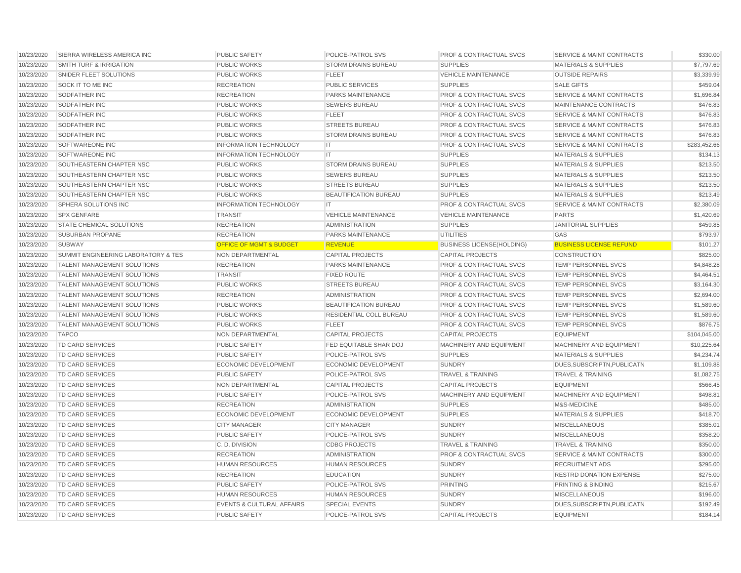| | | | | | | |
|---|---|---|---|---|---|---|
| 10/23/2020 | SIERRA WIRELESS AMERICA INC | PUBLIC SAFETY | POLICE-PATROL SVS | PROF & CONTRACTUAL SVCS | SERVICE & MAINT CONTRACTS | $330.00 |
| 10/23/2020 | SMITH TURF & IRRIGATION | PUBLIC WORKS | STORM DRAINS BUREAU | SUPPLIES | MATERIALS & SUPPLIES | $7,797.69 |
| 10/23/2020 | SNIDER FLEET SOLUTIONS | PUBLIC WORKS | FLEET | VEHICLE MAINTENANCE | OUTSIDE REPAIRS | $3,339.99 |
| 10/23/2020 | SOCK IT TO ME INC | RECREATION | PUBLIC SERVICES | SUPPLIES | SALE GIFTS | $459.04 |
| 10/23/2020 | SODFATHER INC | RECREATION | PARKS MAINTENANCE | PROF & CONTRACTUAL SVCS | SERVICE & MAINT CONTRACTS | $1,696.84 |
| 10/23/2020 | SODFATHER INC | PUBLIC WORKS | SEWERS BUREAU | PROF & CONTRACTUAL SVCS | MAINTENANCE CONTRACTS | $476.83 |
| 10/23/2020 | SODFATHER INC | PUBLIC WORKS | FLEET | PROF & CONTRACTUAL SVCS | SERVICE & MAINT CONTRACTS | $476.83 |
| 10/23/2020 | SODFATHER INC | PUBLIC WORKS | STREETS BUREAU | PROF & CONTRACTUAL SVCS | SERVICE & MAINT CONTRACTS | $476.83 |
| 10/23/2020 | SODFATHER INC | PUBLIC WORKS | STORM DRAINS BUREAU | PROF & CONTRACTUAL SVCS | SERVICE & MAINT CONTRACTS | $476.83 |
| 10/23/2020 | SOFTWAREONE INC | INFORMATION TECHNOLOGY | IT | PROF & CONTRACTUAL SVCS | SERVICE & MAINT CONTRACTS | $283,452.66 |
| 10/23/2020 | SOFTWAREONE INC | INFORMATION TECHNOLOGY | IT | SUPPLIES | MATERIALS & SUPPLIES | $134.13 |
| 10/23/2020 | SOUTHEASTERN CHAPTER NSC | PUBLIC WORKS | STORM DRAINS BUREAU | SUPPLIES | MATERIALS & SUPPLIES | $213.50 |
| 10/23/2020 | SOUTHEASTERN CHAPTER NSC | PUBLIC WORKS | SEWERS BUREAU | SUPPLIES | MATERIALS & SUPPLIES | $213.50 |
| 10/23/2020 | SOUTHEASTERN CHAPTER NSC | PUBLIC WORKS | STREETS BUREAU | SUPPLIES | MATERIALS & SUPPLIES | $213.50 |
| 10/23/2020 | SOUTHEASTERN CHAPTER NSC | PUBLIC WORKS | BEAUTIFICATION BUREAU | SUPPLIES | MATERIALS & SUPPLIES | $213.49 |
| 10/23/2020 | SPHERA SOLUTIONS INC | INFORMATION TECHNOLOGY | IT | PROF & CONTRACTUAL SVCS | SERVICE & MAINT CONTRACTS | $2,380.09 |
| 10/23/2020 | SPX GENFARE | TRANSIT | VEHICLE MAINTENANCE | VEHICLE MAINTENANCE | PARTS | $1,420.69 |
| 10/23/2020 | STATE CHEMICAL SOLUTIONS | RECREATION | ADMINISTRATION | SUPPLIES | JANITORIAL SUPPLIES | $459.85 |
| 10/23/2020 | SUBURBAN PROPANE | RECREATION | PARKS MAINTENANCE | UTILITIES | GAS | $793.97 |
| 10/23/2020 | SUBWAY | OFFICE OF MGMT & BUDGET | REVENUE | BUSINESS LICENSE(HOLDING) | BUSINESS LICENSE REFUND | $101.27 |
| 10/23/2020 | SUMMIT ENGINEERING LABORATORY & TES | NON DEPARTMENTAL | CAPITAL PROJECTS | CAPITAL PROJECTS | CONSTRUCTION | $825.00 |
| 10/23/2020 | TALENT MANAGEMENT SOLUTIONS | RECREATION | PARKS MAINTENANCE | PROF & CONTRACTUAL SVCS | TEMP PERSONNEL SVCS | $4,848.28 |
| 10/23/2020 | TALENT MANAGEMENT SOLUTIONS | TRANSIT | FIXED ROUTE | PROF & CONTRACTUAL SVCS | TEMP PERSONNEL SVCS | $4,464.51 |
| 10/23/2020 | TALENT MANAGEMENT SOLUTIONS | PUBLIC WORKS | STREETS BUREAU | PROF & CONTRACTUAL SVCS | TEMP PERSONNEL SVCS | $3,164.30 |
| 10/23/2020 | TALENT MANAGEMENT SOLUTIONS | RECREATION | ADMINISTRATION | PROF & CONTRACTUAL SVCS | TEMP PERSONNEL SVCS | $2,694.00 |
| 10/23/2020 | TALENT MANAGEMENT SOLUTIONS | PUBLIC WORKS | BEAUTIFICATION BUREAU | PROF & CONTRACTUAL SVCS | TEMP PERSONNEL SVCS | $1,589.60 |
| 10/23/2020 | TALENT MANAGEMENT SOLUTIONS | PUBLIC WORKS | RESIDENTIAL COLL BUREAU | PROF & CONTRACTUAL SVCS | TEMP PERSONNEL SVCS | $1,589.60 |
| 10/23/2020 | TALENT MANAGEMENT SOLUTIONS | PUBLIC WORKS | FLEET | PROF & CONTRACTUAL SVCS | TEMP PERSONNEL SVCS | $876.75 |
| 10/23/2020 | TAPCO | NON DEPARTMENTAL | CAPITAL PROJECTS | CAPITAL PROJECTS | EQUIPMENT | $104,045.00 |
| 10/23/2020 | TD CARD SERVICES | PUBLIC SAFETY | FED EQUITABLE SHAR DOJ | MACHINERY AND EQUIPMENT | MACHINERY AND EQUIPMENT | $10,225.64 |
| 10/23/2020 | TD CARD SERVICES | PUBLIC SAFETY | POLICE-PATROL SVS | SUPPLIES | MATERIALS & SUPPLIES | $4,234.74 |
| 10/23/2020 | TD CARD SERVICES | ECONOMIC DEVELOPMENT | ECONOMIC DEVELOPMENT | SUNDRY | DUES,SUBSCRIPTN,PUBLICATN | $1,109.88 |
| 10/23/2020 | TD CARD SERVICES | PUBLIC SAFETY | POLICE-PATROL SVS | TRAVEL & TRAINING | TRAVEL & TRAINING | $1,082.75 |
| 10/23/2020 | TD CARD SERVICES | NON DEPARTMENTAL | CAPITAL PROJECTS | CAPITAL PROJECTS | EQUIPMENT | $566.45 |
| 10/23/2020 | TD CARD SERVICES | PUBLIC SAFETY | POLICE-PATROL SVS | MACHINERY AND EQUIPMENT | MACHINERY AND EQUIPMENT | $498.81 |
| 10/23/2020 | TD CARD SERVICES | RECREATION | ADMINISTRATION | SUPPLIES | M&S-MEDICINE | $485.00 |
| 10/23/2020 | TD CARD SERVICES | ECONOMIC DEVELOPMENT | ECONOMIC DEVELOPMENT | SUPPLIES | MATERIALS & SUPPLIES | $418.70 |
| 10/23/2020 | TD CARD SERVICES | CITY MANAGER | CITY MANAGER | SUNDRY | MISCELLANEOUS | $385.01 |
| 10/23/2020 | TD CARD SERVICES | PUBLIC SAFETY | POLICE-PATROL SVS | SUNDRY | MISCELLANEOUS | $358.20 |
| 10/23/2020 | TD CARD SERVICES | C. D. DIVISION | CDBG PROJECTS | TRAVEL & TRAINING | TRAVEL & TRAINING | $350.00 |
| 10/23/2020 | TD CARD SERVICES | RECREATION | ADMINISTRATION | PROF & CONTRACTUAL SVCS | SERVICE & MAINT CONTRACTS | $300.00 |
| 10/23/2020 | TD CARD SERVICES | HUMAN RESOURCES | HUMAN RESOURCES | SUNDRY | RECRUITMENT ADS | $295.00 |
| 10/23/2020 | TD CARD SERVICES | RECREATION | EDUCATION | SUNDRY | RESTRD DONATION EXPENSE | $275.00 |
| 10/23/2020 | TD CARD SERVICES | PUBLIC SAFETY | POLICE-PATROL SVS | PRINTING | PRINTING & BINDING | $215.67 |
| 10/23/2020 | TD CARD SERVICES | HUMAN RESOURCES | HUMAN RESOURCES | SUNDRY | MISCELLANEOUS | $196.00 |
| 10/23/2020 | TD CARD SERVICES | EVENTS & CULTURAL AFFAIRS | SPECIAL EVENTS | SUNDRY | DUES,SUBSCRIPTN,PUBLICATN | $192.49 |
| 10/23/2020 | TD CARD SERVICES | PUBLIC SAFETY | POLICE-PATROL SVS | CAPITAL PROJECTS | EQUIPMENT | $184.14 |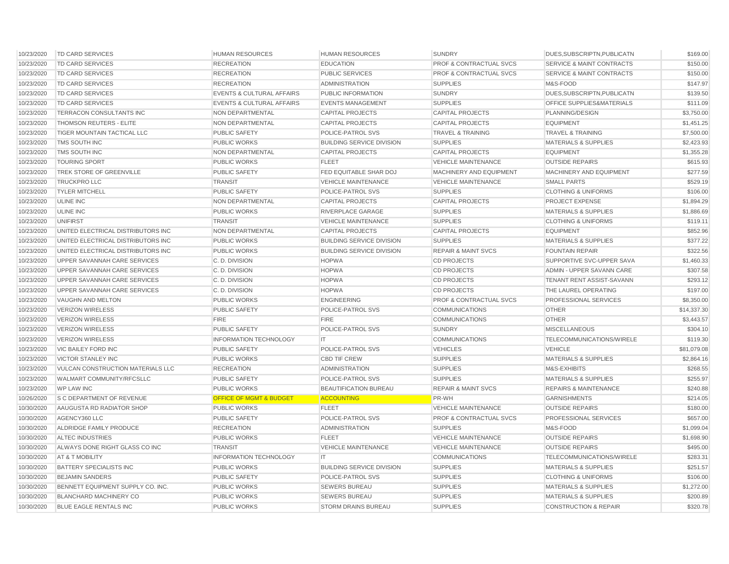| | | | | | | |
|---|---|---|---|---|---|---|
| 10/23/2020 | TD CARD SERVICES | HUMAN RESOURCES | HUMAN RESOURCES | SUNDRY | DUES,SUBSCRIPTN,PUBLICATN | $169.00 |
| 10/23/2020 | TD CARD SERVICES | RECREATION | EDUCATION | PROF & CONTRACTUAL SVCS | SERVICE & MAINT CONTRACTS | $150.00 |
| 10/23/2020 | TD CARD SERVICES | RECREATION | PUBLIC SERVICES | PROF & CONTRACTUAL SVCS | SERVICE & MAINT CONTRACTS | $150.00 |
| 10/23/2020 | TD CARD SERVICES | RECREATION | ADMINISTRATION | SUPPLIES | M&S-FOOD | $147.97 |
| 10/23/2020 | TD CARD SERVICES | EVENTS & CULTURAL AFFAIRS | PUBLIC INFORMATION | SUNDRY | DUES,SUBSCRIPTN,PUBLICATN | $139.50 |
| 10/23/2020 | TD CARD SERVICES | EVENTS & CULTURAL AFFAIRS | EVENTS MANAGEMENT | SUPPLIES | OFFICE SUPPLIES&MATERIALS | $111.09 |
| 10/23/2020 | TERRACON CONSULTANTS INC | NON DEPARTMENTAL | CAPITAL PROJECTS | CAPITAL PROJECTS | PLANNING/DESIGN | $3,750.00 |
| 10/23/2020 | THOMSON REUTERS - ELITE | NON DEPARTMENTAL | CAPITAL PROJECTS | CAPITAL PROJECTS | EQUIPMENT | $1,451.25 |
| 10/23/2020 | TIGER MOUNTAIN TACTICAL LLC | PUBLIC SAFETY | POLICE-PATROL SVS | TRAVEL & TRAINING | TRAVEL & TRAINING | $7,500.00 |
| 10/23/2020 | TMS SOUTH INC | PUBLIC WORKS | BUILDING SERVICE DIVISION | SUPPLIES | MATERIALS & SUPPLIES | $2,423.93 |
| 10/23/2020 | TMS SOUTH INC | NON DEPARTMENTAL | CAPITAL PROJECTS | CAPITAL PROJECTS | EQUIPMENT | $1,355.28 |
| 10/23/2020 | TOURING SPORT | PUBLIC WORKS | FLEET | VEHICLE MAINTENANCE | OUTSIDE REPAIRS | $615.93 |
| 10/23/2020 | TREK STORE OF GREENVILLE | PUBLIC SAFETY | FED EQUITABLE SHAR DOJ | MACHINERY AND EQUIPMENT | MACHINERY AND EQUIPMENT | $277.59 |
| 10/23/2020 | TRUCKPRO LLC | TRANSIT | VEHICLE MAINTENANCE | VEHICLE MAINTENANCE | SMALL PARTS | $529.19 |
| 10/23/2020 | TYLER MITCHELL | PUBLIC SAFETY | POLICE-PATROL SVS | SUPPLIES | CLOTHING & UNIFORMS | $106.00 |
| 10/23/2020 | ULINE INC | NON DEPARTMENTAL | CAPITAL PROJECTS | CAPITAL PROJECTS | PROJECT EXPENSE | $1,894.29 |
| 10/23/2020 | ULINE INC | PUBLIC WORKS | RIVERPLACE GARAGE | SUPPLIES | MATERIALS & SUPPLIES | $1,886.69 |
| 10/23/2020 | UNIFIRST | TRANSIT | VEHICLE MAINTENANCE | SUPPLIES | CLOTHING & UNIFORMS | $119.11 |
| 10/23/2020 | UNITED ELECTRICAL DISTRIBUTORS INC | NON DEPARTMENTAL | CAPITAL PROJECTS | CAPITAL PROJECTS | EQUIPMENT | $852.96 |
| 10/23/2020 | UNITED ELECTRICAL DISTRIBUTORS INC | PUBLIC WORKS | BUILDING SERVICE DIVISION | SUPPLIES | MATERIALS & SUPPLIES | $377.22 |
| 10/23/2020 | UNITED ELECTRICAL DISTRIBUTORS INC | PUBLIC WORKS | BUILDING SERVICE DIVISION | REPAIR & MAINT SVCS | FOUNTAIN REPAIR | $322.56 |
| 10/23/2020 | UPPER SAVANNAH CARE SERVICES | C. D. DIVISION | HOPWA | CD PROJECTS | SUPPORTIVE SVC-UPPER SAVA | $1,460.33 |
| 10/23/2020 | UPPER SAVANNAH CARE SERVICES | C. D. DIVISION | HOPWA | CD PROJECTS | ADMIN - UPPER SAVANN CARE | $307.58 |
| 10/23/2020 | UPPER SAVANNAH CARE SERVICES | C. D. DIVISION | HOPWA | CD PROJECTS | TENANT RENT ASSIST-SAVANN | $293.12 |
| 10/23/2020 | UPPER SAVANNAH CARE SERVICES | C. D. DIVISION | HOPWA | CD PROJECTS | THE LAUREL OPERATING | $197.00 |
| 10/23/2020 | VAUGHN AND MELTON | PUBLIC WORKS | ENGINEERING | PROF & CONTRACTUAL SVCS | PROFESSIONAL SERVICES | $8,350.00 |
| 10/23/2020 | VERIZON WIRELESS | PUBLIC SAFETY | POLICE-PATROL SVS | COMMUNICATIONS | OTHER | $14,337.30 |
| 10/23/2020 | VERIZON WIRELESS | FIRE | FIRE | COMMUNICATIONS | OTHER | $3,443.57 |
| 10/23/2020 | VERIZON WIRELESS | PUBLIC SAFETY | POLICE-PATROL SVS | SUNDRY | MISCELLANEOUS | $304.10 |
| 10/23/2020 | VERIZON WIRELESS | INFORMATION TECHNOLOGY | IT | COMMUNICATIONS | TELECOMMUNICATIONS/WIRELE | $119.30 |
| 10/23/2020 | VIC BAILEY FORD INC | PUBLIC SAFETY | POLICE-PATROL SVS | VEHICLES | VEHICLE | $81,079.08 |
| 10/23/2020 | VICTOR STANLEY INC | PUBLIC WORKS | CBD TIF CREW | SUPPLIES | MATERIALS & SUPPLIES | $2,864.16 |
| 10/23/2020 | VULCAN CONSTRUCTION MATERIALS LLC | RECREATION | ADMINISTRATION | SUPPLIES | M&S-EXHIBITS | $268.55 |
| 10/23/2020 | WALMART COMMUNITY/RFCSLLC | PUBLIC SAFETY | POLICE-PATROL SVS | SUPPLIES | MATERIALS & SUPPLIES | $255.97 |
| 10/23/2020 | WP LAW INC | PUBLIC WORKS | BEAUTIFICATION BUREAU | REPAIR & MAINT SVCS | REPAIRS & MAINTENANCE | $240.88 |
| 10/26/2020 | S C DEPARTMENT OF REVENUE | OFFICE OF MGMT & BUDGET | ACCOUNTING | PR-WH | GARNISHMENTS | $214.05 |
| 10/30/2020 | AAUGUSTA RD RADIATOR SHOP | PUBLIC WORKS | FLEET | VEHICLE MAINTENANCE | OUTSIDE REPAIRS | $180.00 |
| 10/30/2020 | AGENCY360 LLC | PUBLIC SAFETY | POLICE-PATROL SVS | PROF & CONTRACTUAL SVCS | PROFESSIONAL SERVICES | $657.00 |
| 10/30/2020 | ALDRIDGE FAMILY PRODUCE | RECREATION | ADMINISTRATION | SUPPLIES | M&S-FOOD | $1,099.04 |
| 10/30/2020 | ALTEC INDUSTRIES | PUBLIC WORKS | FLEET | VEHICLE MAINTENANCE | OUTSIDE REPAIRS | $1,698.90 |
| 10/30/2020 | ALWAYS DONE RIGHT GLASS CO INC | TRANSIT | VEHICLE MAINTENANCE | VEHICLE MAINTENANCE | OUTSIDE REPAIRS | $495.00 |
| 10/30/2020 | AT & T MOBILITY | INFORMATION TECHNOLOGY | IT | COMMUNICATIONS | TELECOMMUNICATIONS/WIRELE | $283.31 |
| 10/30/2020 | BATTERY SPECIALISTS INC | PUBLIC WORKS | BUILDING SERVICE DIVISION | SUPPLIES | MATERIALS & SUPPLIES | $251.57 |
| 10/30/2020 | BEJAMIN SANDERS | PUBLIC SAFETY | POLICE-PATROL SVS | SUPPLIES | CLOTHING & UNIFORMS | $106.00 |
| 10/30/2020 | BENNETT EQUIPMENT SUPPLY CO. INC. | PUBLIC WORKS | SEWERS BUREAU | SUPPLIES | MATERIALS & SUPPLIES | $1,272.00 |
| 10/30/2020 | BLANCHARD MACHINERY CO | PUBLIC WORKS | SEWERS BUREAU | SUPPLIES | MATERIALS & SUPPLIES | $200.89 |
| 10/30/2020 | BLUE EAGLE RENTALS INC | PUBLIC WORKS | STORM DRAINS BUREAU | SUPPLIES | CONSTRUCTION & REPAIR | $320.78 |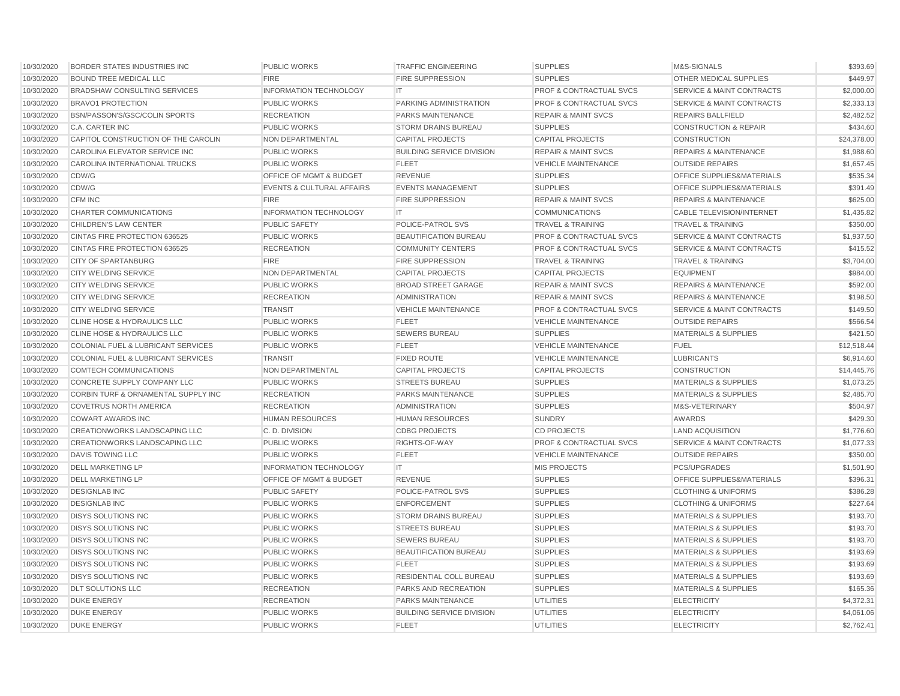| | | | | | | |
|---|---|---|---|---|---|---|
| 10/30/2020 | BORDER STATES INDUSTRIES INC | PUBLIC WORKS | TRAFFIC ENGINEERING | SUPPLIES | M&S-SIGNALS | $393.69 |
| 10/30/2020 | BOUND TREE MEDICAL LLC | FIRE | FIRE SUPPRESSION | SUPPLIES | OTHER MEDICAL SUPPLIES | $449.97 |
| 10/30/2020 | BRADSHAW CONSULTING SERVICES | INFORMATION TECHNOLOGY | IT | PROF & CONTRACTUAL SVCS | SERVICE & MAINT CONTRACTS | $2,000.00 |
| 10/30/2020 | BRAVO1 PROTECTION | PUBLIC WORKS | PARKING ADMINISTRATION | PROF & CONTRACTUAL SVCS | SERVICE & MAINT CONTRACTS | $2,333.13 |
| 10/30/2020 | BSN/PASSON'S/GSC/COLIN SPORTS | RECREATION | PARKS MAINTENANCE | REPAIR & MAINT SVCS | REPAIRS BALLFIELD | $2,482.52 |
| 10/30/2020 | C.A. CARTER INC | PUBLIC WORKS | STORM DRAINS BUREAU | SUPPLIES | CONSTRUCTION & REPAIR | $434.60 |
| 10/30/2020 | CAPITOL CONSTRUCTION OF THE CAROLIN | NON DEPARTMENTAL | CAPITAL PROJECTS | CAPITAL PROJECTS | CONSTRUCTION | $24,378.00 |
| 10/30/2020 | CAROLINA ELEVATOR SERVICE INC | PUBLIC WORKS | BUILDING SERVICE DIVISION | REPAIR & MAINT SVCS | REPAIRS & MAINTENANCE | $1,988.60 |
| 10/30/2020 | CAROLINA INTERNATIONAL TRUCKS | PUBLIC WORKS | FLEET | VEHICLE MAINTENANCE | OUTSIDE REPAIRS | $1,657.45 |
| 10/30/2020 | CDW/G | OFFICE OF MGMT & BUDGET | REVENUE | SUPPLIES | OFFICE SUPPLIES&MATERIALS | $535.34 |
| 10/30/2020 | CDW/G | EVENTS & CULTURAL AFFAIRS | EVENTS MANAGEMENT | SUPPLIES | OFFICE SUPPLIES&MATERIALS | $391.49 |
| 10/30/2020 | CFM INC | FIRE | FIRE SUPPRESSION | REPAIR & MAINT SVCS | REPAIRS & MAINTENANCE | $625.00 |
| 10/30/2020 | CHARTER COMMUNICATIONS | INFORMATION TECHNOLOGY | IT | COMMUNICATIONS | CABLE TELEVISION/INTERNET | $1,435.82 |
| 10/30/2020 | CHILDREN'S LAW CENTER | PUBLIC SAFETY | POLICE-PATROL SVS | TRAVEL & TRAINING | TRAVEL & TRAINING | $350.00 |
| 10/30/2020 | CINTAS FIRE PROTECTION 636525 | PUBLIC WORKS | BEAUTIFICATION BUREAU | PROF & CONTRACTUAL SVCS | SERVICE & MAINT CONTRACTS | $1,937.50 |
| 10/30/2020 | CINTAS FIRE PROTECTION 636525 | RECREATION | COMMUNITY CENTERS | PROF & CONTRACTUAL SVCS | SERVICE & MAINT CONTRACTS | $415.52 |
| 10/30/2020 | CITY OF SPARTANBURG | FIRE | FIRE SUPPRESSION | TRAVEL & TRAINING | TRAVEL & TRAINING | $3,704.00 |
| 10/30/2020 | CITY WELDING SERVICE | NON DEPARTMENTAL | CAPITAL PROJECTS | CAPITAL PROJECTS | EQUIPMENT | $984.00 |
| 10/30/2020 | CITY WELDING SERVICE | PUBLIC WORKS | BROAD STREET GARAGE | REPAIR & MAINT SVCS | REPAIRS & MAINTENANCE | $592.00 |
| 10/30/2020 | CITY WELDING SERVICE | RECREATION | ADMINISTRATION | REPAIR & MAINT SVCS | REPAIRS & MAINTENANCE | $198.50 |
| 10/30/2020 | CITY WELDING SERVICE | TRANSIT | VEHICLE MAINTENANCE | PROF & CONTRACTUAL SVCS | SERVICE & MAINT CONTRACTS | $149.50 |
| 10/30/2020 | CLINE HOSE & HYDRAULICS LLC | PUBLIC WORKS | FLEET | VEHICLE MAINTENANCE | OUTSIDE REPAIRS | $566.54 |
| 10/30/2020 | CLINE HOSE & HYDRAULICS LLC | PUBLIC WORKS | SEWERS BUREAU | SUPPLIES | MATERIALS & SUPPLIES | $421.50 |
| 10/30/2020 | COLONIAL FUEL & LUBRICANT SERVICES | PUBLIC WORKS | FLEET | VEHICLE MAINTENANCE | FUEL | $12,518.44 |
| 10/30/2020 | COLONIAL FUEL & LUBRICANT SERVICES | TRANSIT | FIXED ROUTE | VEHICLE MAINTENANCE | LUBRICANTS | $6,914.60 |
| 10/30/2020 | COMTECH COMMUNICATIONS | NON DEPARTMENTAL | CAPITAL PROJECTS | CAPITAL PROJECTS | CONSTRUCTION | $14,445.76 |
| 10/30/2020 | CONCRETE SUPPLY COMPANY LLC | PUBLIC WORKS | STREETS BUREAU | SUPPLIES | MATERIALS & SUPPLIES | $1,073.25 |
| 10/30/2020 | CORBIN TURF & ORNAMENTAL SUPPLY INC | RECREATION | PARKS MAINTENANCE | SUPPLIES | MATERIALS & SUPPLIES | $2,485.70 |
| 10/30/2020 | COVETRUS NORTH AMERICA | RECREATION | ADMINISTRATION | SUPPLIES | M&S-VETERINARY | $504.97 |
| 10/30/2020 | COWART AWARDS INC | HUMAN RESOURCES | HUMAN RESOURCES | SUNDRY | AWARDS | $429.30 |
| 10/30/2020 | CREATIONWORKS LANDSCAPING LLC | C. D. DIVISION | CDBG PROJECTS | CD PROJECTS | LAND ACQUISITION | $1,776.60 |
| 10/30/2020 | CREATIONWORKS LANDSCAPING LLC | PUBLIC WORKS | RIGHTS-OF-WAY | PROF & CONTRACTUAL SVCS | SERVICE & MAINT CONTRACTS | $1,077.33 |
| 10/30/2020 | DAVIS TOWING LLC | PUBLIC WORKS | FLEET | VEHICLE MAINTENANCE | OUTSIDE REPAIRS | $350.00 |
| 10/30/2020 | DELL MARKETING LP | INFORMATION TECHNOLOGY | IT | MIS PROJECTS | PCS/UPGRADES | $1,501.90 |
| 10/30/2020 | DELL MARKETING LP | OFFICE OF MGMT & BUDGET | REVENUE | SUPPLIES | OFFICE SUPPLIES&MATERIALS | $396.31 |
| 10/30/2020 | DESIGNLAB INC | PUBLIC SAFETY | POLICE-PATROL SVS | SUPPLIES | CLOTHING & UNIFORMS | $386.28 |
| 10/30/2020 | DESIGNLAB INC | PUBLIC WORKS | ENFORCEMENT | SUPPLIES | CLOTHING & UNIFORMS | $227.64 |
| 10/30/2020 | DISYS SOLUTIONS INC | PUBLIC WORKS | STORM DRAINS BUREAU | SUPPLIES | MATERIALS & SUPPLIES | $193.70 |
| 10/30/2020 | DISYS SOLUTIONS INC | PUBLIC WORKS | STREETS BUREAU | SUPPLIES | MATERIALS & SUPPLIES | $193.70 |
| 10/30/2020 | DISYS SOLUTIONS INC | PUBLIC WORKS | SEWERS BUREAU | SUPPLIES | MATERIALS & SUPPLIES | $193.70 |
| 10/30/2020 | DISYS SOLUTIONS INC | PUBLIC WORKS | BEAUTIFICATION BUREAU | SUPPLIES | MATERIALS & SUPPLIES | $193.69 |
| 10/30/2020 | DISYS SOLUTIONS INC | PUBLIC WORKS | FLEET | SUPPLIES | MATERIALS & SUPPLIES | $193.69 |
| 10/30/2020 | DISYS SOLUTIONS INC | PUBLIC WORKS | RESIDENTIAL COLL BUREAU | SUPPLIES | MATERIALS & SUPPLIES | $193.69 |
| 10/30/2020 | DLT SOLUTIONS LLC | RECREATION | PARKS AND RECREATION | SUPPLIES | MATERIALS & SUPPLIES | $165.36 |
| 10/30/2020 | DUKE ENERGY | RECREATION | PARKS MAINTENANCE | UTILITIES | ELECTRICITY | $4,372.31 |
| 10/30/2020 | DUKE ENERGY | PUBLIC WORKS | BUILDING SERVICE DIVISION | UTILITIES | ELECTRICITY | $4,061.06 |
| 10/30/2020 | DUKE ENERGY | PUBLIC WORKS | FLEET | UTILITIES | ELECTRICITY | $2,762.41 |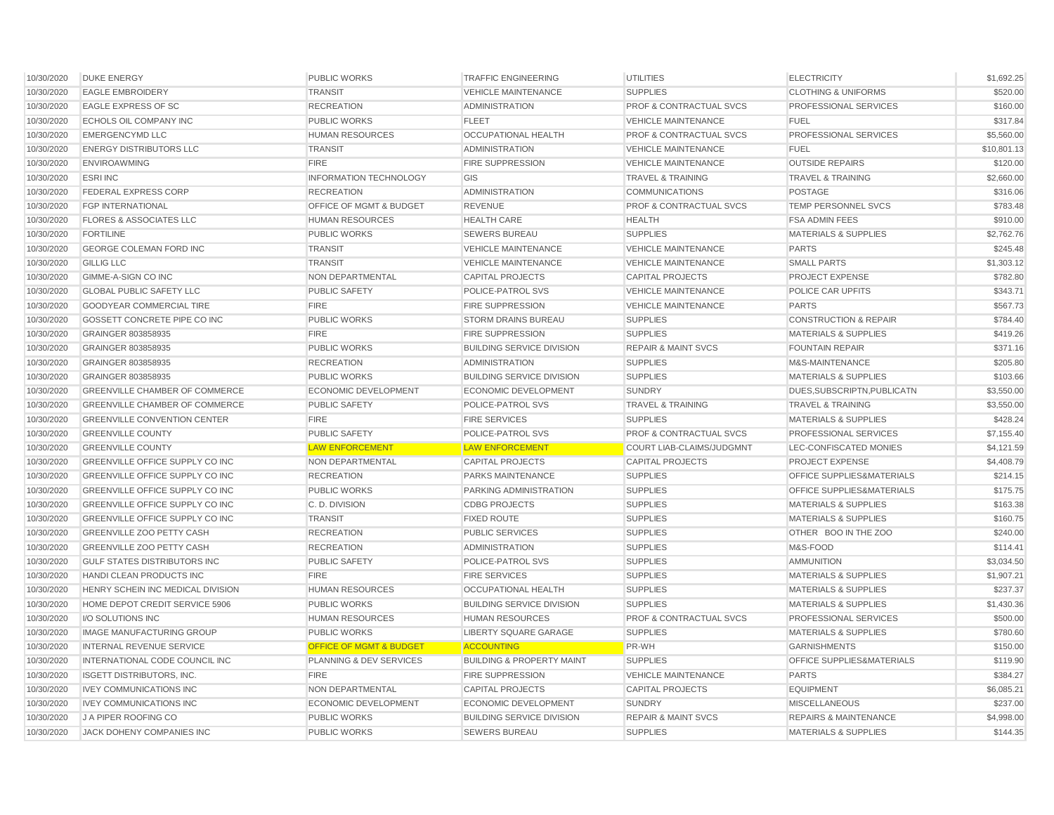| | | | | | | |
|---|---|---|---|---|---|---|
| 10/30/2020 | DUKE ENERGY | PUBLIC WORKS | TRAFFIC ENGINEERING | UTILITIES | ELECTRICITY | $1,692.25 |
| 10/30/2020 | EAGLE EMBROIDERY | TRANSIT | VEHICLE MAINTENANCE | SUPPLIES | CLOTHING & UNIFORMS | $520.00 |
| 10/30/2020 | EAGLE EXPRESS OF SC | RECREATION | ADMINISTRATION | PROF & CONTRACTUAL SVCS | PROFESSIONAL SERVICES | $160.00 |
| 10/30/2020 | ECHOLS OIL COMPANY INC | PUBLIC WORKS | FLEET | VEHICLE MAINTENANCE | FUEL | $317.84 |
| 10/30/2020 | EMERGENCYMD LLC | HUMAN RESOURCES | OCCUPATIONAL HEALTH | PROF & CONTRACTUAL SVCS | PROFESSIONAL SERVICES | $5,560.00 |
| 10/30/2020 | ENERGY DISTRIBUTORS LLC | TRANSIT | ADMINISTRATION | VEHICLE MAINTENANCE | FUEL | $10,801.13 |
| 10/30/2020 | ENVIROAWMING | FIRE | FIRE SUPPRESSION | VEHICLE MAINTENANCE | OUTSIDE REPAIRS | $120.00 |
| 10/30/2020 | ESRI INC | INFORMATION TECHNOLOGY | GIS | TRAVEL & TRAINING | TRAVEL & TRAINING | $2,660.00 |
| 10/30/2020 | FEDERAL EXPRESS CORP | RECREATION | ADMINISTRATION | COMMUNICATIONS | POSTAGE | $316.06 |
| 10/30/2020 | FGP INTERNATIONAL | OFFICE OF MGMT & BUDGET | REVENUE | PROF & CONTRACTUAL SVCS | TEMP PERSONNEL SVCS | $783.48 |
| 10/30/2020 | FLORES & ASSOCIATES LLC | HUMAN RESOURCES | HEALTH CARE | HEALTH | FSA ADMIN FEES | $910.00 |
| 10/30/2020 | FORTILINE | PUBLIC WORKS | SEWERS BUREAU | SUPPLIES | MATERIALS & SUPPLIES | $2,762.76 |
| 10/30/2020 | GEORGE COLEMAN FORD INC | TRANSIT | VEHICLE MAINTENANCE | VEHICLE MAINTENANCE | PARTS | $245.48 |
| 10/30/2020 | GILLIG LLC | TRANSIT | VEHICLE MAINTENANCE | VEHICLE MAINTENANCE | SMALL PARTS | $1,303.12 |
| 10/30/2020 | GIMME-A-SIGN CO INC | NON DEPARTMENTAL | CAPITAL PROJECTS | CAPITAL PROJECTS | PROJECT EXPENSE | $782.80 |
| 10/30/2020 | GLOBAL PUBLIC SAFETY LLC | PUBLIC SAFETY | POLICE-PATROL SVS | VEHICLE MAINTENANCE | POLICE CAR UPFITS | $343.71 |
| 10/30/2020 | GOODYEAR COMMERCIAL TIRE | FIRE | FIRE SUPPRESSION | VEHICLE MAINTENANCE | PARTS | $567.73 |
| 10/30/2020 | GOSSETT CONCRETE PIPE CO INC | PUBLIC WORKS | STORM DRAINS BUREAU | SUPPLIES | CONSTRUCTION & REPAIR | $784.40 |
| 10/30/2020 | GRAINGER 803858935 | FIRE | FIRE SUPPRESSION | SUPPLIES | MATERIALS & SUPPLIES | $419.26 |
| 10/30/2020 | GRAINGER 803858935 | PUBLIC WORKS | BUILDING SERVICE DIVISION | REPAIR & MAINT SVCS | FOUNTAIN REPAIR | $371.16 |
| 10/30/2020 | GRAINGER 803858935 | RECREATION | ADMINISTRATION | SUPPLIES | M&S-MAINTENANCE | $205.80 |
| 10/30/2020 | GRAINGER 803858935 | PUBLIC WORKS | BUILDING SERVICE DIVISION | SUPPLIES | MATERIALS & SUPPLIES | $103.66 |
| 10/30/2020 | GREENVILLE CHAMBER OF COMMERCE | ECONOMIC DEVELOPMENT | ECONOMIC DEVELOPMENT | SUNDRY | DUES,SUBSCRIPTN,PUBLICATN | $3,550.00 |
| 10/30/2020 | GREENVILLE CHAMBER OF COMMERCE | PUBLIC SAFETY | POLICE-PATROL SVS | TRAVEL & TRAINING | TRAVEL & TRAINING | $3,550.00 |
| 10/30/2020 | GREENVILLE CONVENTION CENTER | FIRE | FIRE SERVICES | SUPPLIES | MATERIALS & SUPPLIES | $428.24 |
| 10/30/2020 | GREENVILLE COUNTY | PUBLIC SAFETY | POLICE-PATROL SVS | PROF & CONTRACTUAL SVCS | PROFESSIONAL SERVICES | $7,155.40 |
| 10/30/2020 | GREENVILLE COUNTY | LAW ENFORCEMENT | LAW ENFORCEMENT | COURT LIAB-CLAIMS/JUDGMNT | LEC-CONFISCATED MONIES | $4,121.59 |
| 10/30/2020 | GREENVILLE OFFICE SUPPLY CO INC | NON DEPARTMENTAL | CAPITAL PROJECTS | CAPITAL PROJECTS | PROJECT EXPENSE | $4,408.79 |
| 10/30/2020 | GREENVILLE OFFICE SUPPLY CO INC | RECREATION | PARKS MAINTENANCE | SUPPLIES | OFFICE SUPPLIES&MATERIALS | $214.15 |
| 10/30/2020 | GREENVILLE OFFICE SUPPLY CO INC | PUBLIC WORKS | PARKING ADMINISTRATION | SUPPLIES | OFFICE SUPPLIES&MATERIALS | $175.75 |
| 10/30/2020 | GREENVILLE OFFICE SUPPLY CO INC | C. D. DIVISION | CDBG PROJECTS | SUPPLIES | MATERIALS & SUPPLIES | $163.38 |
| 10/30/2020 | GREENVILLE OFFICE SUPPLY CO INC | TRANSIT | FIXED ROUTE | SUPPLIES | MATERIALS & SUPPLIES | $160.75 |
| 10/30/2020 | GREENVILLE ZOO PETTY CASH | RECREATION | PUBLIC SERVICES | SUPPLIES | OTHER BOO IN THE ZOO | $240.00 |
| 10/30/2020 | GREENVILLE ZOO PETTY CASH | RECREATION | ADMINISTRATION | SUPPLIES | M&S-FOOD | $114.41 |
| 10/30/2020 | GULF STATES DISTRIBUTORS INC | PUBLIC SAFETY | POLICE-PATROL SVS | SUPPLIES | AMMUNITION | $3,034.50 |
| 10/30/2020 | HANDI CLEAN PRODUCTS INC | FIRE | FIRE SERVICES | SUPPLIES | MATERIALS & SUPPLIES | $1,907.21 |
| 10/30/2020 | HENRY SCHEIN INC MEDICAL DIVISION | HUMAN RESOURCES | OCCUPATIONAL HEALTH | SUPPLIES | MATERIALS & SUPPLIES | $237.37 |
| 10/30/2020 | HOME DEPOT CREDIT SERVICE 5906 | PUBLIC WORKS | BUILDING SERVICE DIVISION | SUPPLIES | MATERIALS & SUPPLIES | $1,430.36 |
| 10/30/2020 | I/O SOLUTIONS INC | HUMAN RESOURCES | HUMAN RESOURCES | PROF & CONTRACTUAL SVCS | PROFESSIONAL SERVICES | $500.00 |
| 10/30/2020 | IMAGE MANUFACTURING GROUP | PUBLIC WORKS | LIBERTY SQUARE GARAGE | SUPPLIES | MATERIALS & SUPPLIES | $780.60 |
| 10/30/2020 | INTERNAL REVENUE SERVICE | OFFICE OF MGMT & BUDGET | ACCOUNTING | PR-WH | GARNISHMENTS | $150.00 |
| 10/30/2020 | INTERNATIONAL CODE COUNCIL INC | PLANNING & DEV SERVICES | BUILDING & PROPERTY MAINT | SUPPLIES | OFFICE SUPPLIES&MATERIALS | $119.90 |
| 10/30/2020 | ISGETT DISTRIBUTORS, INC. | FIRE | FIRE SUPPRESSION | VEHICLE MAINTENANCE | PARTS | $384.27 |
| 10/30/2020 | IVEY COMMUNICATIONS INC | NON DEPARTMENTAL | CAPITAL PROJECTS | CAPITAL PROJECTS | EQUIPMENT | $6,085.21 |
| 10/30/2020 | IVEY COMMUNICATIONS INC | ECONOMIC DEVELOPMENT | ECONOMIC DEVELOPMENT | SUNDRY | MISCELLANEOUS | $237.00 |
| 10/30/2020 | J A PIPER ROOFING CO | PUBLIC WORKS | BUILDING SERVICE DIVISION | REPAIR & MAINT SVCS | REPAIRS & MAINTENANCE | $4,998.00 |
| 10/30/2020 | JACK DOHENY COMPANIES INC | PUBLIC WORKS | SEWERS BUREAU | SUPPLIES | MATERIALS & SUPPLIES | $144.35 |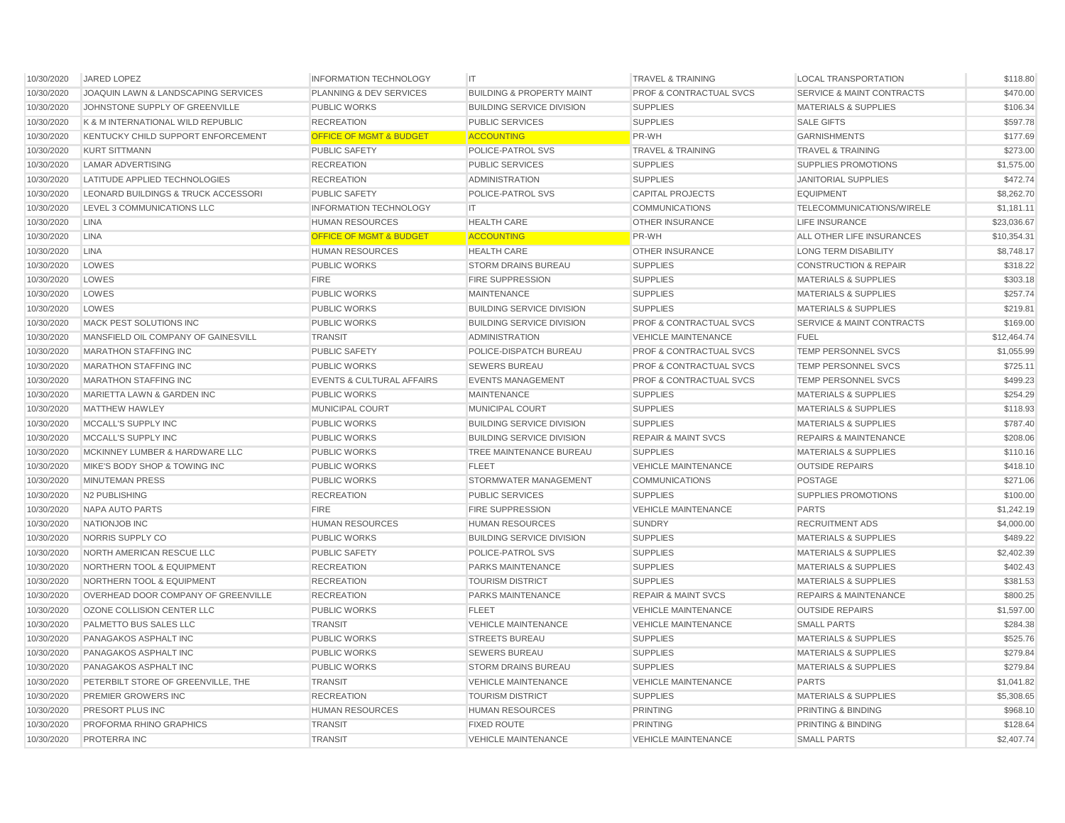| | | | | | | | |
|---|---|---|---|---|---|---|---|
| 10/30/2020 | JARED LOPEZ | INFORMATION TECHNOLOGY | IT | TRAVEL & TRAINING | LOCAL TRANSPORTATION | $118.80 |
| 10/30/2020 | JOAQUIN LAWN & LANDSCAPING SERVICES | PLANNING & DEV SERVICES | BUILDING & PROPERTY MAINT | PROF & CONTRACTUAL SVCS | SERVICE & MAINT CONTRACTS | $470.00 |
| 10/30/2020 | JOHNSTONE SUPPLY OF GREENVILLE | PUBLIC WORKS | BUILDING SERVICE DIVISION | SUPPLIES | MATERIALS & SUPPLIES | $106.34 |
| 10/30/2020 | K & M INTERNATIONAL WILD REPUBLIC | RECREATION | PUBLIC SERVICES | SUPPLIES | SALE GIFTS | $597.78 |
| 10/30/2020 | KENTUCKY CHILD SUPPORT ENFORCEMENT | OFFICE OF MGMT & BUDGET | ACCOUNTING | PR-WH | GARNISHMENTS | $177.69 |
| 10/30/2020 | KURT SITTMANN | PUBLIC SAFETY | POLICE-PATROL SVS | TRAVEL & TRAINING | TRAVEL & TRAINING | $273.00 |
| 10/30/2020 | LAMAR ADVERTISING | RECREATION | PUBLIC SERVICES | SUPPLIES | SUPPLIES PROMOTIONS | $1,575.00 |
| 10/30/2020 | LATITUDE APPLIED TECHNOLOGIES | RECREATION | ADMINISTRATION | SUPPLIES | JANITORIAL SUPPLIES | $472.74 |
| 10/30/2020 | LEONARD BUILDINGS & TRUCK ACCESSORI | PUBLIC SAFETY | POLICE-PATROL SVS | CAPITAL PROJECTS | EQUIPMENT | $8,262.70 |
| 10/30/2020 | LEVEL 3 COMMUNICATIONS LLC | INFORMATION TECHNOLOGY | IT | COMMUNICATIONS | TELECOMMUNICATIONS/WIRELE | $1,181.11 |
| 10/30/2020 | LINA | HUMAN RESOURCES | HEALTH CARE | OTHER INSURANCE | LIFE INSURANCE | $23,036.67 |
| 10/30/2020 | LINA | OFFICE OF MGMT & BUDGET | ACCOUNTING | PR-WH | ALL OTHER LIFE INSURANCES | $10,354.31 |
| 10/30/2020 | LINA | HUMAN RESOURCES | HEALTH CARE | OTHER INSURANCE | LONG TERM DISABILITY | $8,748.17 |
| 10/30/2020 | LOWES | PUBLIC WORKS | STORM DRAINS BUREAU | SUPPLIES | CONSTRUCTION & REPAIR | $318.22 |
| 10/30/2020 | LOWES | FIRE | FIRE SUPPRESSION | SUPPLIES | MATERIALS & SUPPLIES | $303.18 |
| 10/30/2020 | LOWES | PUBLIC WORKS | MAINTENANCE | SUPPLIES | MATERIALS & SUPPLIES | $257.74 |
| 10/30/2020 | LOWES | PUBLIC WORKS | BUILDING SERVICE DIVISION | SUPPLIES | MATERIALS & SUPPLIES | $219.81 |
| 10/30/2020 | MACK PEST SOLUTIONS INC | PUBLIC WORKS | BUILDING SERVICE DIVISION | PROF & CONTRACTUAL SVCS | SERVICE & MAINT CONTRACTS | $169.00 |
| 10/30/2020 | MANSFIELD OIL COMPANY OF GAINESVILL | TRANSIT | ADMINISTRATION | VEHICLE MAINTENANCE | FUEL | $12,464.74 |
| 10/30/2020 | MARATHON STAFFING INC | PUBLIC SAFETY | POLICE-DISPATCH BUREAU | PROF & CONTRACTUAL SVCS | TEMP PERSONNEL SVCS | $1,055.99 |
| 10/30/2020 | MARATHON STAFFING INC | PUBLIC WORKS | SEWERS BUREAU | PROF & CONTRACTUAL SVCS | TEMP PERSONNEL SVCS | $725.11 |
| 10/30/2020 | MARATHON STAFFING INC | EVENTS & CULTURAL AFFAIRS | EVENTS MANAGEMENT | PROF & CONTRACTUAL SVCS | TEMP PERSONNEL SVCS | $499.23 |
| 10/30/2020 | MARIETTA LAWN & GARDEN INC | PUBLIC WORKS | MAINTENANCE | SUPPLIES | MATERIALS & SUPPLIES | $254.29 |
| 10/30/2020 | MATTHEW HAWLEY | MUNICIPAL COURT | MUNICIPAL COURT | SUPPLIES | MATERIALS & SUPPLIES | $118.93 |
| 10/30/2020 | MCCALL'S SUPPLY INC | PUBLIC WORKS | BUILDING SERVICE DIVISION | SUPPLIES | MATERIALS & SUPPLIES | $787.40 |
| 10/30/2020 | MCCALL'S SUPPLY INC | PUBLIC WORKS | BUILDING SERVICE DIVISION | REPAIR & MAINT SVCS | REPAIRS & MAINTENANCE | $208.06 |
| 10/30/2020 | MCKINNEY LUMBER & HARDWARE LLC | PUBLIC WORKS | TREE MAINTENANCE BUREAU | SUPPLIES | MATERIALS & SUPPLIES | $110.16 |
| 10/30/2020 | MIKE'S BODY SHOP & TOWING INC | PUBLIC WORKS | FLEET | VEHICLE MAINTENANCE | OUTSIDE REPAIRS | $418.10 |
| 10/30/2020 | MINUTEMAN PRESS | PUBLIC WORKS | STORMWATER MANAGEMENT | COMMUNICATIONS | POSTAGE | $271.06 |
| 10/30/2020 | N2 PUBLISHING | RECREATION | PUBLIC SERVICES | SUPPLIES | SUPPLIES PROMOTIONS | $100.00 |
| 10/30/2020 | NAPA AUTO PARTS | FIRE | FIRE SUPPRESSION | VEHICLE MAINTENANCE | PARTS | $1,242.19 |
| 10/30/2020 | NATIONJOB INC | HUMAN RESOURCES | HUMAN RESOURCES | SUNDRY | RECRUITMENT ADS | $4,000.00 |
| 10/30/2020 | NORRIS SUPPLY CO | PUBLIC WORKS | BUILDING SERVICE DIVISION | SUPPLIES | MATERIALS & SUPPLIES | $489.22 |
| 10/30/2020 | NORTH AMERICAN RESCUE LLC | PUBLIC SAFETY | POLICE-PATROL SVS | SUPPLIES | MATERIALS & SUPPLIES | $2,402.39 |
| 10/30/2020 | NORTHERN TOOL & EQUIPMENT | RECREATION | PARKS MAINTENANCE | SUPPLIES | MATERIALS & SUPPLIES | $402.43 |
| 10/30/2020 | NORTHERN TOOL & EQUIPMENT | RECREATION | TOURISM DISTRICT | SUPPLIES | MATERIALS & SUPPLIES | $381.53 |
| 10/30/2020 | OVERHEAD DOOR COMPANY OF GREENVILLE | RECREATION | PARKS MAINTENANCE | REPAIR & MAINT SVCS | REPAIRS & MAINTENANCE | $800.25 |
| 10/30/2020 | OZONE COLLISION CENTER LLC | PUBLIC WORKS | FLEET | VEHICLE MAINTENANCE | OUTSIDE REPAIRS | $1,597.00 |
| 10/30/2020 | PALMETTO BUS SALES LLC | TRANSIT | VEHICLE MAINTENANCE | VEHICLE MAINTENANCE | SMALL PARTS | $284.38 |
| 10/30/2020 | PANAGAKOS ASPHALT INC | PUBLIC WORKS | STREETS BUREAU | SUPPLIES | MATERIALS & SUPPLIES | $525.76 |
| 10/30/2020 | PANAGAKOS ASPHALT INC | PUBLIC WORKS | SEWERS BUREAU | SUPPLIES | MATERIALS & SUPPLIES | $279.84 |
| 10/30/2020 | PANAGAKOS ASPHALT INC | PUBLIC WORKS | STORM DRAINS BUREAU | SUPPLIES | MATERIALS & SUPPLIES | $279.84 |
| 10/30/2020 | PETERBILT STORE OF GREENVILLE, THE | TRANSIT | VEHICLE MAINTENANCE | VEHICLE MAINTENANCE | PARTS | $1,041.82 |
| 10/30/2020 | PREMIER GROWERS INC | RECREATION | TOURISM DISTRICT | SUPPLIES | MATERIALS & SUPPLIES | $5,308.65 |
| 10/30/2020 | PRESORT PLUS INC | HUMAN RESOURCES | HUMAN RESOURCES | PRINTING | PRINTING & BINDING | $968.10 |
| 10/30/2020 | PROFORMA RHINO GRAPHICS | TRANSIT | FIXED ROUTE | PRINTING | PRINTING & BINDING | $128.64 |
| 10/30/2020 | PROTERRA INC | TRANSIT | VEHICLE MAINTENANCE | VEHICLE MAINTENANCE | SMALL PARTS | $2,407.74 |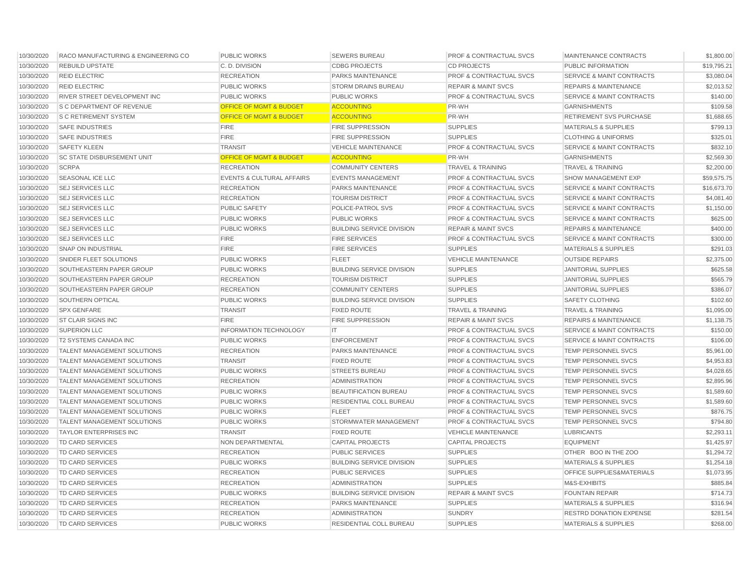| | | | | | | |
|---|---|---|---|---|---|---|
| 10/30/2020 | RACO MANUFACTURING & ENGINEERING CO | PUBLIC WORKS | SEWERS BUREAU | PROF & CONTRACTUAL SVCS | MAINTENANCE CONTRACTS | $1,800.00 |
| 10/30/2020 | REBUILD UPSTATE | C. D. DIVISION | CDBG PROJECTS | CD PROJECTS | PUBLIC INFORMATION | $19,795.21 |
| 10/30/2020 | REID ELECTRIC | RECREATION | PARKS MAINTENANCE | PROF & CONTRACTUAL SVCS | SERVICE & MAINT CONTRACTS | $3,080.04 |
| 10/30/2020 | REID ELECTRIC | PUBLIC WORKS | STORM DRAINS BUREAU | REPAIR & MAINT SVCS | REPAIRS & MAINTENANCE | $2,013.52 |
| 10/30/2020 | RIVER STREET DEVELOPMENT INC | PUBLIC WORKS | PUBLIC WORKS | PROF & CONTRACTUAL SVCS | SERVICE & MAINT CONTRACTS | $140.00 |
| 10/30/2020 | S C DEPARTMENT OF REVENUE | OFFICE OF MGMT & BUDGET | ACCOUNTING | PR-WH | GARNISHMENTS | $109.58 |
| 10/30/2020 | S C RETIREMENT SYSTEM | OFFICE OF MGMT & BUDGET | ACCOUNTING | PR-WH | RETIREMENT SVS PURCHASE | $1,688.65 |
| 10/30/2020 | SAFE INDUSTRIES | FIRE | FIRE SUPPRESSION | SUPPLIES | MATERIALS & SUPPLIES | $799.13 |
| 10/30/2020 | SAFE INDUSTRIES | FIRE | FIRE SUPPRESSION | SUPPLIES | CLOTHING & UNIFORMS | $325.01 |
| 10/30/2020 | SAFETY KLEEN | TRANSIT | VEHICLE MAINTENANCE | PROF & CONTRACTUAL SVCS | SERVICE & MAINT CONTRACTS | $832.10 |
| 10/30/2020 | SC STATE DISBURSEMENT UNIT | OFFICE OF MGMT & BUDGET | ACCOUNTING | PR-WH | GARNISHMENTS | $2,569.30 |
| 10/30/2020 | SCRPA | RECREATION | COMMUNITY CENTERS | TRAVEL & TRAINING | TRAVEL & TRAINING | $2,200.00 |
| 10/30/2020 | SEASONAL ICE LLC | EVENTS & CULTURAL AFFAIRS | EVENTS MANAGEMENT | PROF & CONTRACTUAL SVCS | SHOW MANAGEMENT EXP | $59,575.75 |
| 10/30/2020 | SEJ SERVICES LLC | RECREATION | PARKS MAINTENANCE | PROF & CONTRACTUAL SVCS | SERVICE & MAINT CONTRACTS | $16,673.70 |
| 10/30/2020 | SEJ SERVICES LLC | RECREATION | TOURISM DISTRICT | PROF & CONTRACTUAL SVCS | SERVICE & MAINT CONTRACTS | $4,081.40 |
| 10/30/2020 | SEJ SERVICES LLC | PUBLIC SAFETY | POLICE-PATROL SVS | PROF & CONTRACTUAL SVCS | SERVICE & MAINT CONTRACTS | $1,150.00 |
| 10/30/2020 | SEJ SERVICES LLC | PUBLIC WORKS | PUBLIC WORKS | PROF & CONTRACTUAL SVCS | SERVICE & MAINT CONTRACTS | $625.00 |
| 10/30/2020 | SEJ SERVICES LLC | PUBLIC WORKS | BUILDING SERVICE DIVISION | REPAIR & MAINT SVCS | REPAIRS & MAINTENANCE | $400.00 |
| 10/30/2020 | SEJ SERVICES LLC | FIRE | FIRE SERVICES | PROF & CONTRACTUAL SVCS | SERVICE & MAINT CONTRACTS | $300.00 |
| 10/30/2020 | SNAP ON INDUSTRIAL | FIRE | FIRE SERVICES | SUPPLIES | MATERIALS & SUPPLIES | $291.03 |
| 10/30/2020 | SNIDER FLEET SOLUTIONS | PUBLIC WORKS | FLEET | VEHICLE MAINTENANCE | OUTSIDE REPAIRS | $2,375.00 |
| 10/30/2020 | SOUTHEASTERN PAPER GROUP | PUBLIC WORKS | BUILDING SERVICE DIVISION | SUPPLIES | JANITORIAL SUPPLIES | $625.58 |
| 10/30/2020 | SOUTHEASTERN PAPER GROUP | RECREATION | TOURISM DISTRICT | SUPPLIES | JANITORIAL SUPPLIES | $565.79 |
| 10/30/2020 | SOUTHEASTERN PAPER GROUP | RECREATION | COMMUNITY CENTERS | SUPPLIES | JANITORIAL SUPPLIES | $386.07 |
| 10/30/2020 | SOUTHERN OPTICAL | PUBLIC WORKS | BUILDING SERVICE DIVISION | SUPPLIES | SAFETY CLOTHING | $102.60 |
| 10/30/2020 | SPX GENFARE | TRANSIT | FIXED ROUTE | TRAVEL & TRAINING | TRAVEL & TRAINING | $1,095.00 |
| 10/30/2020 | ST CLAIR SIGNS INC | FIRE | FIRE SUPPRESSION | REPAIR & MAINT SVCS | REPAIRS & MAINTENANCE | $1,138.75 |
| 10/30/2020 | SUPERION LLC | INFORMATION TECHNOLOGY | IT | PROF & CONTRACTUAL SVCS | SERVICE & MAINT CONTRACTS | $150.00 |
| 10/30/2020 | T2 SYSTEMS CANADA INC | PUBLIC WORKS | ENFORCEMENT | PROF & CONTRACTUAL SVCS | SERVICE & MAINT CONTRACTS | $106.00 |
| 10/30/2020 | TALENT MANAGEMENT SOLUTIONS | RECREATION | PARKS MAINTENANCE | PROF & CONTRACTUAL SVCS | TEMP PERSONNEL SVCS | $5,961.00 |
| 10/30/2020 | TALENT MANAGEMENT SOLUTIONS | TRANSIT | FIXED ROUTE | PROF & CONTRACTUAL SVCS | TEMP PERSONNEL SVCS | $4,953.83 |
| 10/30/2020 | TALENT MANAGEMENT SOLUTIONS | PUBLIC WORKS | STREETS BUREAU | PROF & CONTRACTUAL SVCS | TEMP PERSONNEL SVCS | $4,028.65 |
| 10/30/2020 | TALENT MANAGEMENT SOLUTIONS | RECREATION | ADMINISTRATION | PROF & CONTRACTUAL SVCS | TEMP PERSONNEL SVCS | $2,895.96 |
| 10/30/2020 | TALENT MANAGEMENT SOLUTIONS | PUBLIC WORKS | BEAUTIFICATION BUREAU | PROF & CONTRACTUAL SVCS | TEMP PERSONNEL SVCS | $1,589.60 |
| 10/30/2020 | TALENT MANAGEMENT SOLUTIONS | PUBLIC WORKS | RESIDENTIAL COLL BUREAU | PROF & CONTRACTUAL SVCS | TEMP PERSONNEL SVCS | $1,589.60 |
| 10/30/2020 | TALENT MANAGEMENT SOLUTIONS | PUBLIC WORKS | FLEET | PROF & CONTRACTUAL SVCS | TEMP PERSONNEL SVCS | $876.75 |
| 10/30/2020 | TALENT MANAGEMENT SOLUTIONS | PUBLIC WORKS | STORMWATER MANAGEMENT | PROF & CONTRACTUAL SVCS | TEMP PERSONNEL SVCS | $794.80 |
| 10/30/2020 | TAYLOR ENTERPRISES INC | TRANSIT | FIXED ROUTE | VEHICLE MAINTENANCE | LUBRICANTS | $2,293.11 |
| 10/30/2020 | TD CARD SERVICES | NON DEPARTMENTAL | CAPITAL PROJECTS | CAPITAL PROJECTS | EQUIPMENT | $1,425.97 |
| 10/30/2020 | TD CARD SERVICES | RECREATION | PUBLIC SERVICES | SUPPLIES | OTHER BOO IN THE ZOO | $1,294.72 |
| 10/30/2020 | TD CARD SERVICES | PUBLIC WORKS | BUILDING SERVICE DIVISION | SUPPLIES | MATERIALS & SUPPLIES | $1,254.18 |
| 10/30/2020 | TD CARD SERVICES | RECREATION | PUBLIC SERVICES | SUPPLIES | OFFICE SUPPLIES&MATERIALS | $1,073.95 |
| 10/30/2020 | TD CARD SERVICES | RECREATION | ADMINISTRATION | SUPPLIES | M&S-EXHIBITS | $885.84 |
| 10/30/2020 | TD CARD SERVICES | PUBLIC WORKS | BUILDING SERVICE DIVISION | REPAIR & MAINT SVCS | FOUNTAIN REPAIR | $714.73 |
| 10/30/2020 | TD CARD SERVICES | RECREATION | PARKS MAINTENANCE | SUPPLIES | MATERIALS & SUPPLIES | $316.94 |
| 10/30/2020 | TD CARD SERVICES | RECREATION | ADMINISTRATION | SUNDRY | RESTRD DONATION EXPENSE | $281.54 |
| 10/30/2020 | TD CARD SERVICES | PUBLIC WORKS | RESIDENTIAL COLL BUREAU | SUPPLIES | MATERIALS & SUPPLIES | $268.00 |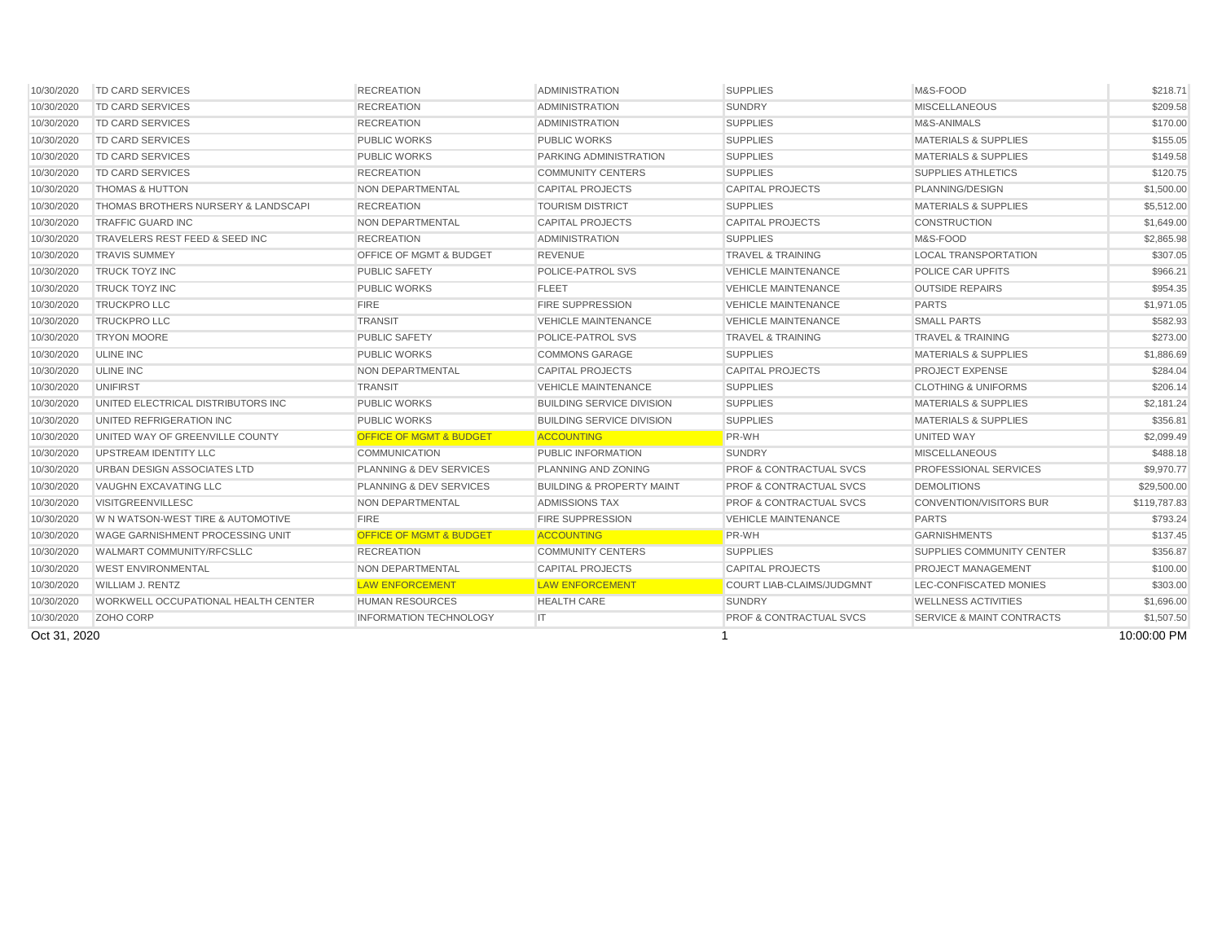| | | | | | | |
|---|---|---|---|---|---|---|
| 10/30/2020 | TD CARD SERVICES | RECREATION | ADMINISTRATION | SUPPLIES | M&S-FOOD | $218.71 |
| 10/30/2020 | TD CARD SERVICES | RECREATION | ADMINISTRATION | SUNDRY | MISCELLANEOUS | $209.58 |
| 10/30/2020 | TD CARD SERVICES | RECREATION | ADMINISTRATION | SUPPLIES | M&S-ANIMALS | $170.00 |
| 10/30/2020 | TD CARD SERVICES | PUBLIC WORKS | PUBLIC WORKS | SUPPLIES | MATERIALS & SUPPLIES | $155.05 |
| 10/30/2020 | TD CARD SERVICES | PUBLIC WORKS | PARKING ADMINISTRATION | SUPPLIES | MATERIALS & SUPPLIES | $149.58 |
| 10/30/2020 | TD CARD SERVICES | RECREATION | COMMUNITY CENTERS | SUPPLIES | SUPPLIES ATHLETICS | $120.75 |
| 10/30/2020 | THOMAS & HUTTON | NON DEPARTMENTAL | CAPITAL PROJECTS | CAPITAL PROJECTS | PLANNING/DESIGN | $1,500.00 |
| 10/30/2020 | THOMAS BROTHERS NURSERY & LANDSCAPI | RECREATION | TOURISM DISTRICT | SUPPLIES | MATERIALS & SUPPLIES | $5,512.00 |
| 10/30/2020 | TRAFFIC GUARD INC | NON DEPARTMENTAL | CAPITAL PROJECTS | CAPITAL PROJECTS | CONSTRUCTION | $1,649.00 |
| 10/30/2020 | TRAVELERS REST FEED & SEED INC | RECREATION | ADMINISTRATION | SUPPLIES | M&S-FOOD | $2,865.98 |
| 10/30/2020 | TRAVIS SUMMEY | OFFICE OF MGMT & BUDGET | REVENUE | TRAVEL & TRAINING | LOCAL TRANSPORTATION | $307.05 |
| 10/30/2020 | TRUCK TOYZ INC | PUBLIC SAFETY | POLICE-PATROL SVS | VEHICLE MAINTENANCE | POLICE CAR UPFITS | $966.21 |
| 10/30/2020 | TRUCK TOYZ INC | PUBLIC WORKS | FLEET | VEHICLE MAINTENANCE | OUTSIDE REPAIRS | $954.35 |
| 10/30/2020 | TRUCKPRO LLC | FIRE | FIRE SUPPRESSION | VEHICLE MAINTENANCE | PARTS | $1,971.05 |
| 10/30/2020 | TRUCKPRO LLC | TRANSIT | VEHICLE MAINTENANCE | VEHICLE MAINTENANCE | SMALL PARTS | $582.93 |
| 10/30/2020 | TRYON MOORE | PUBLIC SAFETY | POLICE-PATROL SVS | TRAVEL & TRAINING | TRAVEL & TRAINING | $273.00 |
| 10/30/2020 | ULINE INC | PUBLIC WORKS | COMMONS GARAGE | SUPPLIES | MATERIALS & SUPPLIES | $1,886.69 |
| 10/30/2020 | ULINE INC | NON DEPARTMENTAL | CAPITAL PROJECTS | CAPITAL PROJECTS | PROJECT EXPENSE | $284.04 |
| 10/30/2020 | UNIFIRST | TRANSIT | VEHICLE MAINTENANCE | SUPPLIES | CLOTHING & UNIFORMS | $206.14 |
| 10/30/2020 | UNITED ELECTRICAL DISTRIBUTORS INC | PUBLIC WORKS | BUILDING SERVICE DIVISION | SUPPLIES | MATERIALS & SUPPLIES | $2,181.24 |
| 10/30/2020 | UNITED REFRIGERATION INC | PUBLIC WORKS | BUILDING SERVICE DIVISION | SUPPLIES | MATERIALS & SUPPLIES | $356.81 |
| 10/30/2020 | UNITED WAY OF GREENVILLE COUNTY | OFFICE OF MGMT & BUDGET | ACCOUNTING | PR-WH | UNITED WAY | $2,099.49 |
| 10/30/2020 | UPSTREAM IDENTITY LLC | COMMUNICATION | PUBLIC INFORMATION | SUNDRY | MISCELLANEOUS | $488.18 |
| 10/30/2020 | URBAN DESIGN ASSOCIATES LTD | PLANNING & DEV SERVICES | PLANNING AND ZONING | PROF & CONTRACTUAL SVCS | PROFESSIONAL SERVICES | $9,970.77 |
| 10/30/2020 | VAUGHN EXCAVATING LLC | PLANNING & DEV SERVICES | BUILDING & PROPERTY MAINT | PROF & CONTRACTUAL SVCS | DEMOLITIONS | $29,500.00 |
| 10/30/2020 | VISITGREENVILLESC | NON DEPARTMENTAL | ADMISSIONS TAX | PROF & CONTRACTUAL SVCS | CONVENTION/VISITORS BUR | $119,787.83 |
| 10/30/2020 | W N WATSON-WEST TIRE & AUTOMOTIVE | FIRE | FIRE SUPPRESSION | VEHICLE MAINTENANCE | PARTS | $793.24 |
| 10/30/2020 | WAGE GARNISHMENT PROCESSING UNIT | OFFICE OF MGMT & BUDGET | ACCOUNTING | PR-WH | GARNISHMENTS | $137.45 |
| 10/30/2020 | WALMART COMMUNITY/RFCSLLC | RECREATION | COMMUNITY CENTERS | SUPPLIES | SUPPLIES COMMUNITY CENTER | $356.87 |
| 10/30/2020 | WEST ENVIRONMENTAL | NON DEPARTMENTAL | CAPITAL PROJECTS | CAPITAL PROJECTS | PROJECT MANAGEMENT | $100.00 |
| 10/30/2020 | WILLIAM J. RENTZ | LAW ENFORCEMENT | LAW ENFORCEMENT | COURT LIAB-CLAIMS/JUDGMNT | LEC-CONFISCATED MONIES | $303.00 |
| 10/30/2020 | WORKWELL OCCUPATIONAL HEALTH CENTER | HUMAN RESOURCES | HEALTH CARE | SUNDRY | WELLNESS ACTIVITIES | $1,696.00 |
| 10/30/2020 | ZOHO CORP | INFORMATION TECHNOLOGY | IT | PROF & CONTRACTUAL SVCS | SERVICE & MAINT CONTRACTS | $1,507.50 |